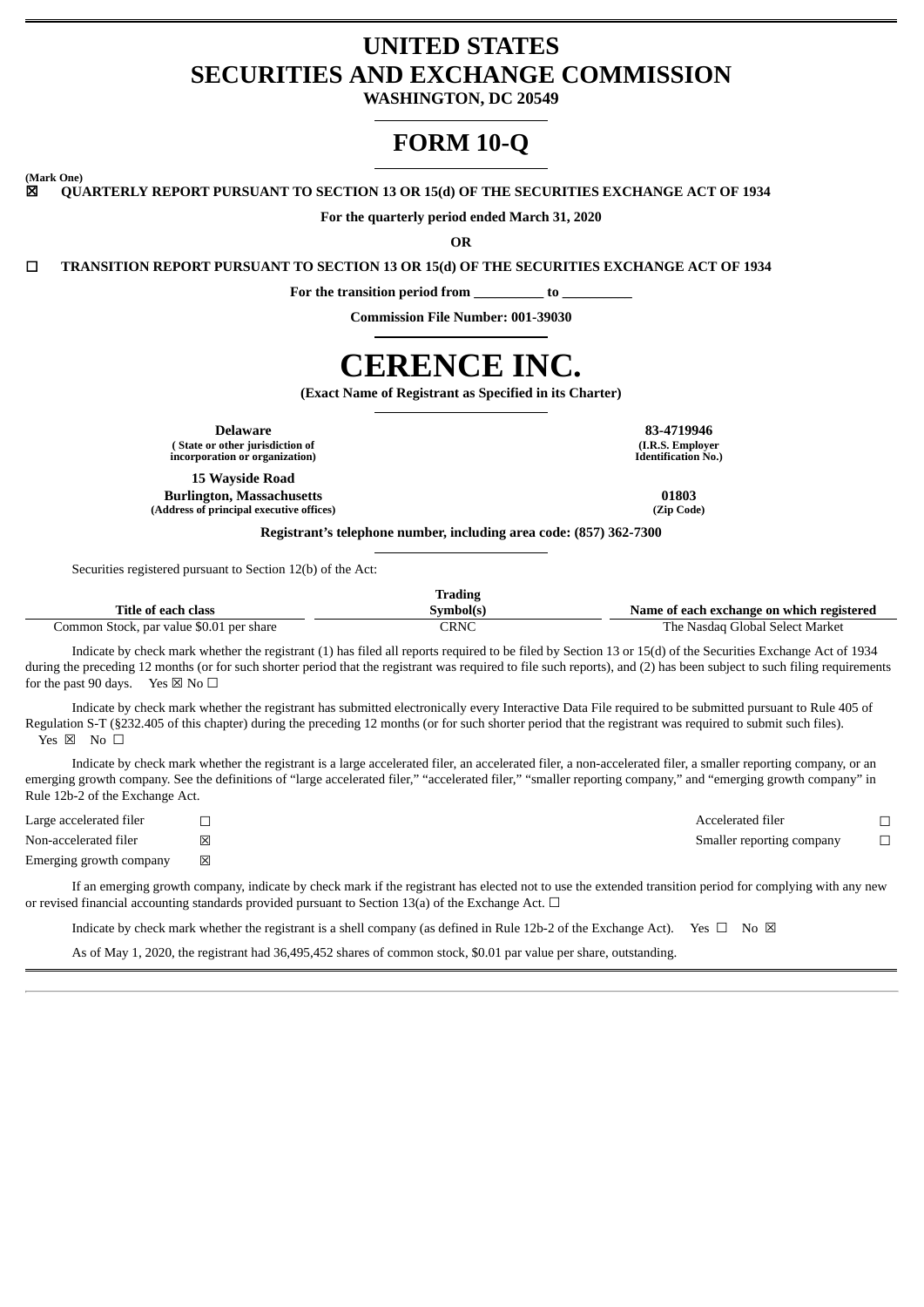# UNITED STATES SECURITIES AND EXCHANGE COMMISSION

**WASHINGTON, DC 20549**

# FORM 10-Q

**(Mark One)**

☒ **QUARTERLY REPORT PURSUANT TO SECTION 13 OR 15(d) OF THE SECURITIES EXCHANGE ACT OF 1934**

**For the quarterly period ended March 31, 2020**

**OR**

☐ **TRANSITION REPORT PURSUANT TO SECTION 13 OR 15(d) OF THE SECURITIES EXCHANGE ACT OF 1934**

**For the transition period from __________ to __________**

**Commission File Number: 001-39030**

# CERENCE INC.

**(Exact Name of Registrant as Specified in its Charter)**

| | |
|---|---|
| **Delaware** | **83-4719946** |
| **( State or other jurisdiction of incorporation or organization)** | **(I.R.S. Employer Identification No.)** |
| **15 Wayside Road Burlington, Massachusetts** | **01803** |
| **(Address of principal executive offices)** | **(Zip Code)** |

**Registrant's telephone number, including area code: (857) 362-7300**

Securities registered pursuant to Section 12(b) of the Act:

| Title of each class | Trading Symbol(s) | Name of each exchange on which registered |
|---|---|---|
| Common Stock, par value $0.01 per share | CRNC | The Nasdaq Global Select Market |

Indicate by check mark whether the registrant (1) has filed all reports required to be filed by Section 13 or 15(d) of the Securities Exchange Act of 1934 during the preceding 12 months (or for such shorter period that the registrant was required to file such reports), and (2) has been subject to such filing requirements for the past 90 days. Yes ☒ No ☐

Indicate by check mark whether the registrant has submitted electronically every Interactive Data File required to be submitted pursuant to Rule 405 of Regulation S-T (§232.405 of this chapter) during the preceding 12 months (or for such shorter period that the registrant was required to submit such files). Yes ☒ No ☐

Indicate by check mark whether the registrant is a large accelerated filer, an accelerated filer, a non-accelerated filer, a smaller reporting company, or an emerging growth company. See the definitions of "large accelerated filer," "accelerated filer," "smaller reporting company," and "emerging growth company" in Rule 12b-2 of the Exchange Act.

| | | | |
|---|---|---|---|
| Large accelerated filer | ☐ | Accelerated filer | ☐ |
| Non-accelerated filer | ☒ | Smaller reporting company | ☐ |
| Emerging growth company | ☒ | | |

If an emerging growth company, indicate by check mark if the registrant has elected not to use the extended transition period for complying with any new or revised financial accounting standards provided pursuant to Section 13(a) of the Exchange Act. ☐

Indicate by check mark whether the registrant is a shell company (as defined in Rule 12b-2 of the Exchange Act). Yes ☐ No ☒

As of May 1, 2020, the registrant had 36,495,452 shares of common stock, $0.01 par value per share, outstanding.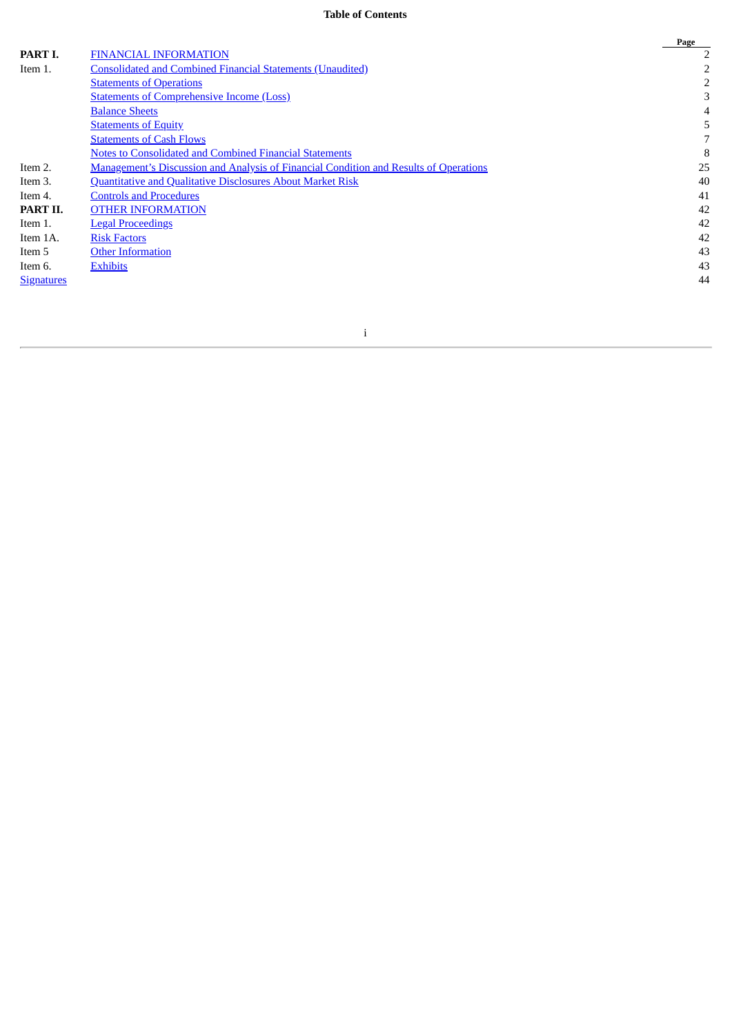**Table of Contents**

| | | Page |
|---|---|---|
| **PART I.** | FINANCIAL INFORMATION | 2 |
| Item 1. | Consolidated and Combined Financial Statements (Unaudited) | 2 |
| | Statements of Operations | 2 |
| | Statements of Comprehensive Income (Loss) | 3 |
| | Balance Sheets | 4 |
| | Statements of Equity | 5 |
| | Statements of Cash Flows | 7 |
| | Notes to Consolidated and Combined Financial Statements | 8 |
| Item 2. | Management's Discussion and Analysis of Financial Condition and Results of Operations | 25 |
| Item 3. | Quantitative and Qualitative Disclosures About Market Risk | 40 |
| Item 4. | Controls and Procedures | 41 |
| **PART II.** | OTHER INFORMATION | 42 |
| Item 1. | Legal Proceedings | 42 |
| Item 1A. | Risk Factors | 42 |
| Item 5 | Other Information | 43 |
| Item 6. | Exhibits | 43 |
| Signatures | | 44 |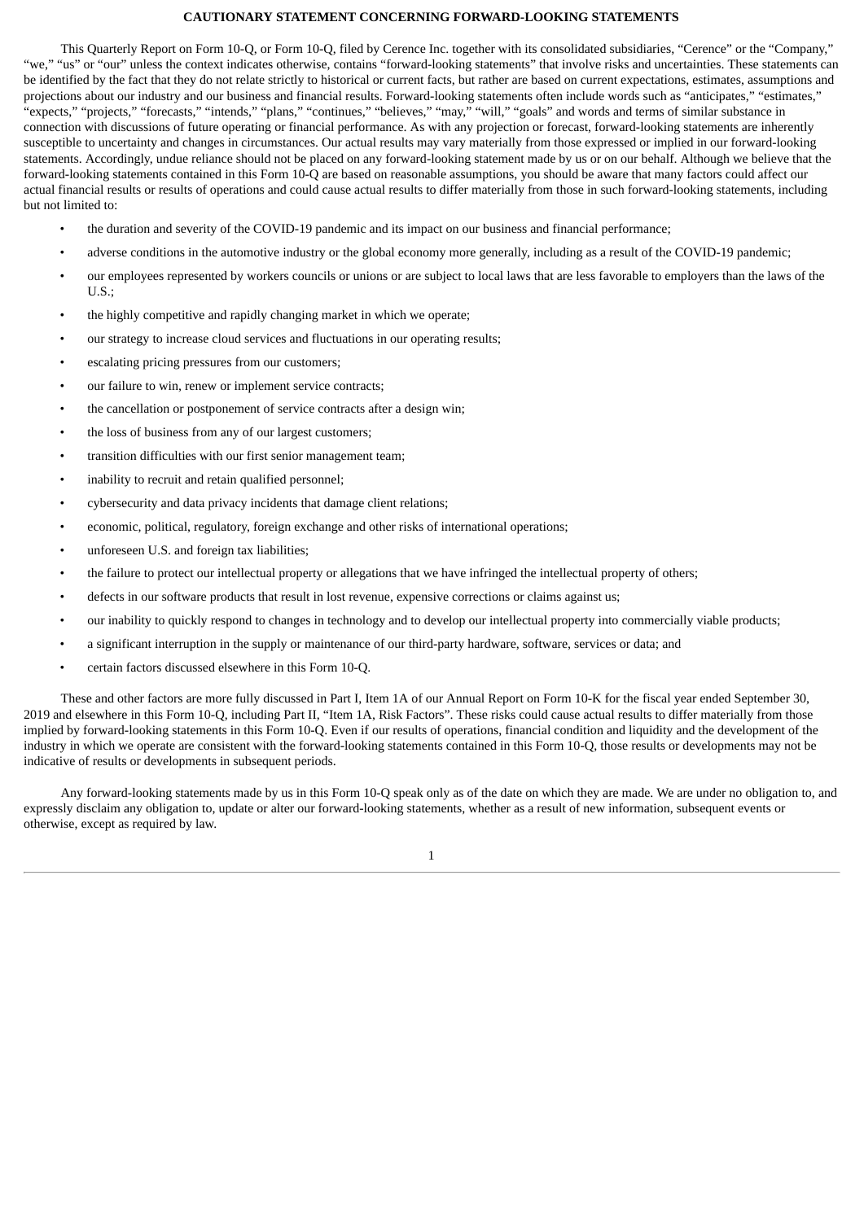**CAUTIONARY STATEMENT CONCERNING FORWARD-LOOKING STATEMENTS**

This Quarterly Report on Form 10-Q, or Form 10-Q, filed by Cerence Inc. together with its consolidated subsidiaries, "Cerence" or the "Company," "we," "us" or "our" unless the context indicates otherwise, contains "forward-looking statements" that involve risks and uncertainties. These statements can be identified by the fact that they do not relate strictly to historical or current facts, but rather are based on current expectations, estimates, assumptions and projections about our industry and our business and financial results. Forward-looking statements often include words such as "anticipates," "estimates," "expects," "projects," "forecasts," "intends," "plans," "continues," "believes," "may," "will," "goals" and words and terms of similar substance in connection with discussions of future operating or financial performance. As with any projection or forecast, forward-looking statements are inherently susceptible to uncertainty and changes in circumstances. Our actual results may vary materially from those expressed or implied in our forward-looking statements. Accordingly, undue reliance should not be placed on any forward-looking statement made by us or on our behalf. Although we believe that the forward-looking statements contained in this Form 10-Q are based on reasonable assumptions, you should be aware that many factors could affect our actual financial results or results of operations and could cause actual results to differ materially from those in such forward-looking statements, including but not limited to:

- the duration and severity of the COVID-19 pandemic and its impact on our business and financial performance;
- adverse conditions in the automotive industry or the global economy more generally, including as a result of the COVID-19 pandemic;
- our employees represented by workers councils or unions or are subject to local laws that are less favorable to employers than the laws of the U.S.;
- the highly competitive and rapidly changing market in which we operate;
- our strategy to increase cloud services and fluctuations in our operating results;
- escalating pricing pressures from our customers;
- our failure to win, renew or implement service contracts;
- the cancellation or postponement of service contracts after a design win;
- the loss of business from any of our largest customers;
- transition difficulties with our first senior management team;
- inability to recruit and retain qualified personnel;
- cybersecurity and data privacy incidents that damage client relations;
- economic, political, regulatory, foreign exchange and other risks of international operations;
- unforeseen U.S. and foreign tax liabilities;
- the failure to protect our intellectual property or allegations that we have infringed the intellectual property of others;
- defects in our software products that result in lost revenue, expensive corrections or claims against us;
- our inability to quickly respond to changes in technology and to develop our intellectual property into commercially viable products;
- a significant interruption in the supply or maintenance of our third-party hardware, software, services or data; and
- certain factors discussed elsewhere in this Form 10-Q.

These and other factors are more fully discussed in Part I, Item 1A of our Annual Report on Form 10-K for the fiscal year ended September 30, 2019 and elsewhere in this Form 10-Q, including Part II, "Item 1A, Risk Factors". These risks could cause actual results to differ materially from those implied by forward-looking statements in this Form 10-Q. Even if our results of operations, financial condition and liquidity and the development of the industry in which we operate are consistent with the forward-looking statements contained in this Form 10-Q, those results or developments may not be indicative of results or developments in subsequent periods.

Any forward-looking statements made by us in this Form 10-Q speak only as of the date on which they are made. We are under no obligation to, and expressly disclaim any obligation to, update or alter our forward-looking statements, whether as a result of new information, subsequent events or otherwise, except as required by law.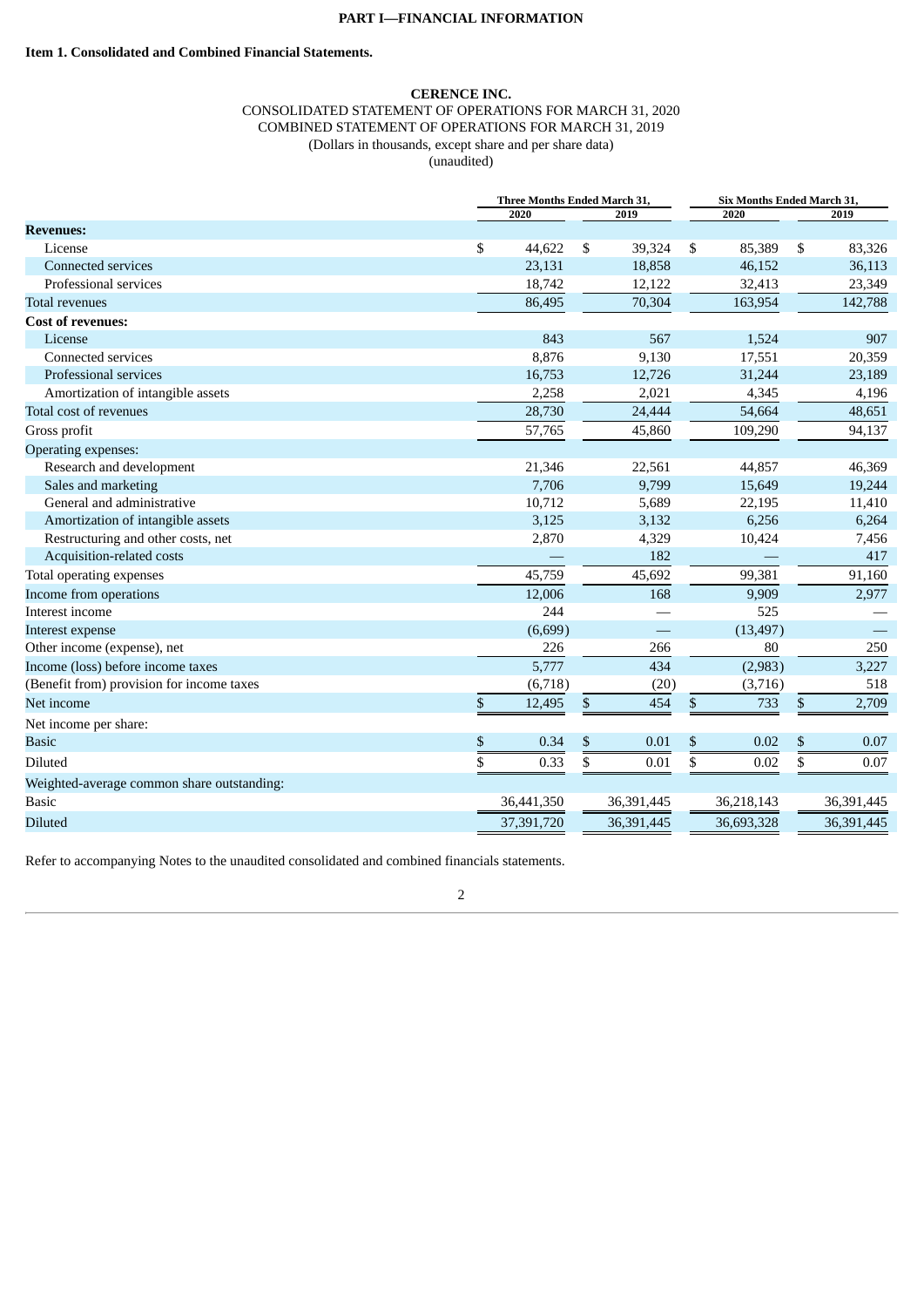# PART I—FINANCIAL INFORMATION

## Item 1. Consolidated and Combined Financial Statements.

**CERENCE INC.**

CONSOLIDATED STATEMENT OF OPERATIONS FOR MARCH 31, 2020

COMBINED STATEMENT OF OPERATIONS FOR MARCH 31, 2019

(Dollars in thousands, except share and per share data)

(unaudited)

| | Three Months Ended March 31, | | Six Months Ended March 31, | |
|---|---|---|---|---|
| | 2020 | 2019 | 2020 | 2019 |
| **Revenues:** | | | | |
| License | $ 44,622 | $ 39,324 | $ 85,389 | $ 83,326 |
| Connected services | 23,131 | 18,858 | 46,152 | 36,113 |
| Professional services | 18,742 | 12,122 | 32,413 | 23,349 |
| Total revenues | 86,495 | 70,304 | 163,954 | 142,788 |
| **Cost of revenues:** | | | | |
| License | 843 | 567 | 1,524 | 907 |
| Connected services | 8,876 | 9,130 | 17,551 | 20,359 |
| Professional services | 16,753 | 12,726 | 31,244 | 23,189 |
| Amortization of intangible assets | 2,258 | 2,021 | 4,345 | 4,196 |
| Total cost of revenues | 28,730 | 24,444 | 54,664 | 48,651 |
| Gross profit | 57,765 | 45,860 | 109,290 | 94,137 |
| Operating expenses: | | | | |
| Research and development | 21,346 | 22,561 | 44,857 | 46,369 |
| Sales and marketing | 7,706 | 9,799 | 15,649 | 19,244 |
| General and administrative | 10,712 | 5,689 | 22,195 | 11,410 |
| Amortization of intangible assets | 3,125 | 3,132 | 6,256 | 6,264 |
| Restructuring and other costs, net | 2,870 | 4,329 | 10,424 | 7,456 |
| Acquisition-related costs | — | 182 | — | 417 |
| Total operating expenses | 45,759 | 45,692 | 99,381 | 91,160 |
| Income from operations | 12,006 | 168 | 9,909 | 2,977 |
| Interest income | 244 | — | 525 | — |
| Interest expense | (6,699) | — | (13,497) | — |
| Other income (expense), net | 226 | 266 | 80 | 250 |
| Income (loss) before income taxes | 5,777 | 434 | (2,983) | 3,227 |
| (Benefit from) provision for income taxes | (6,718) | (20) | (3,716) | 518 |
| Net income | $ 12,495 | $ 454 | $ 733 | $ 2,709 |
| Net income per share: | | | | |
| Basic | $ 0.34 | $ 0.01 | $ 0.02 | $ 0.07 |
| Diluted | $ 0.33 | $ 0.01 | $ 0.02 | $ 0.07 |
| Weighted-average common share outstanding: | | | | |
| Basic | 36,441,350 | 36,391,445 | 36,218,143 | 36,391,445 |
| Diluted | 37,391,720 | 36,391,445 | 36,693,328 | 36,391,445 |

Refer to accompanying Notes to the unaudited consolidated and combined financials statements.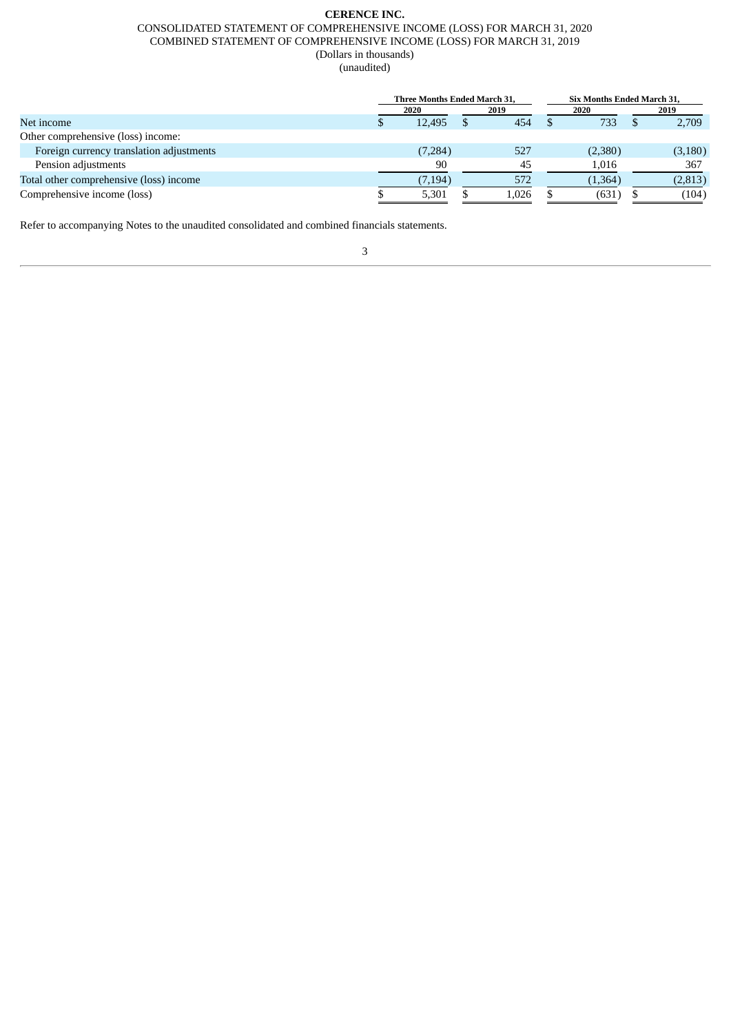**CERENCE INC.**

CONSOLIDATED STATEMENT OF COMPREHENSIVE INCOME (LOSS) FOR MARCH 31, 2020

COMBINED STATEMENT OF COMPREHENSIVE INCOME (LOSS) FOR MARCH 31, 2019

(Dollars in thousands)

(unaudited)

| | Three Months Ended March 31, | | Six Months Ended March 31, | |
|---|---|---|---|---|
| | **2020** | **2019** | **2020** | **2019** |
| Net income | $ 12,495 | $ 454 | $ 733 | $ 2,709 |
| Other comprehensive (loss) income: | | | | |
| Foreign currency translation adjustments | (7,284) | 527 | (2,380) | (3,180) |
| Pension adjustments | 90 | 45 | 1,016 | 367 |
| Total other comprehensive (loss) income | (7,194) | 572 | (1,364) | (2,813) |
| Comprehensive income (loss) | $ 5,301 | $ 1,026 | $ (631) | $ (104) |

Refer to accompanying Notes to the unaudited consolidated and combined financials statements.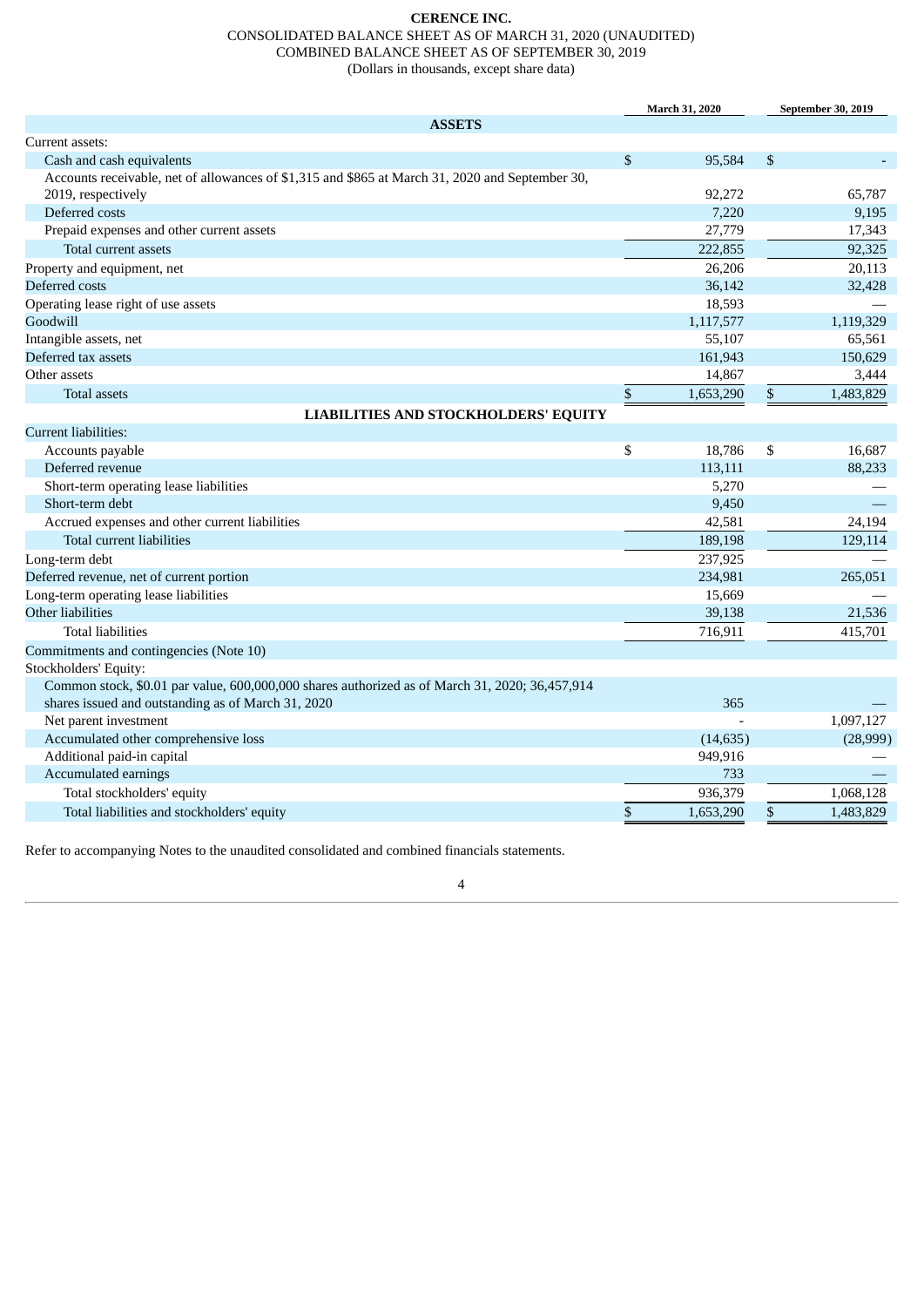**CERENCE INC.**

CONSOLIDATED BALANCE SHEET AS OF MARCH 31, 2020 (UNAUDITED)

COMBINED BALANCE SHEET AS OF SEPTEMBER 30, 2019

(Dollars in thousands, except share data)

| | March 31, 2020 | September 30, 2019 |
|---|---|---|
| **ASSETS** | | |
| Current assets: | | |
| Cash and cash equivalents | $ 95,584 | $ - |
| Accounts receivable, net of allowances of $1,315 and $865 at March 31, 2020 and September 30, 2019, respectively | 92,272 | 65,787 |
| Deferred costs | 7,220 | 9,195 |
| Prepaid expenses and other current assets | 27,779 | 17,343 |
| Total current assets | 222,855 | 92,325 |
| Property and equipment, net | 26,206 | 20,113 |
| Deferred costs | 36,142 | 32,428 |
| Operating lease right of use assets | 18,593 | — |
| Goodwill | 1,117,577 | 1,119,329 |
| Intangible assets, net | 55,107 | 65,561 |
| Deferred tax assets | 161,943 | 150,629 |
| Other assets | 14,867 | 3,444 |
| Total assets | $ 1,653,290 | $ 1,483,829 |
| **LIABILITIES AND STOCKHOLDERS' EQUITY** | | |
| Current liabilities: | | |
| Accounts payable | $ 18,786 | $ 16,687 |
| Deferred revenue | 113,111 | 88,233 |
| Short-term operating lease liabilities | 5,270 | — |
| Short-term debt | 9,450 | — |
| Accrued expenses and other current liabilities | 42,581 | 24,194 |
| Total current liabilities | 189,198 | 129,114 |
| Long-term debt | 237,925 | — |
| Deferred revenue, net of current portion | 234,981 | 265,051 |
| Long-term operating lease liabilities | 15,669 | — |
| Other liabilities | 39,138 | 21,536 |
| Total liabilities | 716,911 | 415,701 |
| Commitments and contingencies (Note 10) | | |
| Stockholders' Equity: | | |
| Common stock, $0.01 par value, 600,000,000 shares authorized as of March 31, 2020; 36,457,914 shares issued and outstanding as of March 31, 2020 | 365 | — |
| Net parent investment | - | 1,097,127 |
| Accumulated other comprehensive loss | (14,635) | (28,999) |
| Additional paid-in capital | 949,916 | — |
| Accumulated earnings | 733 | — |
| Total stockholders' equity | 936,379 | 1,068,128 |
| Total liabilities and stockholders' equity | $ 1,653,290 | $ 1,483,829 |

Refer to accompanying Notes to the unaudited consolidated and combined financials statements.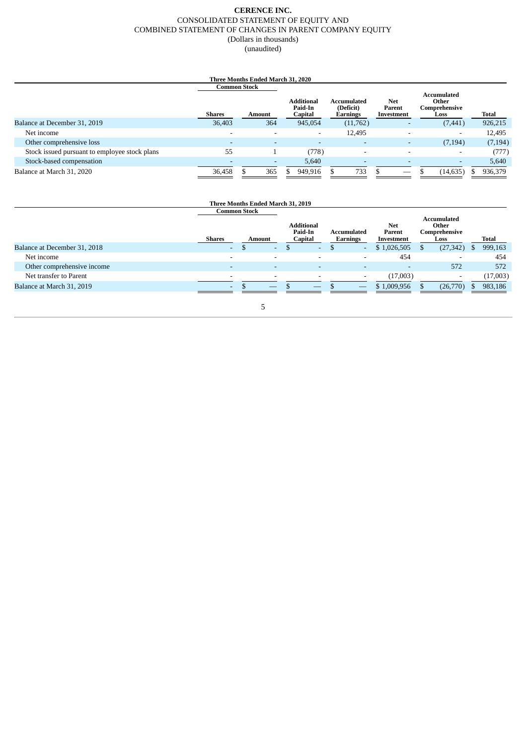**CERENCE INC.**

CONSOLIDATED STATEMENT OF EQUITY AND

COMBINED STATEMENT OF CHANGES IN PARENT COMPANY EQUITY

(Dollars in thousands)

(unaudited)

| Three Months Ended March 31, 2020 | | | | | | | | |
|---|---|---|---|---|---|---|---|---|
| | Common Stock | | | | | | | |
| | Shares | Amount | Additional Paid-In Capital | Accumulated (Deficit) Earnings | Net Parent Investment | Accumulated Other Comprehensive Loss | Total |
| Balance at December 31, 2019 | 36,403 | 364 | 945,054 | (11,762) | - | (7,441) | 926,215 |
| Net income | - | - | - | 12,495 | - | - | 12,495 |
| Other comprehensive loss | - | - | - | - | - | (7,194) | (7,194) |
| Stock issued pursuant to employee stock plans | 55 | 1 | (778) | - | - | - | (777) |
| Stock-based compensation | - | - | 5,640 | - | - | - | 5,640 |
| Balance at March 31, 2020 | 36,458 | $ 365 | $ 949,916 | $ 733 | $ — | $ (14,635) | $ 936,379 |

| Three Months Ended March 31, 2019 | | | | | | | |
|---|---|---|---|---|---|---|---|
| | Common Stock | | | | | | |
| | Shares | Amount | Additional Paid-In Capital | Accumulated Earnings | Net Parent Investment | Accumulated Other Comprehensive Loss | Total |
| Balance at December 31, 2018 | - | $ - | $ - | $ - | $ 1,026,505 | $ (27,342) | $ 999,163 |
| Net income | - | - | - | - | 454 | - | 454 |
| Other comprehensive income | - | - | - | - | - | 572 | 572 |
| Net transfer to Parent | - | - | - | - | (17,003) | - | (17,003) |
| Balance at March 31, 2019 | - | $ — | $ — | $ — | $ 1,009,956 | $ (26,770) | $ 983,186 |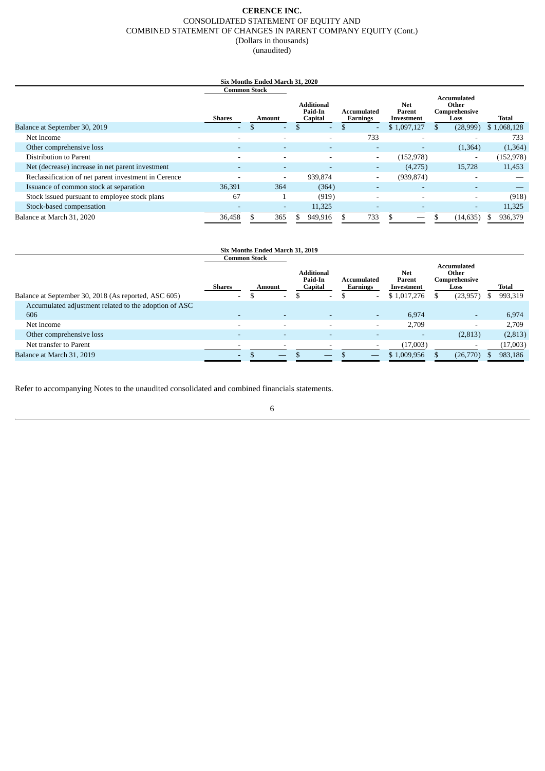**CERENCE INC.**
CONSOLIDATED STATEMENT OF EQUITY AND
COMBINED STATEMENT OF CHANGES IN PARENT COMPANY EQUITY (Cont.)
(Dollars in thousands)
(unaudited)

**Six Months Ended March 31, 2020**

| | Common Stock | | Additional Paid-In Capital | Accumulated Earnings | Net Parent Investment | Accumulated Other Comprehensive Loss | Total |
|---|---|---|---|---|---|---|---|
| | Shares | Amount | | | | | |
| Balance at September 30, 2019 | - | $ - | $ - | $ - | $ 1,097,127 | $ (28,999) | $ 1,068,128 |
| Net income | - | - | - | 733 | - | - | 733 |
| Other comprehensive loss | - | - | - | - | - | (1,364) | (1,364) |
| Distribution to Parent | - | - | - | - | (152,978) | - | (152,978) |
| Net (decrease) increase in net parent investment | - | - | - | - | (4,275) | 15,728 | 11,453 |
| Reclassification of net parent investment in Cerence | - | - | 939,874 | - | (939,874) | - | — |
| Issuance of common stock at separation | 36,391 | 364 | (364) | - | - | - | — |
| Stock issued pursuant to employee stock plans | 67 | 1 | (919) | - | - | - | (918) |
| Stock-based compensation | - | - | 11,325 | - | - | - | 11,325 |
| Balance at March 31, 2020 | 36,458 | $ 365 | $ 949,916 | $ 733 | $ — | $ (14,635) | $ 936,379 |

**Six Months Ended March 31, 2019**

| | Common Stock | | Additional Paid-In Capital | Accumulated Earnings | Net Parent Investment | Accumulated Other Comprehensive Loss | Total |
|---|---|---|---|---|---|---|---|
| | Shares | Amount | | | | | |
| Balance at September 30, 2018 (As reported, ASC 605) | - | $ - | $ - | $ - | $ 1,017,276 | $ (23,957) | $ 993,319 |
| Accumulated adjustment related to the adoption of ASC 606 | - | - | - | - | 6,974 | - | 6,974 |
| Net income | - | - | - | - | 2,709 | - | 2,709 |
| Other comprehensive loss | - | - | - | - | - | (2,813) | (2,813) |
| Net transfer to Parent | - | - | - | - | (17,003) | - | (17,003) |
| Balance at March 31, 2019 | - | $ — | $ — | $ — | $ 1,009,956 | $ (26,770) | $ 983,186 |

Refer to accompanying Notes to the unaudited consolidated and combined financials statements.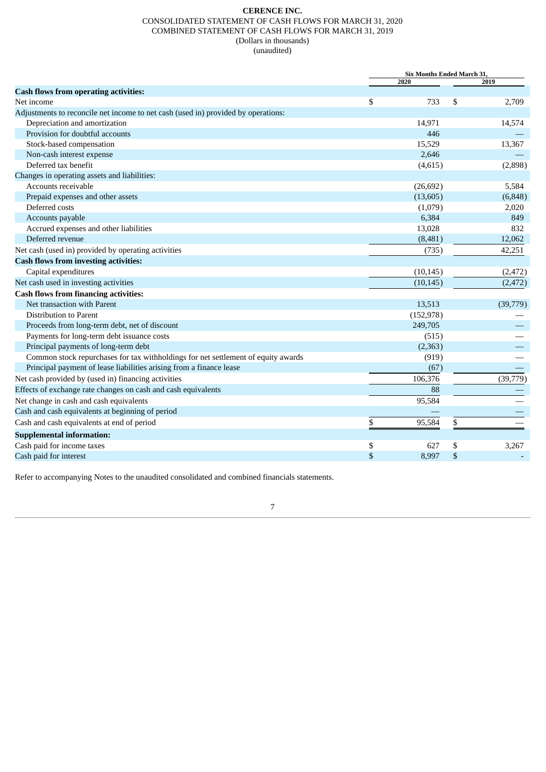**CERENCE INC.**

CONSOLIDATED STATEMENT OF CASH FLOWS FOR MARCH 31, 2020

COMBINED STATEMENT OF CASH FLOWS FOR MARCH 31, 2019

(Dollars in thousands)

(unaudited)

| | Six Months Ended March 31, | |
|---|---|---|
| | 2020 | 2019 |
| **Cash flows from operating activities:** | | |
| Net income | $ 733 | $ 2,709 |
| Adjustments to reconcile net income to net cash (used in) provided by operations: | | |
| Depreciation and amortization | 14,971 | 14,574 |
| Provision for doubtful accounts | 446 | — |
| Stock-based compensation | 15,529 | 13,367 |
| Non-cash interest expense | 2,646 | — |
| Deferred tax benefit | (4,615) | (2,898) |
| Changes in operating assets and liabilities: | | |
| Accounts receivable | (26,692) | 5,584 |
| Prepaid expenses and other assets | (13,605) | (6,848) |
| Deferred costs | (1,079) | 2,020 |
| Accounts payable | 6,384 | 849 |
| Accrued expenses and other liabilities | 13,028 | 832 |
| Deferred revenue | (8,481) | 12,062 |
| Net cash (used in) provided by operating activities | (735) | 42,251 |
| **Cash flows from investing activities:** | | |
| Capital expenditures | (10,145) | (2,472) |
| Net cash used in investing activities | (10,145) | (2,472) |
| **Cash flows from financing activities:** | | |
| Net transaction with Parent | 13,513 | (39,779) |
| Distribution to Parent | (152,978) | — |
| Proceeds from long-term debt, net of discount | 249,705 | — |
| Payments for long-term debt issuance costs | (515) | — |
| Principal payments of long-term debt | (2,363) | — |
| Common stock repurchases for tax withholdings for net settlement of equity awards | (919) | — |
| Principal payment of lease liabilities arising from a finance lease | (67) | — |
| Net cash provided by (used in) financing activities | 106,376 | (39,779) |
| Effects of exchange rate changes on cash and cash equivalents | 88 | — |
| Net change in cash and cash equivalents | 95,584 | — |
| Cash and cash equivalents at beginning of period | — | — |
| Cash and cash equivalents at end of period | $ 95,584 | $ — |
| **Supplemental information:** | | |
| Cash paid for income taxes | $ 627 | $ 3,267 |
| Cash paid for interest | $ 8,997 | $ - |

Refer to accompanying Notes to the unaudited consolidated and combined financials statements.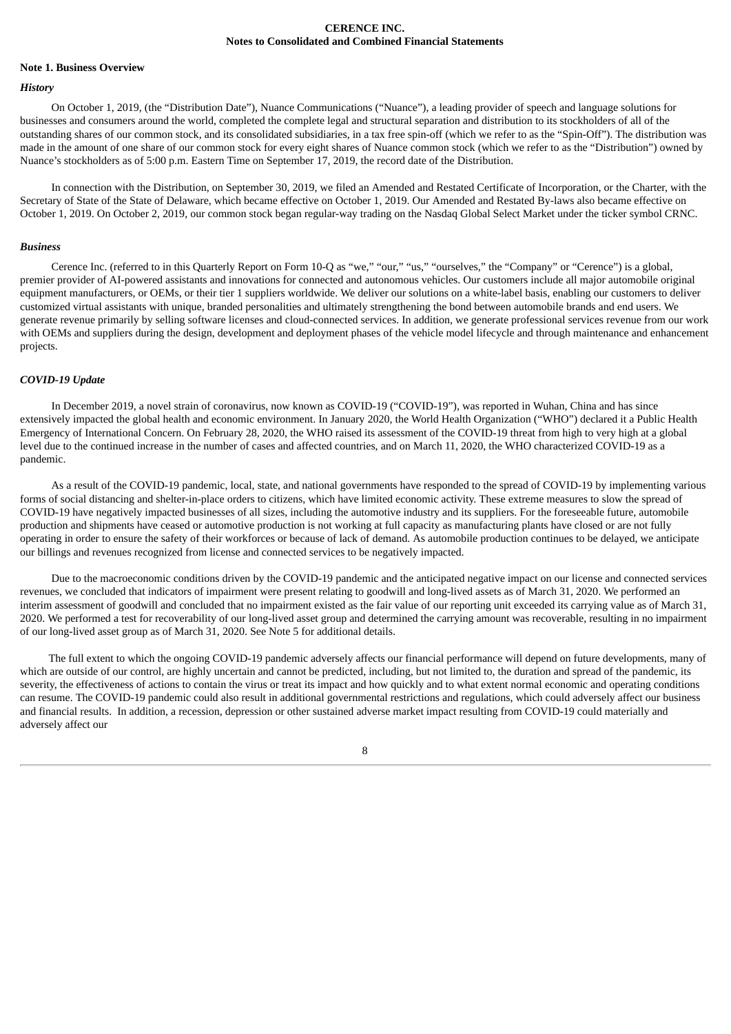**CERENCE INC.**
**Notes to Consolidated and Combined Financial Statements**

**Note 1. Business Overview**

***History***

On October 1, 2019, (the "Distribution Date"), Nuance Communications ("Nuance"), a leading provider of speech and language solutions for businesses and consumers around the world, completed the complete legal and structural separation and distribution to its stockholders of all of the outstanding shares of our common stock, and its consolidated subsidiaries, in a tax free spin-off (which we refer to as the "Spin-Off"). The distribution was made in the amount of one share of our common stock for every eight shares of Nuance common stock (which we refer to as the "Distribution") owned by Nuance's stockholders as of 5:00 p.m. Eastern Time on September 17, 2019, the record date of the Distribution.

In connection with the Distribution, on September 30, 2019, we filed an Amended and Restated Certificate of Incorporation, or the Charter, with the Secretary of State of the State of Delaware, which became effective on October 1, 2019. Our Amended and Restated By-laws also became effective on October 1, 2019. On October 2, 2019, our common stock began regular-way trading on the Nasdaq Global Select Market under the ticker symbol CRNC.

***Business***

Cerence Inc. (referred to in this Quarterly Report on Form 10-Q as "we," "our," "us," "ourselves," the "Company" or "Cerence") is a global, premier provider of AI-powered assistants and innovations for connected and autonomous vehicles. Our customers include all major automobile original equipment manufacturers, or OEMs, or their tier 1 suppliers worldwide. We deliver our solutions on a white-label basis, enabling our customers to deliver customized virtual assistants with unique, branded personalities and ultimately strengthening the bond between automobile brands and end users. We generate revenue primarily by selling software licenses and cloud-connected services. In addition, we generate professional services revenue from our work with OEMs and suppliers during the design, development and deployment phases of the vehicle model lifecycle and through maintenance and enhancement projects.

***COVID-19 Update***

In December 2019, a novel strain of coronavirus, now known as COVID-19 ("COVID-19"), was reported in Wuhan, China and has since extensively impacted the global health and economic environment. In January 2020, the World Health Organization ("WHO") declared it a Public Health Emergency of International Concern. On February 28, 2020, the WHO raised its assessment of the COVID-19 threat from high to very high at a global level due to the continued increase in the number of cases and affected countries, and on March 11, 2020, the WHO characterized COVID-19 as a pandemic.

As a result of the COVID-19 pandemic, local, state, and national governments have responded to the spread of COVID-19 by implementing various forms of social distancing and shelter-in-place orders to citizens, which have limited economic activity. These extreme measures to slow the spread of COVID-19 have negatively impacted businesses of all sizes, including the automotive industry and its suppliers. For the foreseeable future, automobile production and shipments have ceased or automotive production is not working at full capacity as manufacturing plants have closed or are not fully operating in order to ensure the safety of their workforces or because of lack of demand. As automobile production continues to be delayed, we anticipate our billings and revenues recognized from license and connected services to be negatively impacted.

Due to the macroeconomic conditions driven by the COVID-19 pandemic and the anticipated negative impact on our license and connected services revenues, we concluded that indicators of impairment were present relating to goodwill and long-lived assets as of March 31, 2020. We performed an interim assessment of goodwill and concluded that no impairment existed as the fair value of our reporting unit exceeded its carrying value as of March 31, 2020. We performed a test for recoverability of our long-lived asset group and determined the carrying amount was recoverable, resulting in no impairment of our long-lived asset group as of March 31, 2020. See Note 5 for additional details.

The full extent to which the ongoing COVID-19 pandemic adversely affects our financial performance will depend on future developments, many of which are outside of our control, are highly uncertain and cannot be predicted, including, but not limited to, the duration and spread of the pandemic, its severity, the effectiveness of actions to contain the virus or treat its impact and how quickly and to what extent normal economic and operating conditions can resume. The COVID-19 pandemic could also result in additional governmental restrictions and regulations, which could adversely affect our business and financial results. In addition, a recession, depression or other sustained adverse market impact resulting from COVID-19 could materially and adversely affect our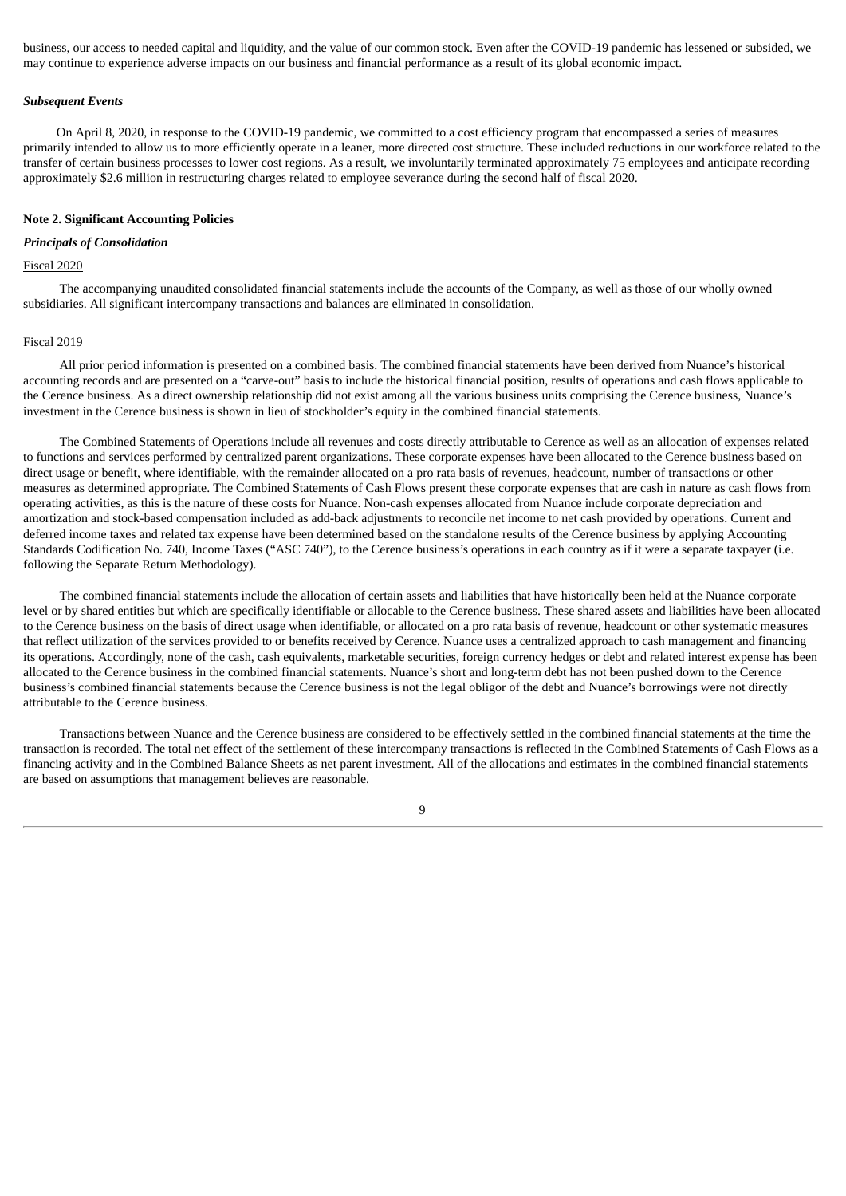business, our access to needed capital and liquidity, and the value of our common stock. Even after the COVID-19 pandemic has lessened or subsided, we may continue to experience adverse impacts on our business and financial performance as a result of its global economic impact.

***Subsequent Events***

On April 8, 2020, in response to the COVID-19 pandemic, we committed to a cost efficiency program that encompassed a series of measures primarily intended to allow us to more efficiently operate in a leaner, more directed cost structure. These included reductions in our workforce related to the transfer of certain business processes to lower cost regions. As a result, we involuntarily terminated approximately 75 employees and anticipate recording approximately $2.6 million in restructuring charges related to employee severance during the second half of fiscal 2020.

**Note 2. Significant Accounting Policies**

***Principals of Consolidation***

Fiscal 2020

The accompanying unaudited consolidated financial statements include the accounts of the Company, as well as those of our wholly owned subsidiaries. All significant intercompany transactions and balances are eliminated in consolidation.

Fiscal 2019

All prior period information is presented on a combined basis. The combined financial statements have been derived from Nuance's historical accounting records and are presented on a "carve-out" basis to include the historical financial position, results of operations and cash flows applicable to the Cerence business. As a direct ownership relationship did not exist among all the various business units comprising the Cerence business, Nuance's investment in the Cerence business is shown in lieu of stockholder's equity in the combined financial statements.

The Combined Statements of Operations include all revenues and costs directly attributable to Cerence as well as an allocation of expenses related to functions and services performed by centralized parent organizations. These corporate expenses have been allocated to the Cerence business based on direct usage or benefit, where identifiable, with the remainder allocated on a pro rata basis of revenues, headcount, number of transactions or other measures as determined appropriate. The Combined Statements of Cash Flows present these corporate expenses that are cash in nature as cash flows from operating activities, as this is the nature of these costs for Nuance. Non-cash expenses allocated from Nuance include corporate depreciation and amortization and stock-based compensation included as add-back adjustments to reconcile net income to net cash provided by operations. Current and deferred income taxes and related tax expense have been determined based on the standalone results of the Cerence business by applying Accounting Standards Codification No. 740, Income Taxes ("ASC 740"), to the Cerence business's operations in each country as if it were a separate taxpayer (i.e. following the Separate Return Methodology).

The combined financial statements include the allocation of certain assets and liabilities that have historically been held at the Nuance corporate level or by shared entities but which are specifically identifiable or allocable to the Cerence business. These shared assets and liabilities have been allocated to the Cerence business on the basis of direct usage when identifiable, or allocated on a pro rata basis of revenue, headcount or other systematic measures that reflect utilization of the services provided to or benefits received by Cerence. Nuance uses a centralized approach to cash management and financing its operations. Accordingly, none of the cash, cash equivalents, marketable securities, foreign currency hedges or debt and related interest expense has been allocated to the Cerence business in the combined financial statements. Nuance's short and long-term debt has not been pushed down to the Cerence business's combined financial statements because the Cerence business is not the legal obligor of the debt and Nuance's borrowings were not directly attributable to the Cerence business.

Transactions between Nuance and the Cerence business are considered to be effectively settled in the combined financial statements at the time the transaction is recorded. The total net effect of the settlement of these intercompany transactions is reflected in the Combined Statements of Cash Flows as a financing activity and in the Combined Balance Sheets as net parent investment. All of the allocations and estimates in the combined financial statements are based on assumptions that management believes are reasonable.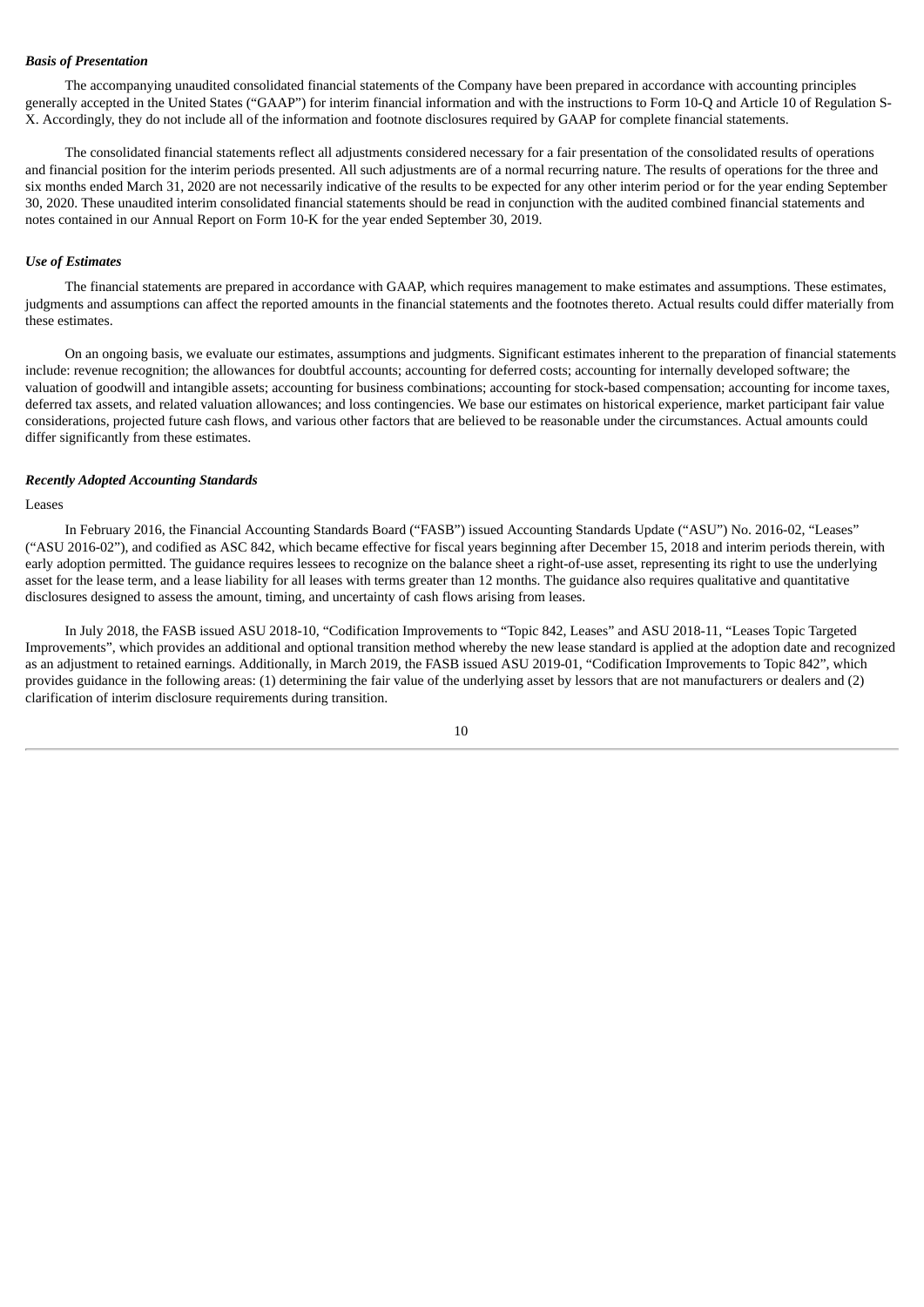***Basis of Presentation***

The accompanying unaudited consolidated financial statements of the Company have been prepared in accordance with accounting principles generally accepted in the United States ("GAAP") for interim financial information and with the instructions to Form 10-Q and Article 10 of Regulation S-X. Accordingly, they do not include all of the information and footnote disclosures required by GAAP for complete financial statements.

The consolidated financial statements reflect all adjustments considered necessary for a fair presentation of the consolidated results of operations and financial position for the interim periods presented. All such adjustments are of a normal recurring nature. The results of operations for the three and six months ended March 31, 2020 are not necessarily indicative of the results to be expected for any other interim period or for the year ending September 30, 2020. These unaudited interim consolidated financial statements should be read in conjunction with the audited combined financial statements and notes contained in our Annual Report on Form 10-K for the year ended September 30, 2019.

***Use of Estimates***

The financial statements are prepared in accordance with GAAP, which requires management to make estimates and assumptions. These estimates, judgments and assumptions can affect the reported amounts in the financial statements and the footnotes thereto. Actual results could differ materially from these estimates.

On an ongoing basis, we evaluate our estimates, assumptions and judgments. Significant estimates inherent to the preparation of financial statements include: revenue recognition; the allowances for doubtful accounts; accounting for deferred costs; accounting for internally developed software; the valuation of goodwill and intangible assets; accounting for business combinations; accounting for stock-based compensation; accounting for income taxes, deferred tax assets, and related valuation allowances; and loss contingencies. We base our estimates on historical experience, market participant fair value considerations, projected future cash flows, and various other factors that are believed to be reasonable under the circumstances. Actual amounts could differ significantly from these estimates.

***Recently Adopted Accounting Standards***

Leases

In February 2016, the Financial Accounting Standards Board ("FASB") issued Accounting Standards Update ("ASU") No. 2016-02, "Leases" ("ASU 2016-02"), and codified as ASC 842, which became effective for fiscal years beginning after December 15, 2018 and interim periods therein, with early adoption permitted. The guidance requires lessees to recognize on the balance sheet a right-of-use asset, representing its right to use the underlying asset for the lease term, and a lease liability for all leases with terms greater than 12 months. The guidance also requires qualitative and quantitative disclosures designed to assess the amount, timing, and uncertainty of cash flows arising from leases.

In July 2018, the FASB issued ASU 2018-10, "Codification Improvements to "Topic 842, Leases" and ASU 2018-11, "Leases Topic Targeted Improvements", which provides an additional and optional transition method whereby the new lease standard is applied at the adoption date and recognized as an adjustment to retained earnings. Additionally, in March 2019, the FASB issued ASU 2019-01, "Codification Improvements to Topic 842", which provides guidance in the following areas: (1) determining the fair value of the underlying asset by lessors that are not manufacturers or dealers and (2) clarification of interim disclosure requirements during transition.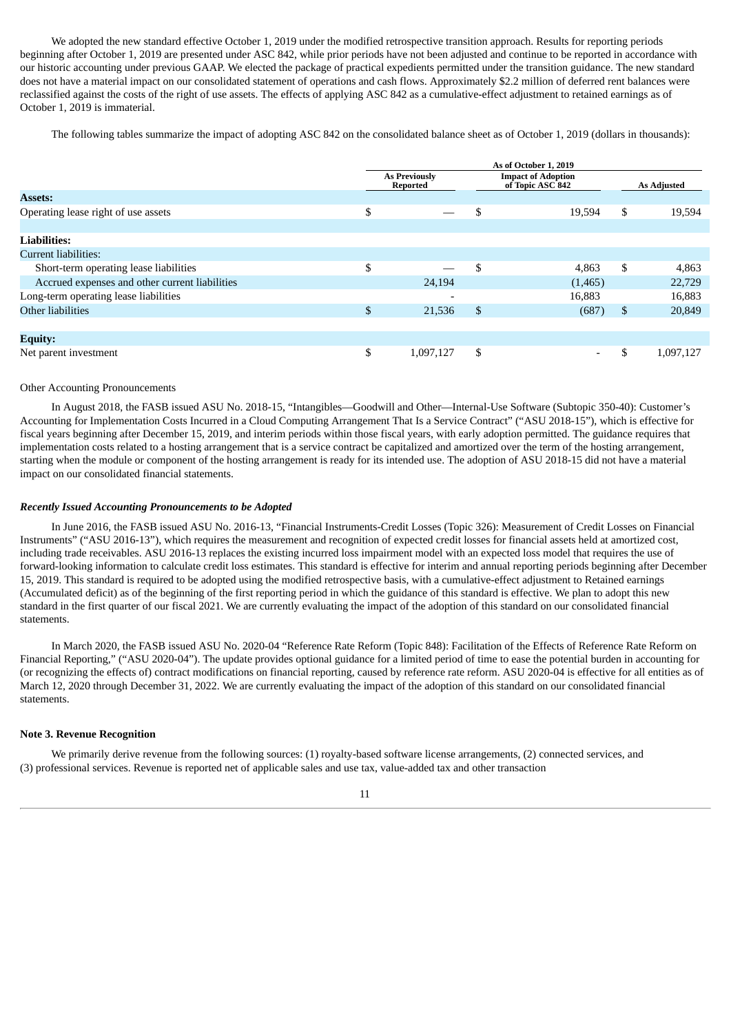We adopted the new standard effective October 1, 2019 under the modified retrospective transition approach. Results for reporting periods beginning after October 1, 2019 are presented under ASC 842, while prior periods have not been adjusted and continue to be reported in accordance with our historic accounting under previous GAAP. We elected the package of practical expedients permitted under the transition guidance. The new standard does not have a material impact on our consolidated statement of operations and cash flows. Approximately $2.2 million of deferred rent balances were reclassified against the costs of the right of use assets. The effects of applying ASC 842 as a cumulative-effect adjustment to retained earnings as of October 1, 2019 is immaterial.

The following tables summarize the impact of adopting ASC 842 on the consolidated balance sheet as of October 1, 2019 (dollars in thousands):

| | As of October 1, 2019 | | |
|---|---|---|---|
| | As Previously Reported | Impact of Adoption of Topic ASC 842 | As Adjusted |
| **Assets:** | | | |
| Operating lease right of use assets | $ — | $ 19,594 | $ 19,594 |
| | | | |
| **Liabilities:** | | | |
| Current liabilities: | | | |
| Short-term operating lease liabilities | $ — | $ 4,863 | $ 4,863 |
| Accrued expenses and other current liabilities | 24,194 | (1,465) | 22,729 |
| Long-term operating lease liabilities | - | 16,883 | 16,883 |
| Other liabilities | $ 21,536 | $ (687) | $ 20,849 |
| | | | |
| **Equity:** | | | |
| Net parent investment | $ 1,097,127 | $ - | $ 1,097,127 |

Other Accounting Pronouncements

In August 2018, the FASB issued ASU No. 2018-15, "Intangibles—Goodwill and Other—Internal-Use Software (Subtopic 350-40): Customer's Accounting for Implementation Costs Incurred in a Cloud Computing Arrangement That Is a Service Contract" ("ASU 2018-15"), which is effective for fiscal years beginning after December 15, 2019, and interim periods within those fiscal years, with early adoption permitted. The guidance requires that implementation costs related to a hosting arrangement that is a service contract be capitalized and amortized over the term of the hosting arrangement, starting when the module or component of the hosting arrangement is ready for its intended use. The adoption of ASU 2018-15 did not have a material impact on our consolidated financial statements.

***Recently Issued Accounting Pronouncements to be Adopted***

In June 2016, the FASB issued ASU No. 2016-13, "Financial Instruments-Credit Losses (Topic 326): Measurement of Credit Losses on Financial Instruments" ("ASU 2016-13"), which requires the measurement and recognition of expected credit losses for financial assets held at amortized cost, including trade receivables. ASU 2016-13 replaces the existing incurred loss impairment model with an expected loss model that requires the use of forward-looking information to calculate credit loss estimates. This standard is effective for interim and annual reporting periods beginning after December 15, 2019. This standard is required to be adopted using the modified retrospective basis, with a cumulative-effect adjustment to Retained earnings (Accumulated deficit) as of the beginning of the first reporting period in which the guidance of this standard is effective. We plan to adopt this new standard in the first quarter of our fiscal 2021. We are currently evaluating the impact of the adoption of this standard on our consolidated financial statements.

In March 2020, the FASB issued ASU No. 2020-04 "Reference Rate Reform (Topic 848): Facilitation of the Effects of Reference Rate Reform on Financial Reporting," ("ASU 2020-04"). The update provides optional guidance for a limited period of time to ease the potential burden in accounting for (or recognizing the effects of) contract modifications on financial reporting, caused by reference rate reform. ASU 2020-04 is effective for all entities as of March 12, 2020 through December 31, 2022. We are currently evaluating the impact of the adoption of this standard on our consolidated financial statements.

**Note 3. Revenue Recognition**

We primarily derive revenue from the following sources: (1) royalty-based software license arrangements, (2) connected services, and (3) professional services. Revenue is reported net of applicable sales and use tax, value-added tax and other transaction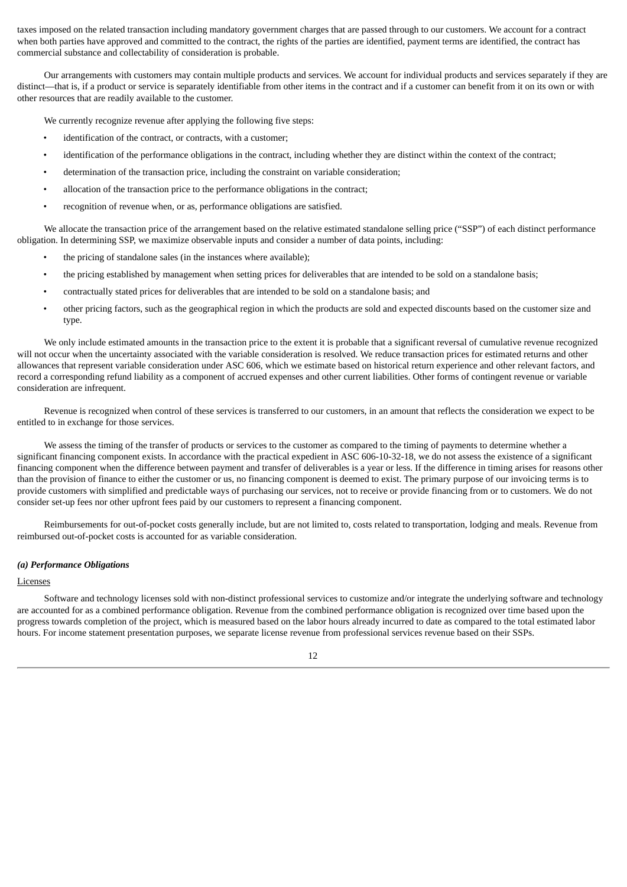taxes imposed on the related transaction including mandatory government charges that are passed through to our customers. We account for a contract when both parties have approved and committed to the contract, the rights of the parties are identified, payment terms are identified, the contract has commercial substance and collectability of consideration is probable.

Our arrangements with customers may contain multiple products and services. We account for individual products and services separately if they are distinct—that is, if a product or service is separately identifiable from other items in the contract and if a customer can benefit from it on its own or with other resources that are readily available to the customer.

We currently recognize revenue after applying the following five steps:

- identification of the contract, or contracts, with a customer;
- identification of the performance obligations in the contract, including whether they are distinct within the context of the contract;
- determination of the transaction price, including the constraint on variable consideration;
- allocation of the transaction price to the performance obligations in the contract;
- recognition of revenue when, or as, performance obligations are satisfied.

We allocate the transaction price of the arrangement based on the relative estimated standalone selling price ("SSP") of each distinct performance obligation. In determining SSP, we maximize observable inputs and consider a number of data points, including:

- the pricing of standalone sales (in the instances where available);
- the pricing established by management when setting prices for deliverables that are intended to be sold on a standalone basis;
- contractually stated prices for deliverables that are intended to be sold on a standalone basis; and
- other pricing factors, such as the geographical region in which the products are sold and expected discounts based on the customer size and type.

We only include estimated amounts in the transaction price to the extent it is probable that a significant reversal of cumulative revenue recognized will not occur when the uncertainty associated with the variable consideration is resolved. We reduce transaction prices for estimated returns and other allowances that represent variable consideration under ASC 606, which we estimate based on historical return experience and other relevant factors, and record a corresponding refund liability as a component of accrued expenses and other current liabilities. Other forms of contingent revenue or variable consideration are infrequent.

Revenue is recognized when control of these services is transferred to our customers, in an amount that reflects the consideration we expect to be entitled to in exchange for those services.

We assess the timing of the transfer of products or services to the customer as compared to the timing of payments to determine whether a significant financing component exists. In accordance with the practical expedient in ASC 606-10-32-18, we do not assess the existence of a significant financing component when the difference between payment and transfer of deliverables is a year or less. If the difference in timing arises for reasons other than the provision of finance to either the customer or us, no financing component is deemed to exist. The primary purpose of our invoicing terms is to provide customers with simplified and predictable ways of purchasing our services, not to receive or provide financing from or to customers. We do not consider set-up fees nor other upfront fees paid by our customers to represent a financing component.

Reimbursements for out-of-pocket costs generally include, but are not limited to, costs related to transportation, lodging and meals. Revenue from reimbursed out-of-pocket costs is accounted for as variable consideration.

***(a) Performance Obligations***

Licenses

Software and technology licenses sold with non-distinct professional services to customize and/or integrate the underlying software and technology are accounted for as a combined performance obligation. Revenue from the combined performance obligation is recognized over time based upon the progress towards completion of the project, which is measured based on the labor hours already incurred to date as compared to the total estimated labor hours. For income statement presentation purposes, we separate license revenue from professional services revenue based on their SSPs.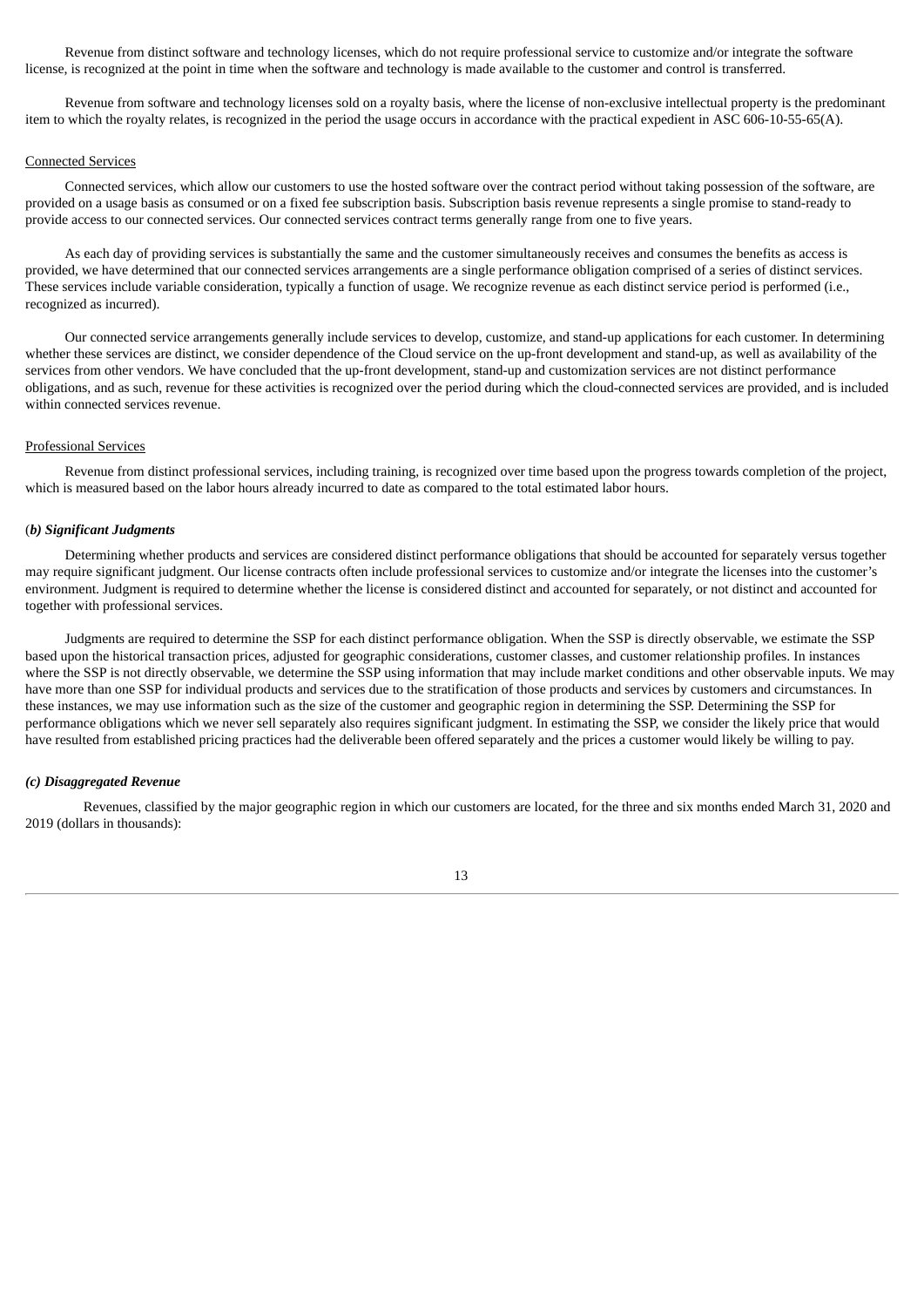Revenue from distinct software and technology licenses, which do not require professional service to customize and/or integrate the software license, is recognized at the point in time when the software and technology is made available to the customer and control is transferred.

Revenue from software and technology licenses sold on a royalty basis, where the license of non-exclusive intellectual property is the predominant item to which the royalty relates, is recognized in the period the usage occurs in accordance with the practical expedient in ASC 606-10-55-65(A).

Connected Services

Connected services, which allow our customers to use the hosted software over the contract period without taking possession of the software, are provided on a usage basis as consumed or on a fixed fee subscription basis. Subscription basis revenue represents a single promise to stand-ready to provide access to our connected services. Our connected services contract terms generally range from one to five years.

As each day of providing services is substantially the same and the customer simultaneously receives and consumes the benefits as access is provided, we have determined that our connected services arrangements are a single performance obligation comprised of a series of distinct services. These services include variable consideration, typically a function of usage. We recognize revenue as each distinct service period is performed (i.e., recognized as incurred).

Our connected service arrangements generally include services to develop, customize, and stand-up applications for each customer. In determining whether these services are distinct, we consider dependence of the Cloud service on the up-front development and stand-up, as well as availability of the services from other vendors. We have concluded that the up-front development, stand-up and customization services are not distinct performance obligations, and as such, revenue for these activities is recognized over the period during which the cloud-connected services are provided, and is included within connected services revenue.

Professional Services

Revenue from distinct professional services, including training, is recognized over time based upon the progress towards completion of the project, which is measured based on the labor hours already incurred to date as compared to the total estimated labor hours.

***(b) Significant Judgments***

Determining whether products and services are considered distinct performance obligations that should be accounted for separately versus together may require significant judgment. Our license contracts often include professional services to customize and/or integrate the licenses into the customer's environment. Judgment is required to determine whether the license is considered distinct and accounted for separately, or not distinct and accounted for together with professional services.

Judgments are required to determine the SSP for each distinct performance obligation. When the SSP is directly observable, we estimate the SSP based upon the historical transaction prices, adjusted for geographic considerations, customer classes, and customer relationship profiles. In instances where the SSP is not directly observable, we determine the SSP using information that may include market conditions and other observable inputs. We may have more than one SSP for individual products and services due to the stratification of those products and services by customers and circumstances. In these instances, we may use information such as the size of the customer and geographic region in determining the SSP. Determining the SSP for performance obligations which we never sell separately also requires significant judgment. In estimating the SSP, we consider the likely price that would have resulted from established pricing practices had the deliverable been offered separately and the prices a customer would likely be willing to pay.

***(c) Disaggregated Revenue***

Revenues, classified by the major geographic region in which our customers are located, for the three and six months ended March 31, 2020 and 2019 (dollars in thousands):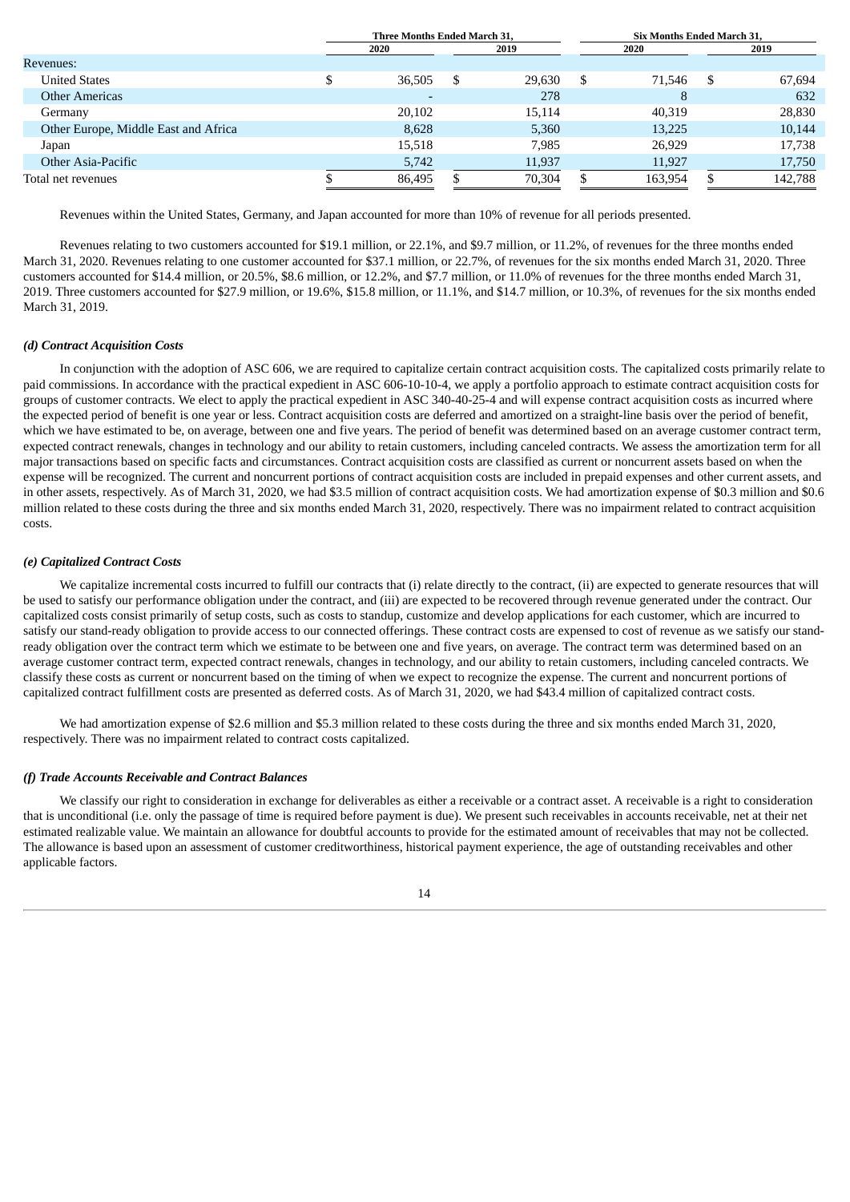| | Three Months Ended March 31, | | Six Months Ended March 31, | |
|---|---|---|---|---|
| | 2020 | 2019 | 2020 | 2019 |
| Revenues: | | | | |
| United States | $ 36,505 | $ 29,630 | $ 71,546 | $ 67,694 |
| Other Americas | - | 278 | 8 | 632 |
| Germany | 20,102 | 15,114 | 40,319 | 28,830 |
| Other Europe, Middle East and Africa | 8,628 | 5,360 | 13,225 | 10,144 |
| Japan | 15,518 | 7,985 | 26,929 | 17,738 |
| Other Asia-Pacific | 5,742 | 11,937 | 11,927 | 17,750 |
| Total net revenues | $ 86,495 | $ 70,304 | $ 163,954 | $ 142,788 |

Revenues within the United States, Germany, and Japan accounted for more than 10% of revenue for all periods presented.

Revenues relating to two customers accounted for $19.1 million, or 22.1%, and $9.7 million, or 11.2%, of revenues for the three months ended March 31, 2020. Revenues relating to one customer accounted for $37.1 million, or 22.7%, of revenues for the six months ended March 31, 2020. Three customers accounted for $14.4 million, or 20.5%, $8.6 million, or 12.2%, and $7.7 million, or 11.0% of revenues for the three months ended March 31, 2019. Three customers accounted for $27.9 million, or 19.6%, $15.8 million, or 11.1%, and $14.7 million, or 10.3%, of revenues for the six months ended March 31, 2019.

***(d) Contract Acquisition Costs***

In conjunction with the adoption of ASC 606, we are required to capitalize certain contract acquisition costs. The capitalized costs primarily relate to paid commissions. In accordance with the practical expedient in ASC 606-10-10-4, we apply a portfolio approach to estimate contract acquisition costs for groups of customer contracts. We elect to apply the practical expedient in ASC 340-40-25-4 and will expense contract acquisition costs as incurred where the expected period of benefit is one year or less. Contract acquisition costs are deferred and amortized on a straight-line basis over the period of benefit, which we have estimated to be, on average, between one and five years. The period of benefit was determined based on an average customer contract term, expected contract renewals, changes in technology and our ability to retain customers, including canceled contracts. We assess the amortization term for all major transactions based on specific facts and circumstances. Contract acquisition costs are classified as current or noncurrent assets based on when the expense will be recognized. The current and noncurrent portions of contract acquisition costs are included in prepaid expenses and other current assets, and in other assets, respectively. As of March 31, 2020, we had $3.5 million of contract acquisition costs. We had amortization expense of $0.3 million and $0.6 million related to these costs during the three and six months ended March 31, 2020, respectively. There was no impairment related to contract acquisition costs.

***(e) Capitalized Contract Costs***

We capitalize incremental costs incurred to fulfill our contracts that (i) relate directly to the contract, (ii) are expected to generate resources that will be used to satisfy our performance obligation under the contract, and (iii) are expected to be recovered through revenue generated under the contract. Our capitalized costs consist primarily of setup costs, such as costs to standup, customize and develop applications for each customer, which are incurred to satisfy our stand-ready obligation to provide access to our connected offerings. These contract costs are expensed to cost of revenue as we satisfy our stand-ready obligation over the contract term which we estimate to be between one and five years, on average. The contract term was determined based on an average customer contract term, expected contract renewals, changes in technology, and our ability to retain customers, including canceled contracts. We classify these costs as current or noncurrent based on the timing of when we expect to recognize the expense. The current and noncurrent portions of capitalized contract fulfillment costs are presented as deferred costs. As of March 31, 2020, we had $43.4 million of capitalized contract costs.

We had amortization expense of $2.6 million and $5.3 million related to these costs during the three and six months ended March 31, 2020, respectively. There was no impairment related to contract costs capitalized.

***(f) Trade Accounts Receivable and Contract Balances***

We classify our right to consideration in exchange for deliverables as either a receivable or a contract asset. A receivable is a right to consideration that is unconditional (i.e. only the passage of time is required before payment is due). We present such receivables in accounts receivable, net at their net estimated realizable value. We maintain an allowance for doubtful accounts to provide for the estimated amount of receivables that may not be collected. The allowance is based upon an assessment of customer creditworthiness, historical payment experience, the age of outstanding receivables and other applicable factors.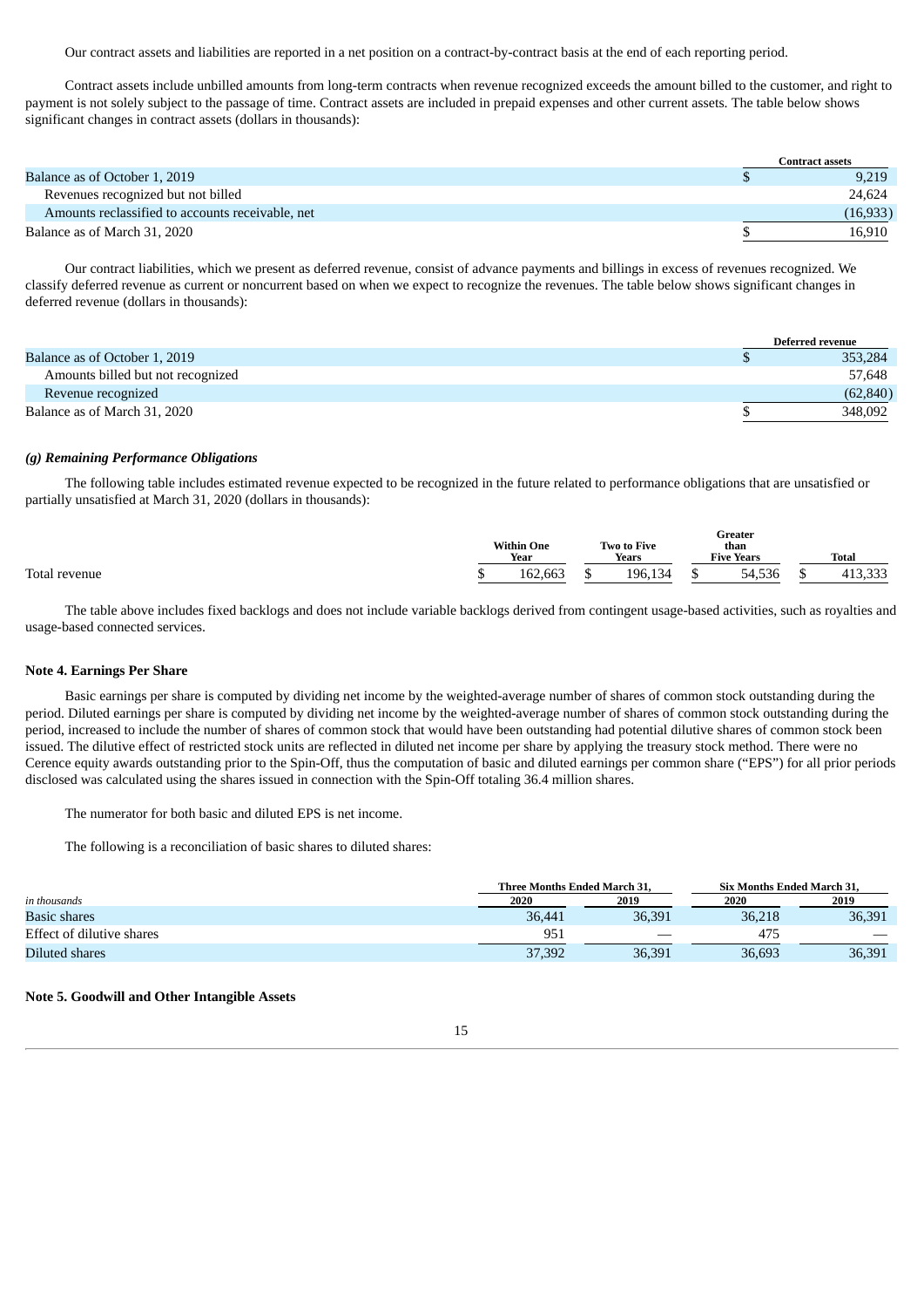Our contract assets and liabilities are reported in a net position on a contract-by-contract basis at the end of each reporting period.

Contract assets include unbilled amounts from long-term contracts when revenue recognized exceeds the amount billed to the customer, and right to payment is not solely subject to the passage of time. Contract assets are included in prepaid expenses and other current assets. The table below shows significant changes in contract assets (dollars in thousands):

| | Contract assets |
|---|---|
| Balance as of October 1, 2019 | $ 9,219 |
| Revenues recognized but not billed | 24,624 |
| Amounts reclassified to accounts receivable, net | (16,933) |
| Balance as of March 31, 2020 | $ 16,910 |

Our contract liabilities, which we present as deferred revenue, consist of advance payments and billings in excess of revenues recognized. We classify deferred revenue as current or noncurrent based on when we expect to recognize the revenues. The table below shows significant changes in deferred revenue (dollars in thousands):

| | Deferred revenue |
|---|---|
| Balance as of October 1, 2019 | $ 353,284 |
| Amounts billed but not recognized | 57,648 |
| Revenue recognized | (62,840) |
| Balance as of March 31, 2020 | $ 348,092 |

### *(g) Remaining Performance Obligations*

The following table includes estimated revenue expected to be recognized in the future related to performance obligations that are unsatisfied or partially unsatisfied at March 31, 2020 (dollars in thousands):

| | Within One Year | Two to Five Years | Greater than Five Years | Total |
|---|---|---|---|---|
| Total revenue | $ 162,663 | $ 196,134 | $ 54,536 | $ 413,333 |

The table above includes fixed backlogs and does not include variable backlogs derived from contingent usage-based activities, such as royalties and usage-based connected services.

### Note 4. Earnings Per Share

Basic earnings per share is computed by dividing net income by the weighted-average number of shares of common stock outstanding during the period. Diluted earnings per share is computed by dividing net income by the weighted-average number of shares of common stock outstanding during the period, increased to include the number of shares of common stock that would have been outstanding had potential dilutive shares of common stock been issued. The dilutive effect of restricted stock units are reflected in diluted net income per share by applying the treasury stock method. There were no Cerence equity awards outstanding prior to the Spin-Off, thus the computation of basic and diluted earnings per common share ("EPS") for all prior periods disclosed was calculated using the shares issued in connection with the Spin-Off totaling 36.4 million shares.

The numerator for both basic and diluted EPS is net income.

The following is a reconciliation of basic shares to diluted shares:

| | Three Months Ended March 31, | | Six Months Ended March 31, | |
|---|---|---|---|---|
| *in thousands* | 2020 | 2019 | 2020 | 2019 |
| Basic shares | 36,441 | 36,391 | 36,218 | 36,391 |
| Effect of dilutive shares | 951 | — | 475 | — |
| Diluted shares | 37,392 | 36,391 | 36,693 | 36,391 |

### Note 5. Goodwill and Other Intangible Assets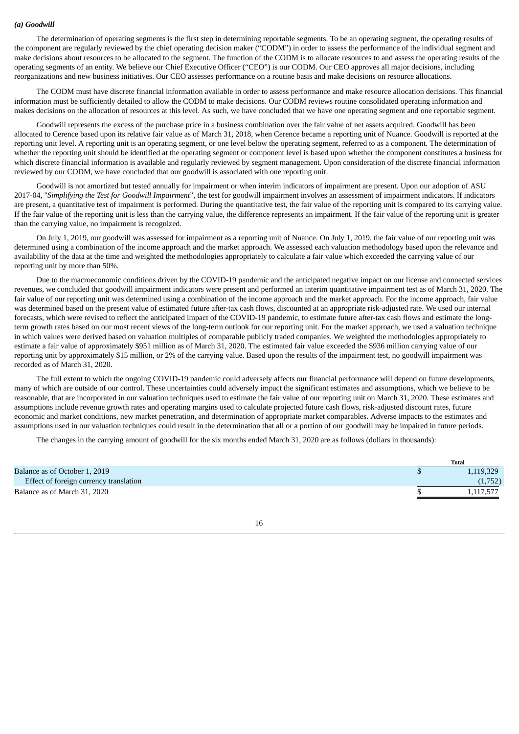***(a) Goodwill***

The determination of operating segments is the first step in determining reportable segments. To be an operating segment, the operating results of the component are regularly reviewed by the chief operating decision maker ("CODM") in order to assess the performance of the individual segment and make decisions about resources to be allocated to the segment. The function of the CODM is to allocate resources to and assess the operating results of the operating segments of an entity. We believe our Chief Executive Officer ("CEO") is our CODM. Our CEO approves all major decisions, including reorganizations and new business initiatives. Our CEO assesses performance on a routine basis and make decisions on resource allocations.

The CODM must have discrete financial information available in order to assess performance and make resource allocation decisions. This financial information must be sufficiently detailed to allow the CODM to make decisions. Our CODM reviews routine consolidated operating information and makes decisions on the allocation of resources at this level. As such, we have concluded that we have one operating segment and one reportable segment.

Goodwill represents the excess of the purchase price in a business combination over the fair value of net assets acquired. Goodwill has been allocated to Cerence based upon its relative fair value as of March 31, 2018, when Cerence became a reporting unit of Nuance. Goodwill is reported at the reporting unit level. A reporting unit is an operating segment, or one level below the operating segment, referred to as a component. The determination of whether the reporting unit should be identified at the operating segment or component level is based upon whether the component constitutes a business for which discrete financial information is available and regularly reviewed by segment management. Upon consideration of the discrete financial information reviewed by our CODM, we have concluded that our goodwill is associated with one reporting unit.

Goodwill is not amortized but tested annually for impairment or when interim indicators of impairment are present. Upon our adoption of ASU 2017-04, "*Simplifying the Test for Goodwill Impairment*", the test for goodwill impairment involves an assessment of impairment indicators. If indicators are present, a quantitative test of impairment is performed. During the quantitative test, the fair value of the reporting unit is compared to its carrying value. If the fair value of the reporting unit is less than the carrying value, the difference represents an impairment. If the fair value of the reporting unit is greater than the carrying value, no impairment is recognized.

On July 1, 2019, our goodwill was assessed for impairment as a reporting unit of Nuance. On July 1, 2019, the fair value of our reporting unit was determined using a combination of the income approach and the market approach. We assessed each valuation methodology based upon the relevance and availability of the data at the time and weighted the methodologies appropriately to calculate a fair value which exceeded the carrying value of our reporting unit by more than 50%.

Due to the macroeconomic conditions driven by the COVID-19 pandemic and the anticipated negative impact on our license and connected services revenues, we concluded that goodwill impairment indicators were present and performed an interim quantitative impairment test as of March 31, 2020. The fair value of our reporting unit was determined using a combination of the income approach and the market approach. For the income approach, fair value was determined based on the present value of estimated future after-tax cash flows, discounted at an appropriate risk-adjusted rate. We used our internal forecasts, which were revised to reflect the anticipated impact of the COVID-19 pandemic, to estimate future after-tax cash flows and estimate the long-term growth rates based on our most recent views of the long-term outlook for our reporting unit. For the market approach, we used a valuation technique in which values were derived based on valuation multiples of comparable publicly traded companies. We weighted the methodologies appropriately to estimate a fair value of approximately $951 million as of March 31, 2020. The estimated fair value exceeded the $936 million carrying value of our reporting unit by approximately $15 million, or 2% of the carrying value. Based upon the results of the impairment test, no goodwill impairment was recorded as of March 31, 2020.

The full extent to which the ongoing COVID-19 pandemic could adversely affects our financial performance will depend on future developments, many of which are outside of our control. These uncertainties could adversely impact the significant estimates and assumptions, which we believe to be reasonable, that are incorporated in our valuation techniques used to estimate the fair value of our reporting unit on March 31, 2020. These estimates and assumptions include revenue growth rates and operating margins used to calculate projected future cash flows, risk-adjusted discount rates, future economic and market conditions, new market penetration, and determination of appropriate market comparables. Adverse impacts to the estimates and assumptions used in our valuation techniques could result in the determination that all or a portion of our goodwill may be impaired in future periods.

The changes in the carrying amount of goodwill for the six months ended March 31, 2020 are as follows (dollars in thousands):

| | Total |
|---|---|
| Balance as of October 1, 2019 | $ 1,119,329 |
| Effect of foreign currency translation | (1,752) |
| Balance as of March 31, 2020 | $ 1,117,577 |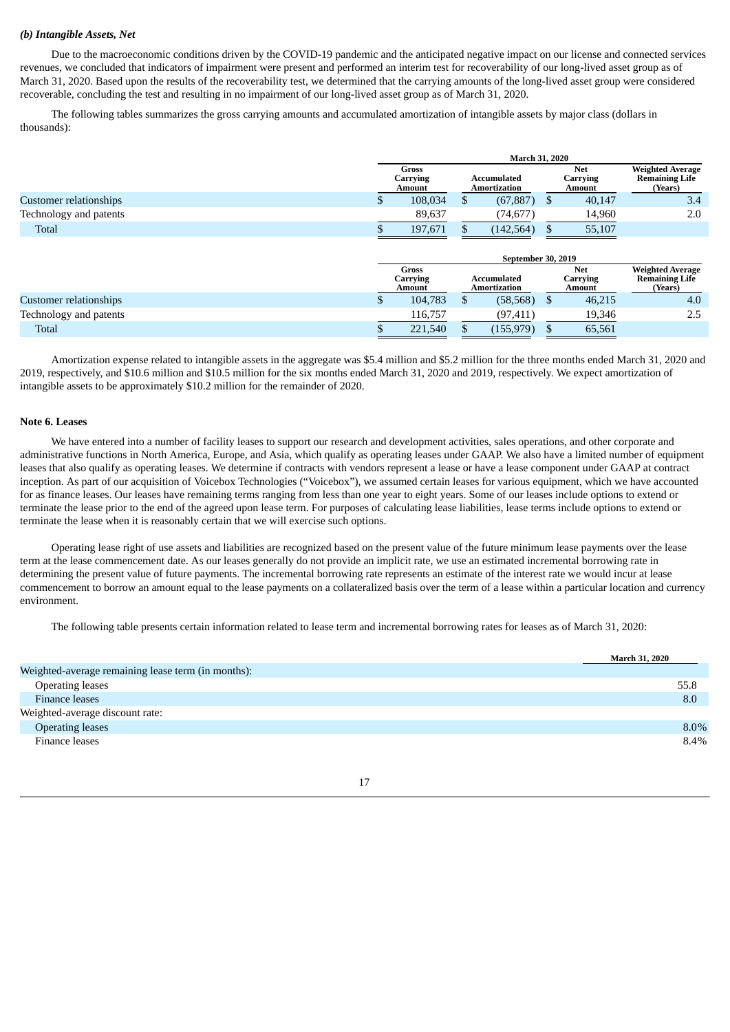### *(b) Intangible Assets, Net*

Due to the macroeconomic conditions driven by the COVID-19 pandemic and the anticipated negative impact on our license and connected services revenues, we concluded that indicators of impairment were present and performed an interim test for recoverability of our long-lived asset group as of March 31, 2020. Based upon the results of the recoverability test, we determined that the carrying amounts of the long-lived asset group were considered recoverable, concluding the test and resulting in no impairment of our long-lived asset group as of March 31, 2020.

The following tables summarizes the gross carrying amounts and accumulated amortization of intangible assets by major class (dollars in thousands):

| | March 31, 2020 | | | |
|---|---|---|---|---|
| | Gross Carrying Amount | Accumulated Amortization | Net Carrying Amount | Weighted Average Remaining Life (Years) |
| Customer relationships | $ 108,034 | $ (67,887) | $ 40,147 | 3.4 |
| Technology and patents | 89,637 | (74,677) | 14,960 | 2.0 |
| Total | $ 197,671 | $ (142,564) | $ 55,107 | |

| | September 30, 2019 | | | |
|---|---|---|---|---|
| | Gross Carrying Amount | Accumulated Amortization | Net Carrying Amount | Weighted Average Remaining Life (Years) |
| Customer relationships | $ 104,783 | $ (58,568) | $ 46,215 | 4.0 |
| Technology and patents | 116,757 | (97,411) | 19,346 | 2.5 |
| Total | $ 221,540 | $ (155,979) | $ 65,561 | |

Amortization expense related to intangible assets in the aggregate was $5.4 million and $5.2 million for the three months ended March 31, 2020 and 2019, respectively, and $10.6 million and $10.5 million for the six months ended March 31, 2020 and 2019, respectively. We expect amortization of intangible assets to be approximately $10.2 million for the remainder of 2020.

## Note 6. Leases

We have entered into a number of facility leases to support our research and development activities, sales operations, and other corporate and administrative functions in North America, Europe, and Asia, which qualify as operating leases under GAAP. We also have a limited number of equipment leases that also qualify as operating leases. We determine if contracts with vendors represent a lease or have a lease component under GAAP at contract inception. As part of our acquisition of Voicebox Technologies ("Voicebox"), we assumed certain leases for various equipment, which we have accounted for as finance leases. Our leases have remaining terms ranging from less than one year to eight years. Some of our leases include options to extend or terminate the lease prior to the end of the agreed upon lease term. For purposes of calculating lease liabilities, lease terms include options to extend or terminate the lease when it is reasonably certain that we will exercise such options.

Operating lease right of use assets and liabilities are recognized based on the present value of the future minimum lease payments over the lease term at the lease commencement date. As our leases generally do not provide an implicit rate, we use an estimated incremental borrowing rate in determining the present value of future payments. The incremental borrowing rate represents an estimate of the interest rate we would incur at lease commencement to borrow an amount equal to the lease payments on a collateralized basis over the term of a lease within a particular location and currency environment.

The following table presents certain information related to lease term and incremental borrowing rates for leases as of March 31, 2020:

| | March 31, 2020 |
|---|---|
| Weighted-average remaining lease term (in months): | |
| Operating leases | 55.8 |
| Finance leases | 8.0 |
| Weighted-average discount rate: | |
| Operating leases | 8.0% |
| Finance leases | 8.4% |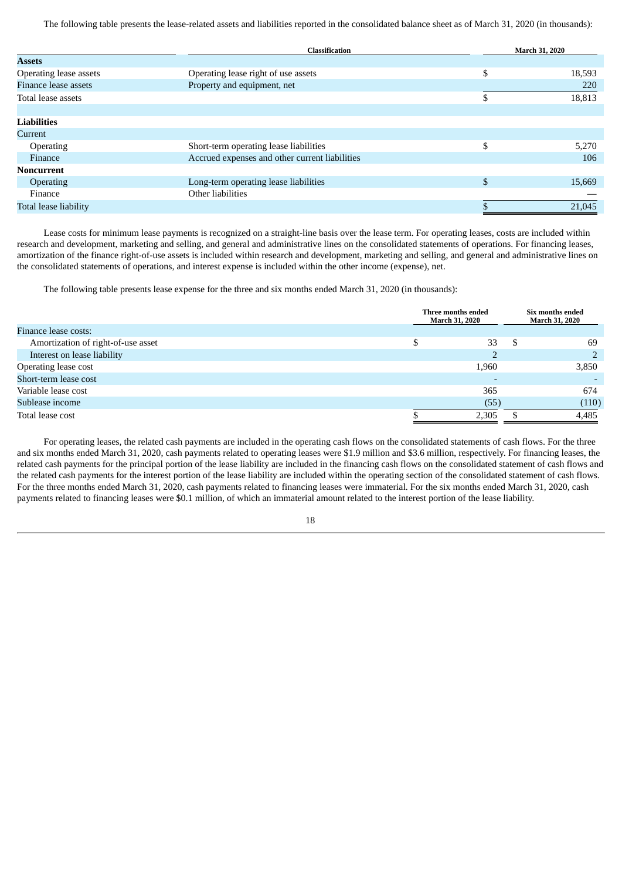The following table presents the lease-related assets and liabilities reported in the consolidated balance sheet as of March 31, 2020 (in thousands):

| | Classification | March 31, 2020 |
|---|---|---|
| **Assets** | | |
| Operating lease assets | Operating lease right of use assets | $ 18,593 |
| Finance lease assets | Property and equipment, net | 220 |
| Total lease assets | | $ 18,813 |
| | | |
| **Liabilities** | | |
| Current | | |
| Operating | Short-term operating lease liabilities | $ 5,270 |
| Finance | Accrued expenses and other current liabilities | 106 |
| **Noncurrent** | | |
| Operating | Long-term operating lease liabilities | $ 15,669 |
| Finance | Other liabilities | — |
| Total lease liability | | $ 21,045 |

Lease costs for minimum lease payments is recognized on a straight-line basis over the lease term. For operating leases, costs are included within research and development, marketing and selling, and general and administrative lines on the consolidated statements of operations. For financing leases, amortization of the finance right-of-use assets is included within research and development, marketing and selling, and general and administrative lines on the consolidated statements of operations, and interest expense is included within the other income (expense), net.

The following table presents lease expense for the three and six months ended March 31, 2020 (in thousands):

| | Three months ended March 31, 2020 | Six months ended March 31, 2020 |
|---|---|---|
| Finance lease costs: | | |
| Amortization of right-of-use asset | $ 33 | $ 69 |
| Interest on lease liability | 2 | 2 |
| Operating lease cost | 1,960 | 3,850 |
| Short-term lease cost | - | - |
| Variable lease cost | 365 | 674 |
| Sublease income | (55) | (110) |
| Total lease cost | $ 2,305 | $ 4,485 |

For operating leases, the related cash payments are included in the operating cash flows on the consolidated statements of cash flows. For the three and six months ended March 31, 2020, cash payments related to operating leases were $1.9 million and $3.6 million, respectively. For financing leases, the related cash payments for the principal portion of the lease liability are included in the financing cash flows on the consolidated statement of cash flows and the related cash payments for the interest portion of the lease liability are included within the operating section of the consolidated statement of cash flows. For the three months ended March 31, 2020, cash payments related to financing leases were immaterial. For the six months ended March 31, 2020, cash payments related to financing leases were $0.1 million, of which an immaterial amount related to the interest portion of the lease liability.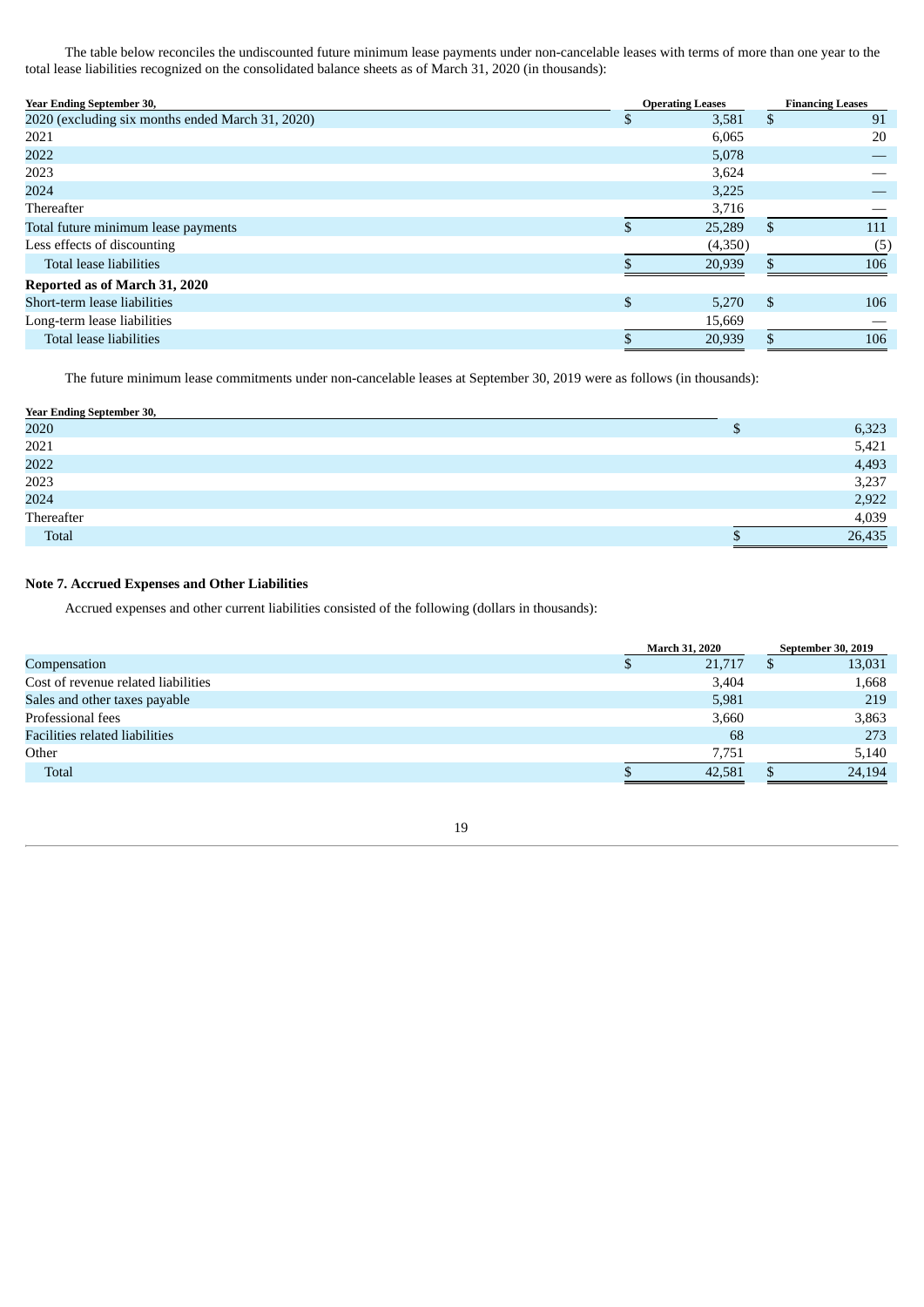The table below reconciles the undiscounted future minimum lease payments under non-cancelable leases with terms of more than one year to the total lease liabilities recognized on the consolidated balance sheets as of March 31, 2020 (in thousands):

| Year Ending September 30, | Operating Leases | Financing Leases |
|---|---|---|
| 2020 (excluding six months ended March 31, 2020) | $ 3,581 | $ 91 |
| 2021 | 6,065 | 20 |
| 2022 | 5,078 | — |
| 2023 | 3,624 | — |
| 2024 | 3,225 | — |
| Thereafter | 3,716 | — |
| Total future minimum lease payments | $ 25,289 | $ 111 |
| Less effects of discounting | (4,350) | (5) |
| Total lease liabilities | $ 20,939 | $ 106 |
| **Reported as of March 31, 2020** | | |
| Short-term lease liabilities | $ 5,270 | $ 106 |
| Long-term lease liabilities | 15,669 | — |
| Total lease liabilities | $ 20,939 | $ 106 |

The future minimum lease commitments under non-cancelable leases at September 30, 2019 were as follows (in thousands):

| Year Ending September 30, | |
|---|---|
| 2020 | $ 6,323 |
| 2021 | 5,421 |
| 2022 | 4,493 |
| 2023 | 3,237 |
| 2024 | 2,922 |
| Thereafter | 4,039 |
| Total | $ 26,435 |

### Note 7. Accrued Expenses and Other Liabilities

Accrued expenses and other current liabilities consisted of the following (dollars in thousands):

| | March 31, 2020 | September 30, 2019 |
|---|---|---|
| Compensation | $ 21,717 | $ 13,031 |
| Cost of revenue related liabilities | 3,404 | 1,668 |
| Sales and other taxes payable | 5,981 | 219 |
| Professional fees | 3,660 | 3,863 |
| Facilities related liabilities | 68 | 273 |
| Other | 7,751 | 5,140 |
| Total | $ 42,581 | $ 24,194 |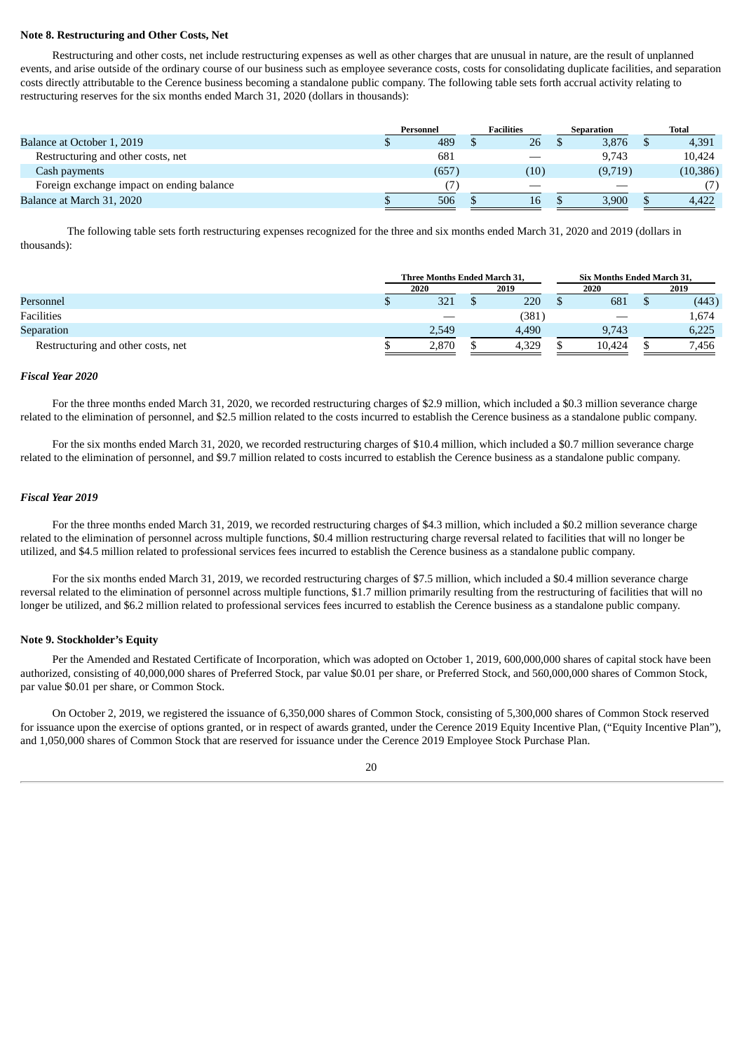**Note 8. Restructuring and Other Costs, Net**

Restructuring and other costs, net include restructuring expenses as well as other charges that are unusual in nature, are the result of unplanned events, and arise outside of the ordinary course of our business such as employee severance costs, costs for consolidating duplicate facilities, and separation costs directly attributable to the Cerence business becoming a standalone public company. The following table sets forth accrual activity relating to restructuring reserves for the six months ended March 31, 2020 (dollars in thousands):

| | Personnel | Facilities | Separation | Total |
|---|---|---|---|---|
| Balance at October 1, 2019 | $ 489 | $ 26 | $ 3,876 | $ 4,391 |
| Restructuring and other costs, net | 681 | — | 9,743 | 10,424 |
| Cash payments | (657) | (10) | (9,719) | (10,386) |
| Foreign exchange impact on ending balance | (7) | — | — | (7) |
| Balance at March 31, 2020 | $ 506 | $ 16 | $ 3,900 | $ 4,422 |

The following table sets forth restructuring expenses recognized for the three and six months ended March 31, 2020 and 2019 (dollars in thousands):

| | Three Months Ended March 31, | | Six Months Ended March 31, | |
|---|---|---|---|---|
| | 2020 | 2019 | 2020 | 2019 |
| Personnel | $ 321 | $ 220 | $ 681 | $ (443) |
| Facilities | — | (381) | — | 1,674 |
| Separation | 2,549 | 4,490 | 9,743 | 6,225 |
| Restructuring and other costs, net | $ 2,870 | $ 4,329 | $ 10,424 | $ 7,456 |

***Fiscal Year 2020***

For the three months ended March 31, 2020, we recorded restructuring charges of $2.9 million, which included a $0.3 million severance charge related to the elimination of personnel, and $2.5 million related to the costs incurred to establish the Cerence business as a standalone public company.

For the six months ended March 31, 2020, we recorded restructuring charges of $10.4 million, which included a $0.7 million severance charge related to the elimination of personnel, and $9.7 million related to costs incurred to establish the Cerence business as a standalone public company.

***Fiscal Year 2019***

For the three months ended March 31, 2019, we recorded restructuring charges of $4.3 million, which included a $0.2 million severance charge related to the elimination of personnel across multiple functions, $0.4 million restructuring charge reversal related to facilities that will no longer be utilized, and $4.5 million related to professional services fees incurred to establish the Cerence business as a standalone public company.

For the six months ended March 31, 2019, we recorded restructuring charges of $7.5 million, which included a $0.4 million severance charge reversal related to the elimination of personnel across multiple functions, $1.7 million primarily resulting from the restructuring of facilities that will no longer be utilized, and $6.2 million related to professional services fees incurred to establish the Cerence business as a standalone public company.

**Note 9. Stockholder's Equity**

Per the Amended and Restated Certificate of Incorporation, which was adopted on October 1, 2019, 600,000,000 shares of capital stock have been authorized, consisting of 40,000,000 shares of Preferred Stock, par value $0.01 per share, or Preferred Stock, and 560,000,000 shares of Common Stock, par value $0.01 per share, or Common Stock.

On October 2, 2019, we registered the issuance of 6,350,000 shares of Common Stock, consisting of 5,300,000 shares of Common Stock reserved for issuance upon the exercise of options granted, or in respect of awards granted, under the Cerence 2019 Equity Incentive Plan, ("Equity Incentive Plan"), and 1,050,000 shares of Common Stock that are reserved for issuance under the Cerence 2019 Employee Stock Purchase Plan.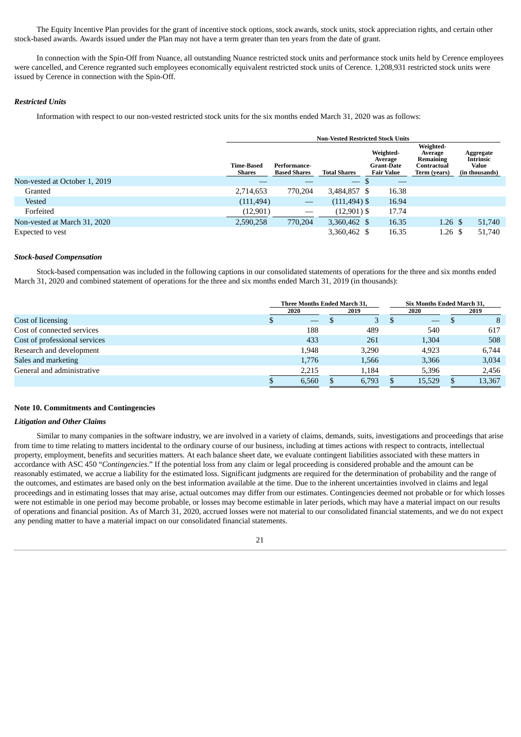The Equity Incentive Plan provides for the grant of incentive stock options, stock awards, stock units, stock appreciation rights, and certain other stock-based awards. Awards issued under the Plan may not have a term greater than ten years from the date of grant.

In connection with the Spin-Off from Nuance, all outstanding Nuance restricted stock units and performance stock units held by Cerence employees were cancelled, and Cerence regranted such employees economically equivalent restricted stock units of Cerence. 1,208,931 restricted stock units were issued by Cerence in connection with the Spin-Off.

***Restricted Units***

Information with respect to our non-vested restricted stock units for the six months ended March 31, 2020 was as follows:

| | Non-Vested Restricted Stock Units | | | | | |
|---|---|---|---|---|---|---|
| | Time-Based Shares | Performance-Based Shares | Total Shares | Weighted-Average Grant-Date Fair Value | Weighted-Average Remaining Contractual Term (years) | Aggregate Intrinsic Value (in thousands) |
| Non-vested at October 1, 2019 | — | — | — | $ — | | |
| Granted | 2,714,653 | 770,204 | 3,484,857 | $ 16.38 | | |
| Vested | (111,494) | — | (111,494) | $ 16.94 | | |
| Forfeited | (12,901) | — | (12,901) | $ 17.74 | | |
| Non-vested at March 31, 2020 | 2,590,258 | 770,204 | 3,360,462 | $ 16.35 | 1.26 | $ 51,740 |
| Expected to vest | | | 3,360,462 | $ 16.35 | 1.26 | $ 51,740 |

***Stock-based Compensation***

Stock-based compensation was included in the following captions in our consolidated statements of operations for the three and six months ended March 31, 2020 and combined statement of operations for the three and six months ended March 31, 2019 (in thousands):

| | Three Months Ended March 31, | | Six Months Ended March 31, | |
|---|---|---|---|---|
| | 2020 | 2019 | 2020 | 2019 |
| Cost of licensing | $ — | $ 3 | $ — | $ 8 |
| Cost of connected services | 188 | 489 | 540 | 617 |
| Cost of professional services | 433 | 261 | 1,304 | 508 |
| Research and development | 1,948 | 3,290 | 4,923 | 6,744 |
| Sales and marketing | 1,776 | 1,566 | 3,366 | 3,034 |
| General and administrative | 2,215 | 1,184 | 5,396 | 2,456 |
| | $ 6,560 | $ 6,793 | $ 15,529 | $ 13,367 |

**Note 10. Commitments and Contingencies**

***Litigation and Other Claims***

Similar to many companies in the software industry, we are involved in a variety of claims, demands, suits, investigations and proceedings that arise from time to time relating to matters incidental to the ordinary course of our business, including at times actions with respect to contracts, intellectual property, employment, benefits and securities matters. At each balance sheet date, we evaluate contingent liabilities associated with these matters in accordance with ASC 450 "*Contingencies*." If the potential loss from any claim or legal proceeding is considered probable and the amount can be reasonably estimated, we accrue a liability for the estimated loss. Significant judgments are required for the determination of probability and the range of the outcomes, and estimates are based only on the best information available at the time. Due to the inherent uncertainties involved in claims and legal proceedings and in estimating losses that may arise, actual outcomes may differ from our estimates. Contingencies deemed not probable or for which losses were not estimable in one period may become probable, or losses may become estimable in later periods, which may have a material impact on our results of operations and financial position. As of March 31, 2020, accrued losses were not material to our consolidated financial statements, and we do not expect any pending matter to have a material impact on our consolidated financial statements.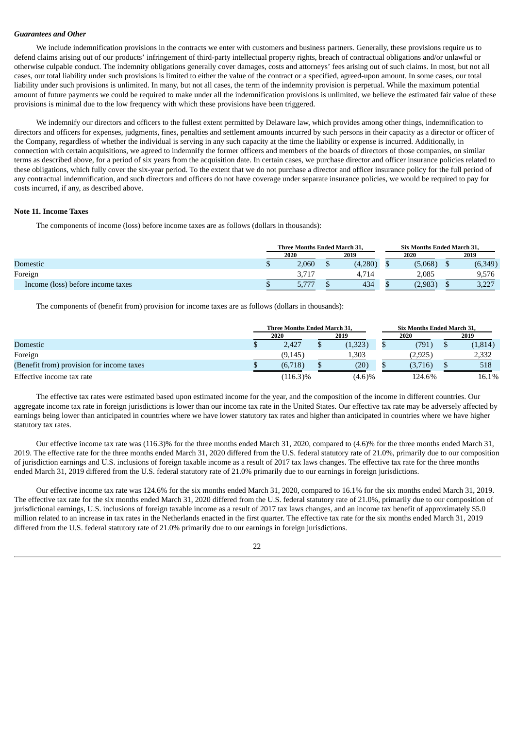***Guarantees and Other***

We include indemnification provisions in the contracts we enter with customers and business partners. Generally, these provisions require us to defend claims arising out of our products' infringement of third-party intellectual property rights, breach of contractual obligations and/or unlawful or otherwise culpable conduct. The indemnity obligations generally cover damages, costs and attorneys' fees arising out of such claims. In most, but not all cases, our total liability under such provisions is limited to either the value of the contract or a specified, agreed-upon amount. In some cases, our total liability under such provisions is unlimited. In many, but not all cases, the term of the indemnity provision is perpetual. While the maximum potential amount of future payments we could be required to make under all the indemnification provisions is unlimited, we believe the estimated fair value of these provisions is minimal due to the low frequency with which these provisions have been triggered.

We indemnify our directors and officers to the fullest extent permitted by Delaware law, which provides among other things, indemnification to directors and officers for expenses, judgments, fines, penalties and settlement amounts incurred by such persons in their capacity as a director or officer of the Company, regardless of whether the individual is serving in any such capacity at the time the liability or expense is incurred. Additionally, in connection with certain acquisitions, we agreed to indemnify the former officers and members of the boards of directors of those companies, on similar terms as described above, for a period of six years from the acquisition date. In certain cases, we purchase director and officer insurance policies related to these obligations, which fully cover the six-year period. To the extent that we do not purchase a director and officer insurance policy for the full period of any contractual indemnification, and such directors and officers do not have coverage under separate insurance policies, we would be required to pay for costs incurred, if any, as described above.

**Note 11. Income Taxes**

The components of income (loss) before income taxes are as follows (dollars in thousands):

| | Three Months Ended March 31, | | Six Months Ended March 31, | |
|---|---|---|---|---|
| | 2020 | 2019 | 2020 | 2019 |
| Domestic | $ 2,060 | $ (4,280) | $ (5,068) | $ (6,349) |
| Foreign | 3,717 | 4,714 | 2,085 | 9,576 |
| Income (loss) before income taxes | $ 5,777 | $ 434 | $ (2,983) | $ 3,227 |

The components of (benefit from) provision for income taxes are as follows (dollars in thousands):

| | Three Months Ended March 31, | | Six Months Ended March 31, | |
|---|---|---|---|---|
| | 2020 | 2019 | 2020 | 2019 |
| Domestic | $ 2,427 | $ (1,323) | $ (791) | $ (1,814) |
| Foreign | (9,145) | 1,303 | (2,925) | 2,332 |
| (Benefit from) provision for income taxes | $ (6,718) | $ (20) | $ (3,716) | $ 518 |
| Effective income tax rate | (116.3)% | (4.6)% | 124.6% | 16.1% |

The effective tax rates were estimated based upon estimated income for the year, and the composition of the income in different countries. Our aggregate income tax rate in foreign jurisdictions is lower than our income tax rate in the United States. Our effective tax rate may be adversely affected by earnings being lower than anticipated in countries where we have lower statutory tax rates and higher than anticipated in countries where we have higher statutory tax rates.

Our effective income tax rate was (116.3)% for the three months ended March 31, 2020, compared to (4.6)% for the three months ended March 31, 2019. The effective rate for the three months ended March 31, 2020 differed from the U.S. federal statutory rate of 21.0%, primarily due to our composition of jurisdiction earnings and U.S. inclusions of foreign taxable income as a result of 2017 tax laws changes. The effective tax rate for the three months ended March 31, 2019 differed from the U.S. federal statutory rate of 21.0% primarily due to our earnings in foreign jurisdictions.

Our effective income tax rate was 124.6% for the six months ended March 31, 2020, compared to 16.1% for the six months ended March 31, 2019. The effective tax rate for the six months ended March 31, 2020 differed from the U.S. federal statutory rate of 21.0%, primarily due to our composition of jurisdictional earnings, U.S. inclusions of foreign taxable income as a result of 2017 tax laws changes, and an income tax benefit of approximately $5.0 million related to an increase in tax rates in the Netherlands enacted in the first quarter. The effective tax rate for the six months ended March 31, 2019 differed from the U.S. federal statutory rate of 21.0% primarily due to our earnings in foreign jurisdictions.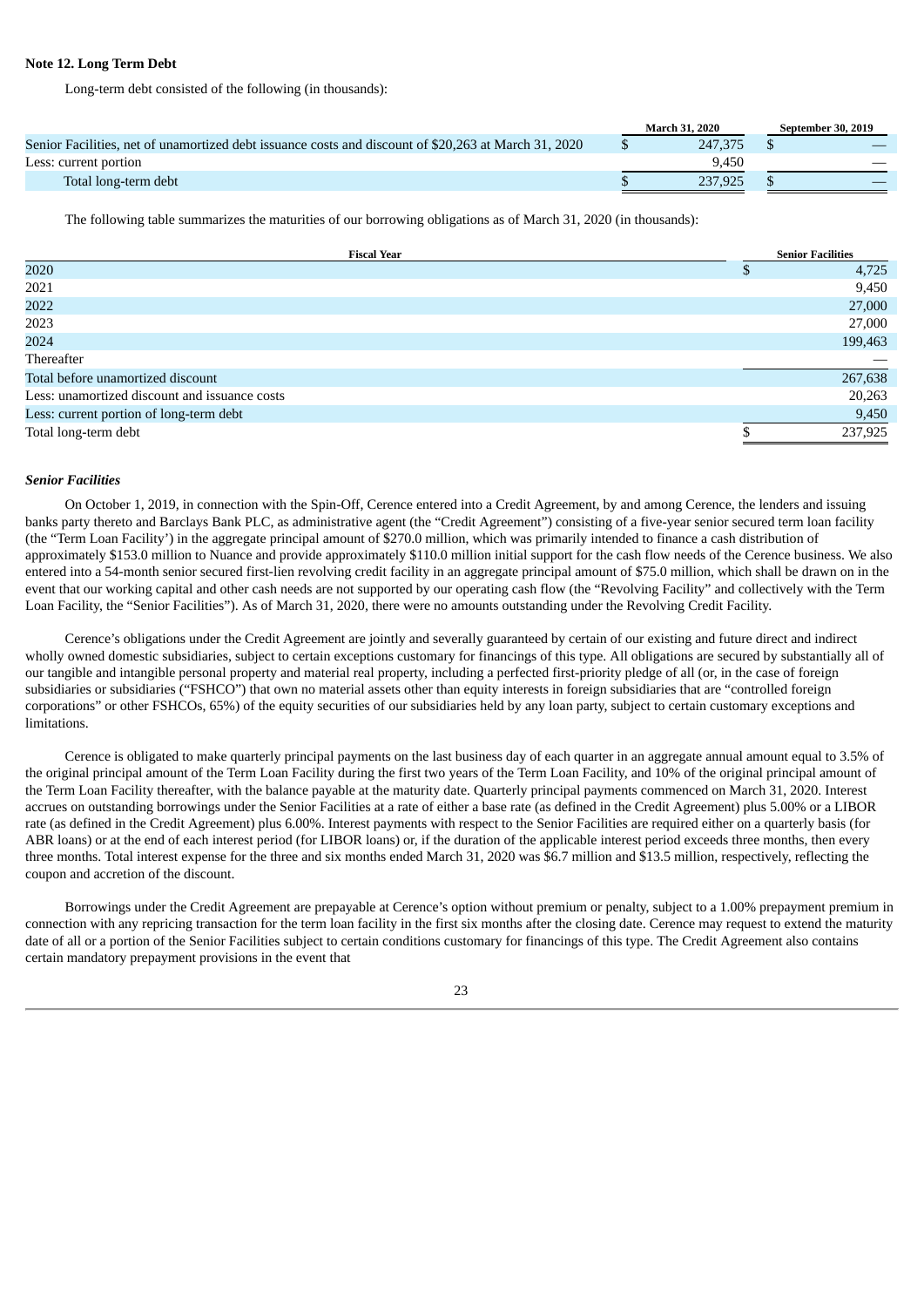**Note 12. Long Term Debt**

Long-term debt consisted of the following (in thousands):

| | March 31, 2020 | September 30, 2019 |
|---|---|---|
| Senior Facilities, net of unamortized debt issuance costs and discount of $20,263 at March 31, 2020 | $ 247,375 | $ — |
| Less: current portion | 9,450 | — |
| Total long-term debt | $ 237,925 | $ — |

The following table summarizes the maturities of our borrowing obligations as of March 31, 2020 (in thousands):

| Fiscal Year | Senior Facilities |
|---|---|
| 2020 | $ 4,725 |
| 2021 | 9,450 |
| 2022 | 27,000 |
| 2023 | 27,000 |
| 2024 | 199,463 |
| Thereafter | — |
| Total before unamortized discount | 267,638 |
| Less: unamortized discount and issuance costs | 20,263 |
| Less: current portion of long-term debt | 9,450 |
| Total long-term debt | $ 237,925 |

***Senior Facilities***

On October 1, 2019, in connection with the Spin-Off, Cerence entered into a Credit Agreement, by and among Cerence, the lenders and issuing banks party thereto and Barclays Bank PLC, as administrative agent (the "Credit Agreement") consisting of a five-year senior secured term loan facility (the "Term Loan Facility') in the aggregate principal amount of $270.0 million, which was primarily intended to finance a cash distribution of approximately $153.0 million to Nuance and provide approximately $110.0 million initial support for the cash flow needs of the Cerence business. We also entered into a 54-month senior secured first-lien revolving credit facility in an aggregate principal amount of $75.0 million, which shall be drawn on in the event that our working capital and other cash needs are not supported by our operating cash flow (the "Revolving Facility" and collectively with the Term Loan Facility, the "Senior Facilities"). As of March 31, 2020, there were no amounts outstanding under the Revolving Credit Facility.

Cerence's obligations under the Credit Agreement are jointly and severally guaranteed by certain of our existing and future direct and indirect wholly owned domestic subsidiaries, subject to certain exceptions customary for financings of this type. All obligations are secured by substantially all of our tangible and intangible personal property and material real property, including a perfected first-priority pledge of all (or, in the case of foreign subsidiaries or subsidiaries ("FSHCO") that own no material assets other than equity interests in foreign subsidiaries that are "controlled foreign corporations" or other FSHCOs, 65%) of the equity securities of our subsidiaries held by any loan party, subject to certain customary exceptions and limitations.

Cerence is obligated to make quarterly principal payments on the last business day of each quarter in an aggregate annual amount equal to 3.5% of the original principal amount of the Term Loan Facility during the first two years of the Term Loan Facility, and 10% of the original principal amount of the Term Loan Facility thereafter, with the balance payable at the maturity date. Quarterly principal payments commenced on March 31, 2020. Interest accrues on outstanding borrowings under the Senior Facilities at a rate of either a base rate (as defined in the Credit Agreement) plus 5.00% or a LIBOR rate (as defined in the Credit Agreement) plus 6.00%. Interest payments with respect to the Senior Facilities are required either on a quarterly basis (for ABR loans) or at the end of each interest period (for LIBOR loans) or, if the duration of the applicable interest period exceeds three months, then every three months. Total interest expense for the three and six months ended March 31, 2020 was $6.7 million and $13.5 million, respectively, reflecting the coupon and accretion of the discount.

Borrowings under the Credit Agreement are prepayable at Cerence's option without premium or penalty, subject to a 1.00% prepayment premium in connection with any repricing transaction for the term loan facility in the first six months after the closing date. Cerence may request to extend the maturity date of all or a portion of the Senior Facilities subject to certain conditions customary for financings of this type. The Credit Agreement also contains certain mandatory prepayment provisions in the event that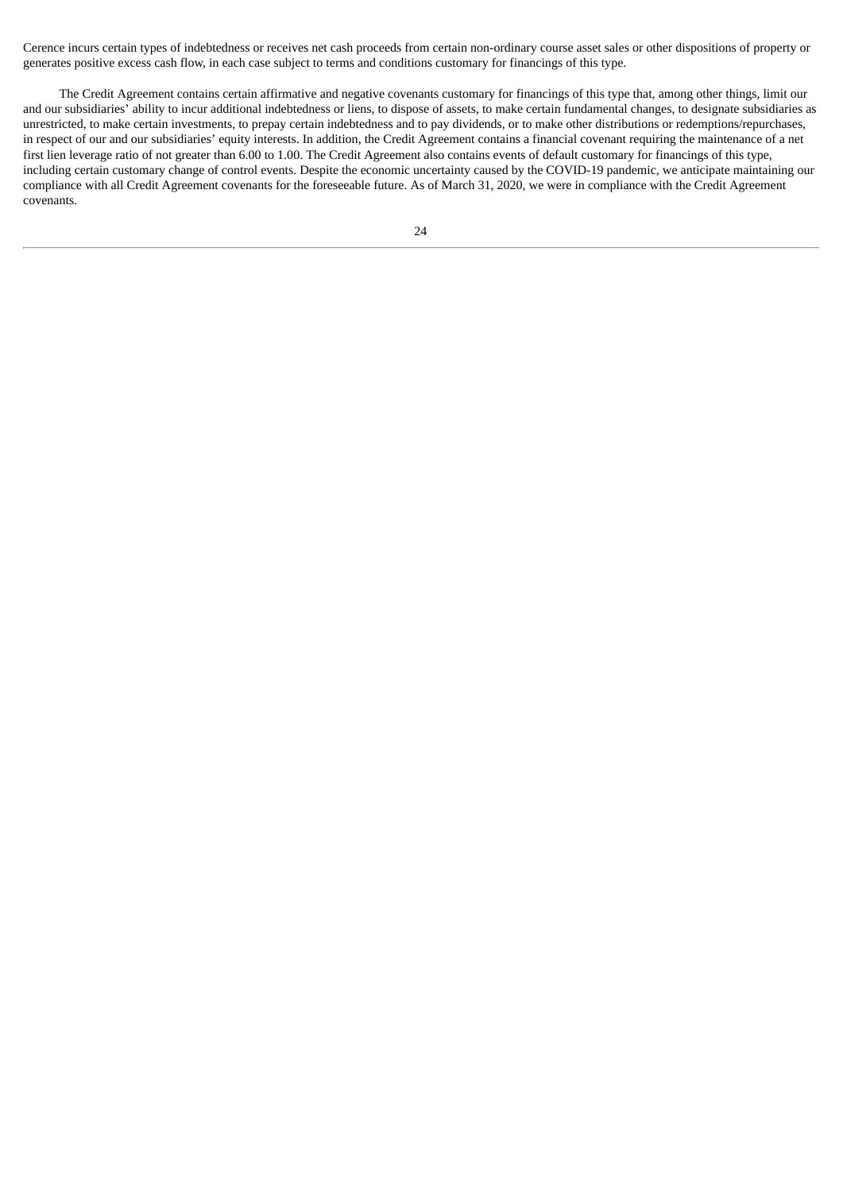Cerence incurs certain types of indebtedness or receives net cash proceeds from certain non-ordinary course asset sales or other dispositions of property or generates positive excess cash flow, in each case subject to terms and conditions customary for financings of this type.

The Credit Agreement contains certain affirmative and negative covenants customary for financings of this type that, among other things, limit our and our subsidiaries' ability to incur additional indebtedness or liens, to dispose of assets, to make certain fundamental changes, to designate subsidiaries as unrestricted, to make certain investments, to prepay certain indebtedness and to pay dividends, or to make other distributions or redemptions/repurchases, in respect of our and our subsidiaries' equity interests. In addition, the Credit Agreement contains a financial covenant requiring the maintenance of a net first lien leverage ratio of not greater than 6.00 to 1.00. The Credit Agreement also contains events of default customary for financings of this type, including certain customary change of control events. Despite the economic uncertainty caused by the COVID-19 pandemic, we anticipate maintaining our compliance with all Credit Agreement covenants for the foreseeable future. As of March 31, 2020, we were in compliance with the Credit Agreement covenants.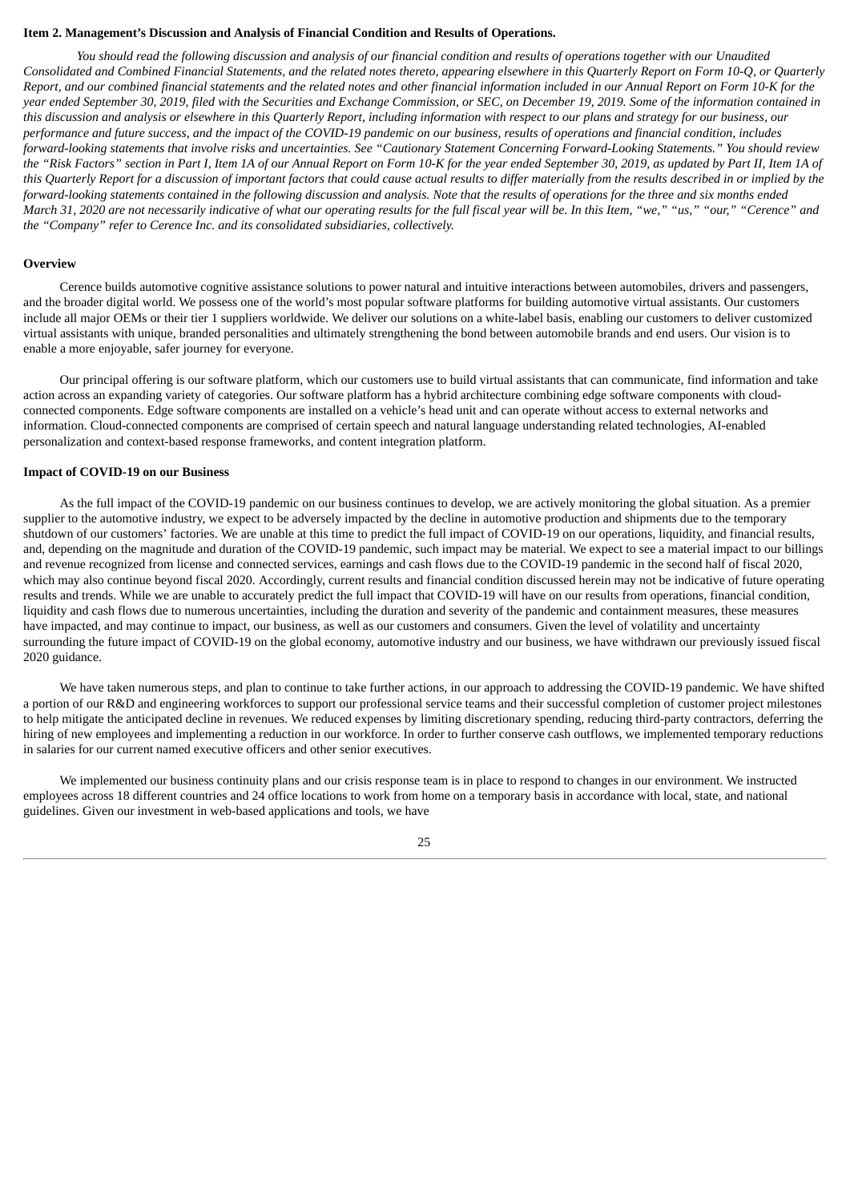**Item 2. Management's Discussion and Analysis of Financial Condition and Results of Operations.**

*You should read the following discussion and analysis of our financial condition and results of operations together with our Unaudited Consolidated and Combined Financial Statements, and the related notes thereto, appearing elsewhere in this Quarterly Report on Form 10-Q, or Quarterly Report, and our combined financial statements and the related notes and other financial information included in our Annual Report on Form 10-K for the year ended September 30, 2019, filed with the Securities and Exchange Commission, or SEC, on December 19, 2019. Some of the information contained in this discussion and analysis or elsewhere in this Quarterly Report, including information with respect to our plans and strategy for our business, our performance and future success, and the impact of the COVID-19 pandemic on our business, results of operations and financial condition, includes forward-looking statements that involve risks and uncertainties. See "Cautionary Statement Concerning Forward-Looking Statements." You should review the "Risk Factors" section in Part I, Item 1A of our Annual Report on Form 10-K for the year ended September 30, 2019, as updated by Part II, Item 1A of this Quarterly Report for a discussion of important factors that could cause actual results to differ materially from the results described in or implied by the forward-looking statements contained in the following discussion and analysis. Note that the results of operations for the three and six months ended March 31, 2020 are not necessarily indicative of what our operating results for the full fiscal year will be. In this Item, "we," "us," "our," "Cerence" and the "Company" refer to Cerence Inc. and its consolidated subsidiaries, collectively.*

**Overview**

Cerence builds automotive cognitive assistance solutions to power natural and intuitive interactions between automobiles, drivers and passengers, and the broader digital world. We possess one of the world's most popular software platforms for building automotive virtual assistants. Our customers include all major OEMs or their tier 1 suppliers worldwide. We deliver our solutions on a white-label basis, enabling our customers to deliver customized virtual assistants with unique, branded personalities and ultimately strengthening the bond between automobile brands and end users. Our vision is to enable a more enjoyable, safer journey for everyone.

Our principal offering is our software platform, which our customers use to build virtual assistants that can communicate, find information and take action across an expanding variety of categories. Our software platform has a hybrid architecture combining edge software components with cloud-connected components. Edge software components are installed on a vehicle's head unit and can operate without access to external networks and information. Cloud-connected components are comprised of certain speech and natural language understanding related technologies, AI-enabled personalization and context-based response frameworks, and content integration platform.

**Impact of COVID-19 on our Business**

As the full impact of the COVID-19 pandemic on our business continues to develop, we are actively monitoring the global situation. As a premier supplier to the automotive industry, we expect to be adversely impacted by the decline in automotive production and shipments due to the temporary shutdown of our customers' factories. We are unable at this time to predict the full impact of COVID-19 on our operations, liquidity, and financial results, and, depending on the magnitude and duration of the COVID-19 pandemic, such impact may be material. We expect to see a material impact to our billings and revenue recognized from license and connected services, earnings and cash flows due to the COVID-19 pandemic in the second half of fiscal 2020, which may also continue beyond fiscal 2020. Accordingly, current results and financial condition discussed herein may not be indicative of future operating results and trends. While we are unable to accurately predict the full impact that COVID-19 will have on our results from operations, financial condition, liquidity and cash flows due to numerous uncertainties, including the duration and severity of the pandemic and containment measures, these measures have impacted, and may continue to impact, our business, as well as our customers and consumers. Given the level of volatility and uncertainty surrounding the future impact of COVID-19 on the global economy, automotive industry and our business, we have withdrawn our previously issued fiscal 2020 guidance.

We have taken numerous steps, and plan to continue to take further actions, in our approach to addressing the COVID-19 pandemic. We have shifted a portion of our R&D and engineering workforces to support our professional service teams and their successful completion of customer project milestones to help mitigate the anticipated decline in revenues. We reduced expenses by limiting discretionary spending, reducing third-party contractors, deferring the hiring of new employees and implementing a reduction in our workforce. In order to further conserve cash outflows, we implemented temporary reductions in salaries for our current named executive officers and other senior executives.

We implemented our business continuity plans and our crisis response team is in place to respond to changes in our environment. We instructed employees across 18 different countries and 24 office locations to work from home on a temporary basis in accordance with local, state, and national guidelines. Given our investment in web-based applications and tools, we have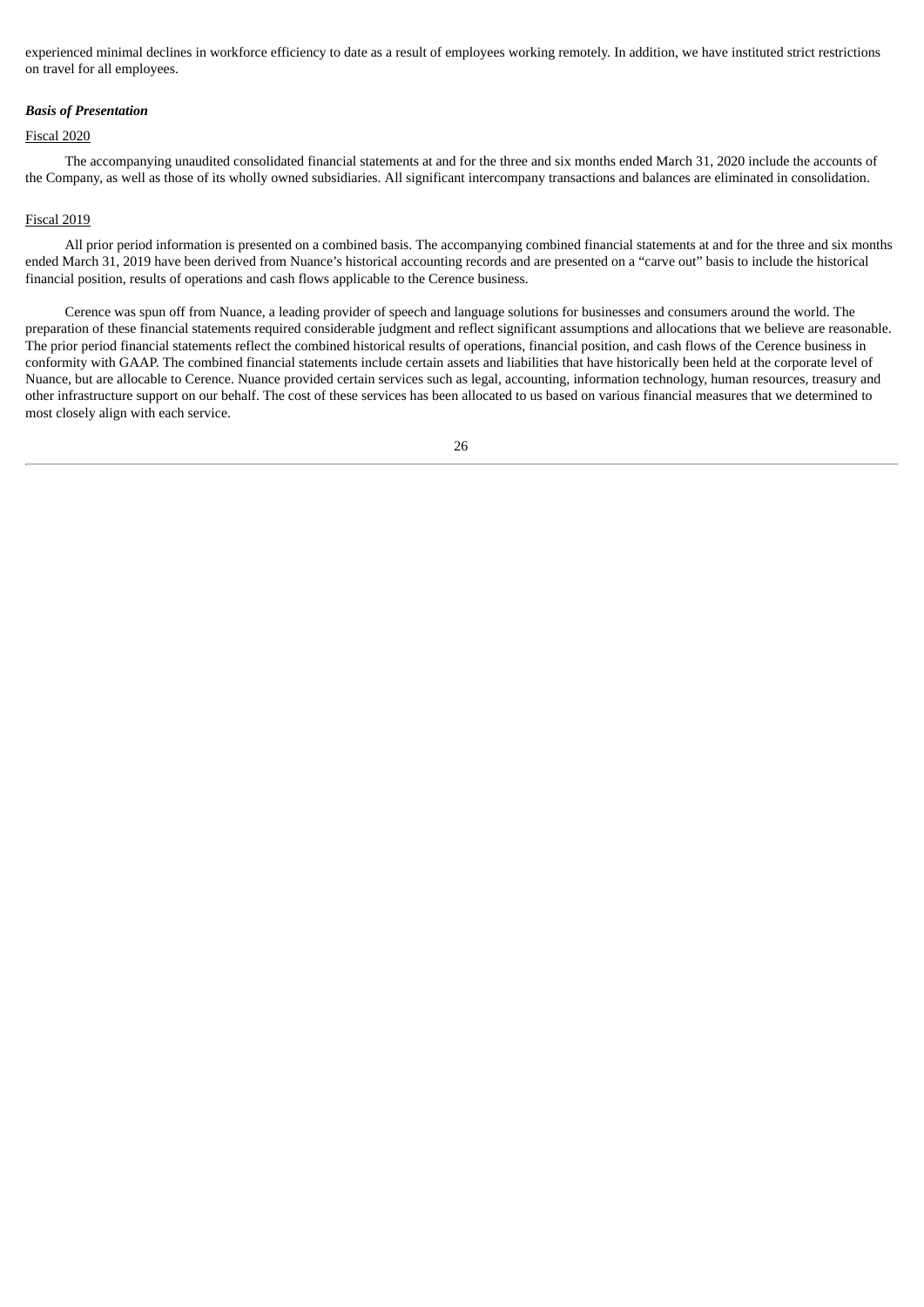experienced minimal declines in workforce efficiency to date as a result of employees working remotely. In addition, we have instituted strict restrictions on travel for all employees.

***Basis of Presentation***

Fiscal 2020

The accompanying unaudited consolidated financial statements at and for the three and six months ended March 31, 2020 include the accounts of the Company, as well as those of its wholly owned subsidiaries. All significant intercompany transactions and balances are eliminated in consolidation.

Fiscal 2019

All prior period information is presented on a combined basis. The accompanying combined financial statements at and for the three and six months ended March 31, 2019 have been derived from Nuance's historical accounting records and are presented on a "carve out" basis to include the historical financial position, results of operations and cash flows applicable to the Cerence business.

Cerence was spun off from Nuance, a leading provider of speech and language solutions for businesses and consumers around the world. The preparation of these financial statements required considerable judgment and reflect significant assumptions and allocations that we believe are reasonable. The prior period financial statements reflect the combined historical results of operations, financial position, and cash flows of the Cerence business in conformity with GAAP. The combined financial statements include certain assets and liabilities that have historically been held at the corporate level of Nuance, but are allocable to Cerence. Nuance provided certain services such as legal, accounting, information technology, human resources, treasury and other infrastructure support on our behalf. The cost of these services has been allocated to us based on various financial measures that we determined to most closely align with each service.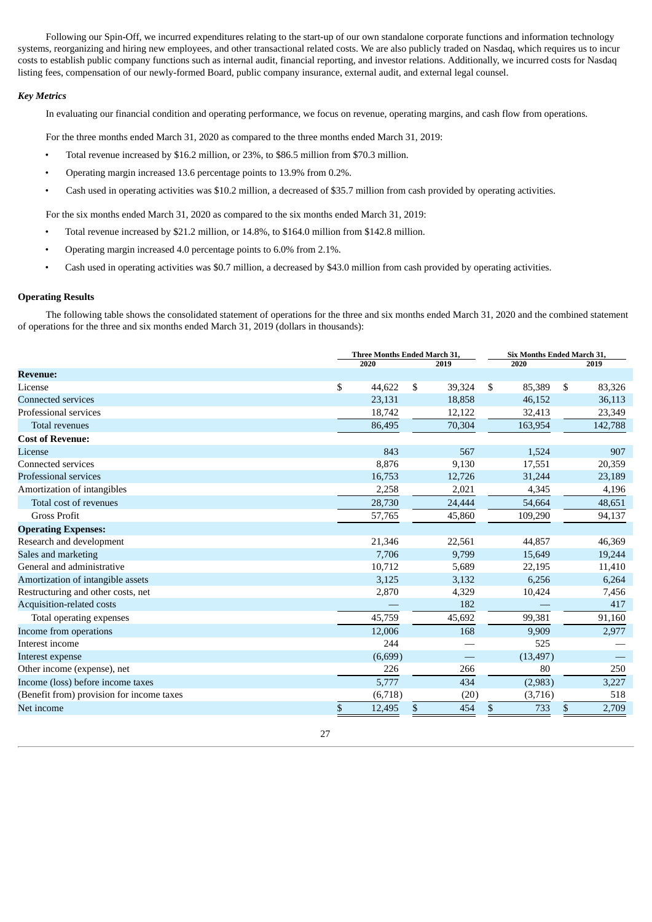Following our Spin-Off, we incurred expenditures relating to the start-up of our own standalone corporate functions and information technology systems, reorganizing and hiring new employees, and other transactional related costs. We are also publicly traded on Nasdaq, which requires us to incur costs to establish public company functions such as internal audit, financial reporting, and investor relations. Additionally, we incurred costs for Nasdaq listing fees, compensation of our newly-formed Board, public company insurance, external audit, and external legal counsel.

### *Key Metrics*

In evaluating our financial condition and operating performance, we focus on revenue, operating margins, and cash flow from operations.

For the three months ended March 31, 2020 as compared to the three months ended March 31, 2019:

- Total revenue increased by $16.2 million, or 23%, to $86.5 million from $70.3 million.
- Operating margin increased 13.6 percentage points to 13.9% from 0.2%.
- Cash used in operating activities was $10.2 million, a decreased of $35.7 million from cash provided by operating activities.

For the six months ended March 31, 2020 as compared to the six months ended March 31, 2019:

- Total revenue increased by $21.2 million, or 14.8%, to $164.0 million from $142.8 million.
- Operating margin increased 4.0 percentage points to 6.0% from 2.1%.
- Cash used in operating activities was $0.7 million, a decreased by $43.0 million from cash provided by operating activities.

### **Operating Results**

The following table shows the consolidated statement of operations for the three and six months ended March 31, 2020 and the combined statement of operations for the three and six months ended March 31, 2019 (dollars in thousands):

| | Three Months Ended March 31, | | Six Months Ended March 31, | |
|---|---|---|---|---|
| | 2020 | 2019 | 2020 | 2019 |
| **Revenue:** | | | | |
| License | $ 44,622 | $ 39,324 | $ 85,389 | $ 83,326 |
| Connected services | 23,131 | 18,858 | 46,152 | 36,113 |
| Professional services | 18,742 | 12,122 | 32,413 | 23,349 |
| Total revenues | 86,495 | 70,304 | 163,954 | 142,788 |
| **Cost of Revenue:** | | | | |
| License | 843 | 567 | 1,524 | 907 |
| Connected services | 8,876 | 9,130 | 17,551 | 20,359 |
| Professional services | 16,753 | 12,726 | 31,244 | 23,189 |
| Amortization of intangibles | 2,258 | 2,021 | 4,345 | 4,196 |
| Total cost of revenues | 28,730 | 24,444 | 54,664 | 48,651 |
| Gross Profit | 57,765 | 45,860 | 109,290 | 94,137 |
| **Operating Expenses:** | | | | |
| Research and development | 21,346 | 22,561 | 44,857 | 46,369 |
| Sales and marketing | 7,706 | 9,799 | 15,649 | 19,244 |
| General and administrative | 10,712 | 5,689 | 22,195 | 11,410 |
| Amortization of intangible assets | 3,125 | 3,132 | 6,256 | 6,264 |
| Restructuring and other costs, net | 2,870 | 4,329 | 10,424 | 7,456 |
| Acquisition-related costs | — | 182 | — | 417 |
| Total operating expenses | 45,759 | 45,692 | 99,381 | 91,160 |
| Income from operations | 12,006 | 168 | 9,909 | 2,977 |
| Interest income | 244 | — | 525 | — |
| Interest expense | (6,699) | — | (13,497) | — |
| Other income (expense), net | 226 | 266 | 80 | 250 |
| Income (loss) before income taxes | 5,777 | 434 | (2,983) | 3,227 |
| (Benefit from) provision for income taxes | (6,718) | (20) | (3,716) | 518 |
| Net income | $ 12,495 | $ 454 | $ 733 | $ 2,709 |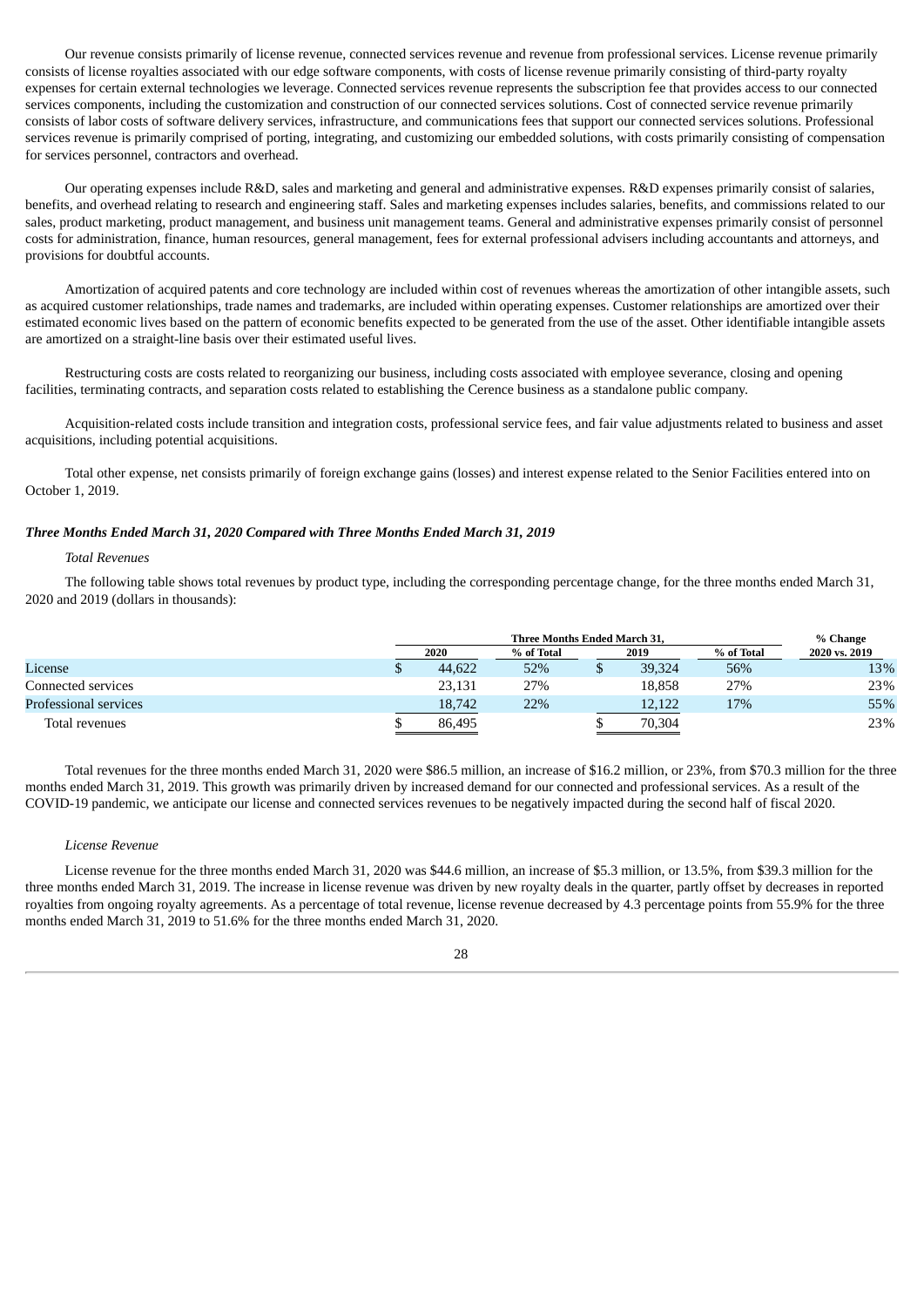Our revenue consists primarily of license revenue, connected services revenue and revenue from professional services. License revenue primarily consists of license royalties associated with our edge software components, with costs of license revenue primarily consisting of third-party royalty expenses for certain external technologies we leverage. Connected services revenue represents the subscription fee that provides access to our connected services components, including the customization and construction of our connected services solutions. Cost of connected service revenue primarily consists of labor costs of software delivery services, infrastructure, and communications fees that support our connected services solutions. Professional services revenue is primarily comprised of porting, integrating, and customizing our embedded solutions, with costs primarily consisting of compensation for services personnel, contractors and overhead.

Our operating expenses include R&D, sales and marketing and general and administrative expenses. R&D expenses primarily consist of salaries, benefits, and overhead relating to research and engineering staff. Sales and marketing expenses includes salaries, benefits, and commissions related to our sales, product marketing, product management, and business unit management teams. General and administrative expenses primarily consist of personnel costs for administration, finance, human resources, general management, fees for external professional advisers including accountants and attorneys, and provisions for doubtful accounts.

Amortization of acquired patents and core technology are included within cost of revenues whereas the amortization of other intangible assets, such as acquired customer relationships, trade names and trademarks, are included within operating expenses. Customer relationships are amortized over their estimated economic lives based on the pattern of economic benefits expected to be generated from the use of the asset. Other identifiable intangible assets are amortized on a straight-line basis over their estimated useful lives.

Restructuring costs are costs related to reorganizing our business, including costs associated with employee severance, closing and opening facilities, terminating contracts, and separation costs related to establishing the Cerence business as a standalone public company.

Acquisition-related costs include transition and integration costs, professional service fees, and fair value adjustments related to business and asset acquisitions, including potential acquisitions.

Total other expense, net consists primarily of foreign exchange gains (losses) and interest expense related to the Senior Facilities entered into on October 1, 2019.

***Three Months Ended March 31, 2020 Compared with Three Months Ended March 31, 2019***

*Total Revenues*

The following table shows total revenues by product type, including the corresponding percentage change, for the three months ended March 31, 2020 and 2019 (dollars in thousands):

| | Three Months Ended March 31, | | | | % Change |
|---|---|---|---|---|---|
| | 2020 | % of Total | 2019 | % of Total | 2020 vs. 2019 |
| License | $ 44,622 | 52% | $ 39,324 | 56% | 13% |
| Connected services | 23,131 | 27% | 18,858 | 27% | 23% |
| Professional services | 18,742 | 22% | 12,122 | 17% | 55% |
| Total revenues | $ 86,495 | | $ 70,304 | | 23% |

Total revenues for the three months ended March 31, 2020 were $86.5 million, an increase of $16.2 million, or 23%, from $70.3 million for the three months ended March 31, 2019. This growth was primarily driven by increased demand for our connected and professional services. As a result of the COVID-19 pandemic, we anticipate our license and connected services revenues to be negatively impacted during the second half of fiscal 2020.

*License Revenue*

License revenue for the three months ended March 31, 2020 was $44.6 million, an increase of $5.3 million, or 13.5%, from $39.3 million for the three months ended March 31, 2019. The increase in license revenue was driven by new royalty deals in the quarter, partly offset by decreases in reported royalties from ongoing royalty agreements. As a percentage of total revenue, license revenue decreased by 4.3 percentage points from 55.9% for the three months ended March 31, 2019 to 51.6% for the three months ended March 31, 2020.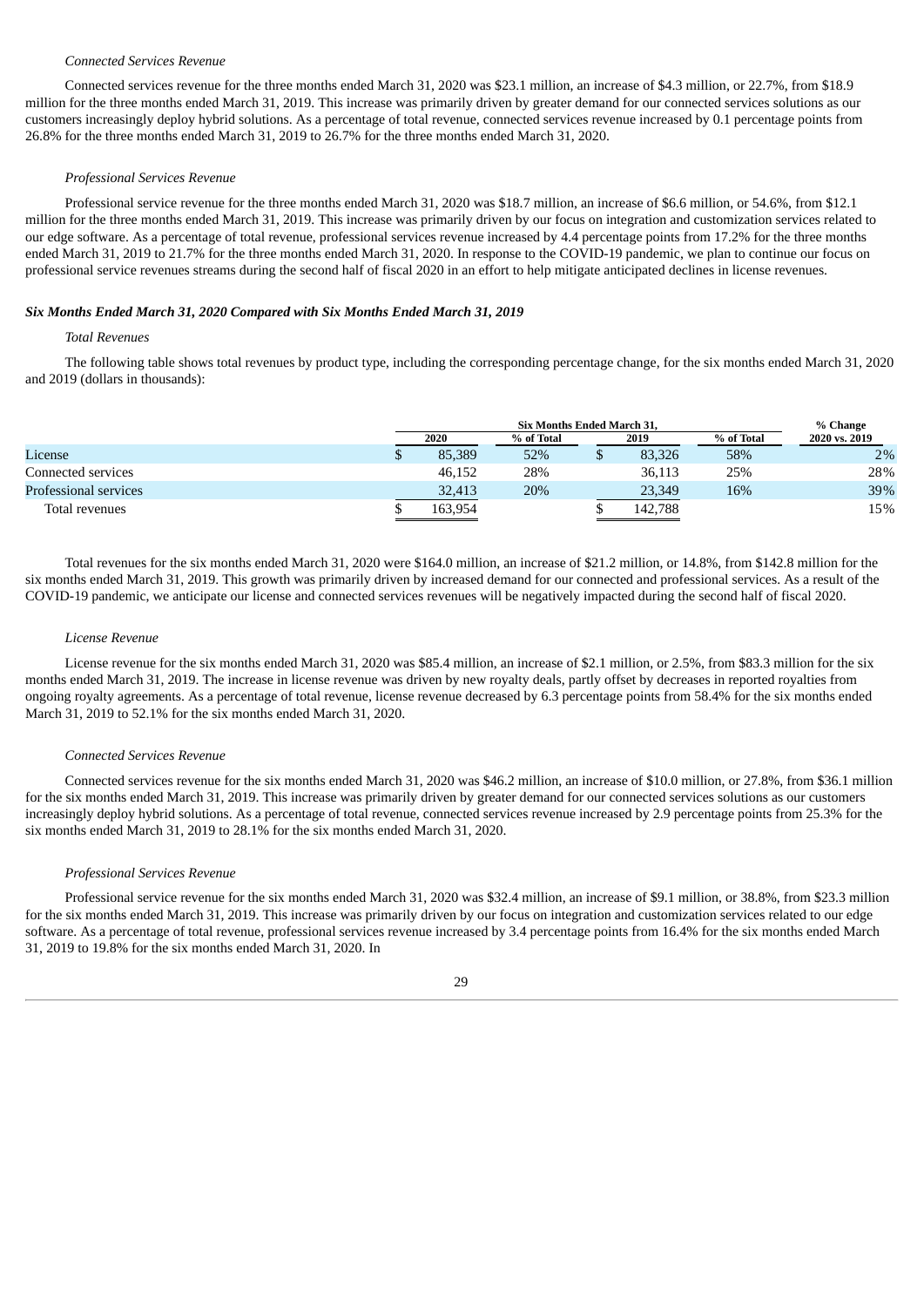*Connected Services Revenue*

Connected services revenue for the three months ended March 31, 2020 was $23.1 million, an increase of $4.3 million, or 22.7%, from $18.9 million for the three months ended March 31, 2019. This increase was primarily driven by greater demand for our connected services solutions as our customers increasingly deploy hybrid solutions. As a percentage of total revenue, connected services revenue increased by 0.1 percentage points from 26.8% for the three months ended March 31, 2019 to 26.7% for the three months ended March 31, 2020.

*Professional Services Revenue*

Professional service revenue for the three months ended March 31, 2020 was $18.7 million, an increase of $6.6 million, or 54.6%, from $12.1 million for the three months ended March 31, 2019. This increase was primarily driven by our focus on integration and customization services related to our edge software. As a percentage of total revenue, professional services revenue increased by 4.4 percentage points from 17.2% for the three months ended March 31, 2019 to 21.7% for the three months ended March 31, 2020. In response to the COVID-19 pandemic, we plan to continue our focus on professional service revenues streams during the second half of fiscal 2020 in an effort to help mitigate anticipated declines in license revenues.

***Six Months Ended March 31, 2020 Compared with Six Months Ended March 31, 2019***

*Total Revenues*

The following table shows total revenues by product type, including the corresponding percentage change, for the six months ended March 31, 2020 and 2019 (dollars in thousands):

| | Six Months Ended March 31, | | | | % Change |
|---|---|---|---|---|---|
| | 2020 | % of Total | 2019 | % of Total | 2020 vs. 2019 |
| License | $ 85,389 | 52% | $ 83,326 | 58% | 2% |
| Connected services | 46,152 | 28% | 36,113 | 25% | 28% |
| Professional services | 32,413 | 20% | 23,349 | 16% | 39% |
| Total revenues | $ 163,954 | | $ 142,788 | | 15% |

Total revenues for the six months ended March 31, 2020 were $164.0 million, an increase of $21.2 million, or 14.8%, from $142.8 million for the six months ended March 31, 2019. This growth was primarily driven by increased demand for our connected and professional services. As a result of the COVID-19 pandemic, we anticipate our license and connected services revenues will be negatively impacted during the second half of fiscal 2020.

*License Revenue*

License revenue for the six months ended March 31, 2020 was $85.4 million, an increase of $2.1 million, or 2.5%, from $83.3 million for the six months ended March 31, 2019. The increase in license revenue was driven by new royalty deals, partly offset by decreases in reported royalties from ongoing royalty agreements. As a percentage of total revenue, license revenue decreased by 6.3 percentage points from 58.4% for the six months ended March 31, 2019 to 52.1% for the six months ended March 31, 2020.

*Connected Services Revenue*

Connected services revenue for the six months ended March 31, 2020 was $46.2 million, an increase of $10.0 million, or 27.8%, from $36.1 million for the six months ended March 31, 2019. This increase was primarily driven by greater demand for our connected services solutions as our customers increasingly deploy hybrid solutions. As a percentage of total revenue, connected services revenue increased by 2.9 percentage points from 25.3% for the six months ended March 31, 2019 to 28.1% for the six months ended March 31, 2020.

*Professional Services Revenue*

Professional service revenue for the six months ended March 31, 2020 was $32.4 million, an increase of $9.1 million, or 38.8%, from $23.3 million for the six months ended March 31, 2019. This increase was primarily driven by our focus on integration and customization services related to our edge software. As a percentage of total revenue, professional services revenue increased by 3.4 percentage points from 16.4% for the six months ended March 31, 2019 to 19.8% for the six months ended March 31, 2020. In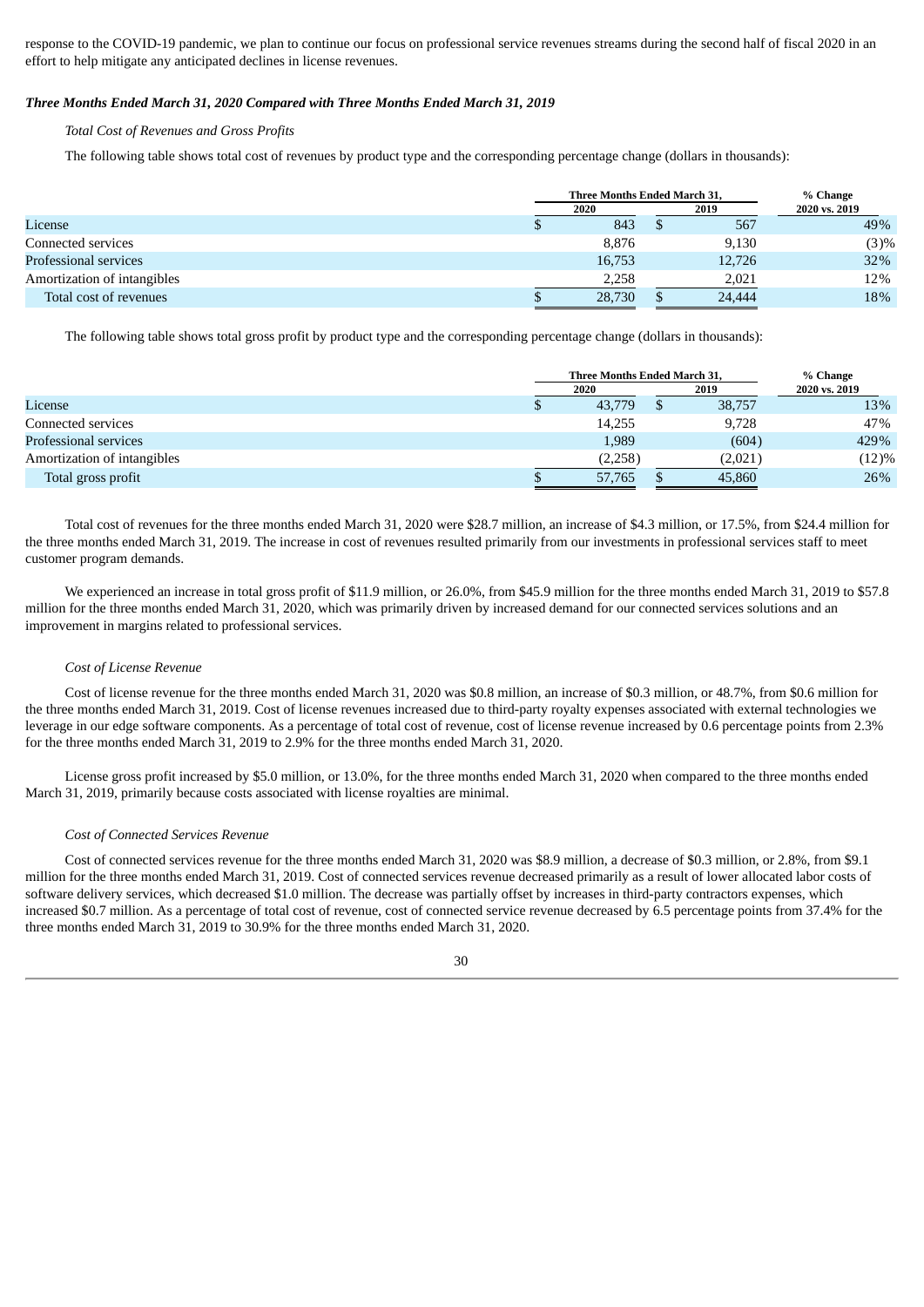response to the COVID-19 pandemic, we plan to continue our focus on professional service revenues streams during the second half of fiscal 2020 in an effort to help mitigate any anticipated declines in license revenues.

***Three Months Ended March 31, 2020 Compared with Three Months Ended March 31, 2019***

*Total Cost of Revenues and Gross Profits*

The following table shows total cost of revenues by product type and the corresponding percentage change (dollars in thousands):

| | Three Months Ended March 31, | | % Change |
|---|---|---|---|
| | 2020 | 2019 | 2020 vs. 2019 |
| License | $ 843 | $ 567 | 49% |
| Connected services | 8,876 | 9,130 | (3)% |
| Professional services | 16,753 | 12,726 | 32% |
| Amortization of intangibles | 2,258 | 2,021 | 12% |
| Total cost of revenues | $ 28,730 | $ 24,444 | 18% |

The following table shows total gross profit by product type and the corresponding percentage change (dollars in thousands):

| | Three Months Ended March 31, | | % Change |
|---|---|---|---|
| | 2020 | 2019 | 2020 vs. 2019 |
| License | $ 43,779 | $ 38,757 | 13% |
| Connected services | 14,255 | 9,728 | 47% |
| Professional services | 1,989 | (604) | 429% |
| Amortization of intangibles | (2,258) | (2,021) | (12)% |
| Total gross profit | $ 57,765 | $ 45,860 | 26% |

Total cost of revenues for the three months ended March 31, 2020 were $28.7 million, an increase of $4.3 million, or 17.5%, from $24.4 million for the three months ended March 31, 2019. The increase in cost of revenues resulted primarily from our investments in professional services staff to meet customer program demands.

We experienced an increase in total gross profit of $11.9 million, or 26.0%, from $45.9 million for the three months ended March 31, 2019 to $57.8 million for the three months ended March 31, 2020, which was primarily driven by increased demand for our connected services solutions and an improvement in margins related to professional services.

*Cost of License Revenue*

Cost of license revenue for the three months ended March 31, 2020 was $0.8 million, an increase of $0.3 million, or 48.7%, from $0.6 million for the three months ended March 31, 2019. Cost of license revenues increased due to third-party royalty expenses associated with external technologies we leverage in our edge software components. As a percentage of total cost of revenue, cost of license revenue increased by 0.6 percentage points from 2.3% for the three months ended March 31, 2019 to 2.9% for the three months ended March 31, 2020.

License gross profit increased by $5.0 million, or 13.0%, for the three months ended March 31, 2020 when compared to the three months ended March 31, 2019, primarily because costs associated with license royalties are minimal.

*Cost of Connected Services Revenue*

Cost of connected services revenue for the three months ended March 31, 2020 was $8.9 million, a decrease of $0.3 million, or 2.8%, from $9.1 million for the three months ended March 31, 2019. Cost of connected services revenue decreased primarily as a result of lower allocated labor costs of software delivery services, which decreased $1.0 million. The decrease was partially offset by increases in third-party contractors expenses, which increased $0.7 million. As a percentage of total cost of revenue, cost of connected service revenue decreased by 6.5 percentage points from 37.4% for the three months ended March 31, 2019 to 30.9% for the three months ended March 31, 2020.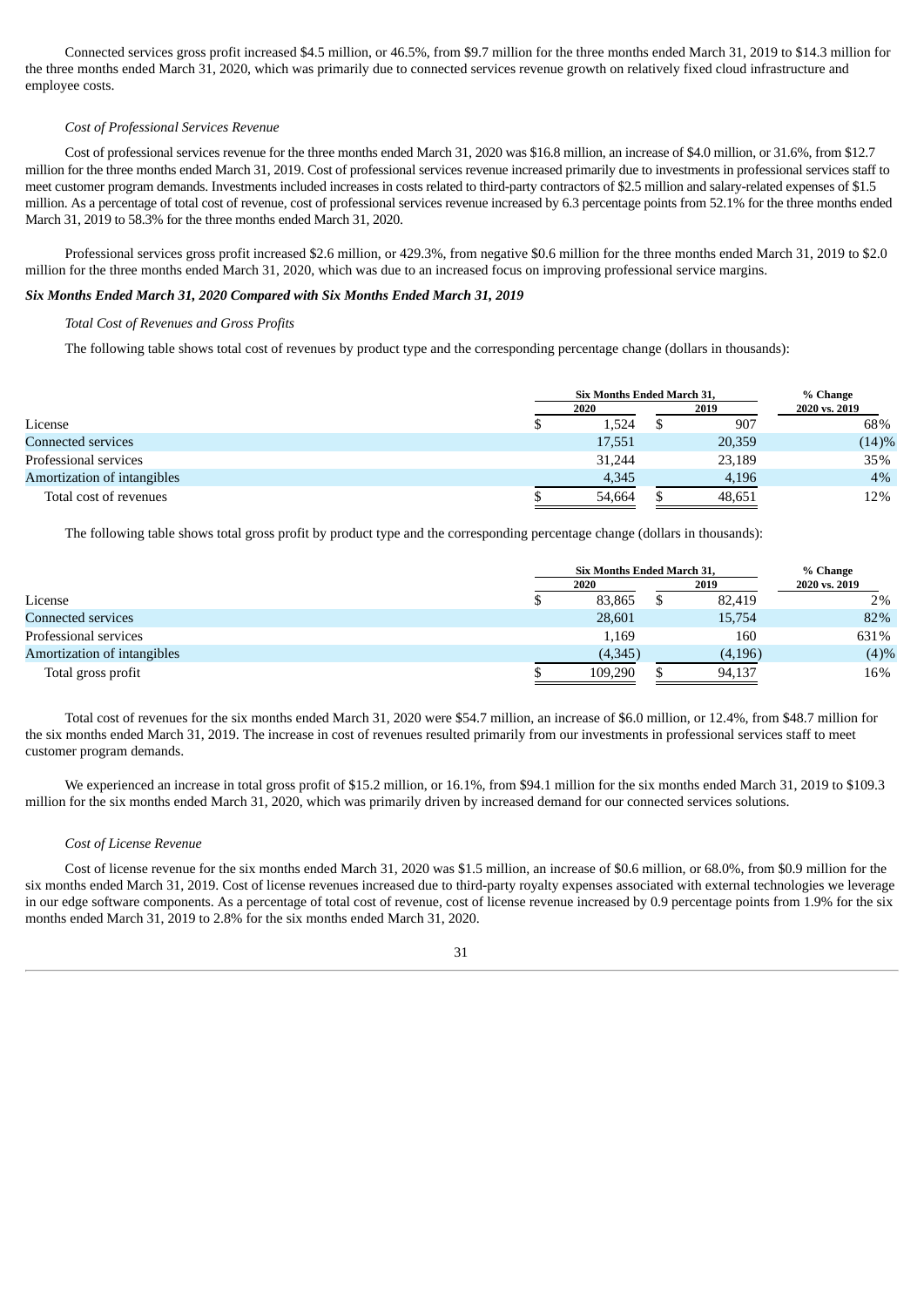Connected services gross profit increased $4.5 million, or 46.5%, from $9.7 million for the three months ended March 31, 2019 to $14.3 million for the three months ended March 31, 2020, which was primarily due to connected services revenue growth on relatively fixed cloud infrastructure and employee costs.

*Cost of Professional Services Revenue*

Cost of professional services revenue for the three months ended March 31, 2020 was $16.8 million, an increase of $4.0 million, or 31.6%, from $12.7 million for the three months ended March 31, 2019. Cost of professional services revenue increased primarily due to investments in professional services staff to meet customer program demands. Investments included increases in costs related to third-party contractors of $2.5 million and salary-related expenses of $1.5 million. As a percentage of total cost of revenue, cost of professional services revenue increased by 6.3 percentage points from 52.1% for the three months ended March 31, 2019 to 58.3% for the three months ended March 31, 2020.

Professional services gross profit increased $2.6 million, or 429.3%, from negative $0.6 million for the three months ended March 31, 2019 to $2.0 million for the three months ended March 31, 2020, which was due to an increased focus on improving professional service margins.

***Six Months Ended March 31, 2020 Compared with Six Months Ended March 31, 2019***

*Total Cost of Revenues and Gross Profits*

The following table shows total cost of revenues by product type and the corresponding percentage change (dollars in thousands):

| | Six Months Ended March 31, | | % Change |
|---|---|---|---|
| | 2020 | 2019 | 2020 vs. 2019 |
| License | $ 1,524 | $ 907 | 68% |
| Connected services | 17,551 | 20,359 | (14)% |
| Professional services | 31,244 | 23,189 | 35% |
| Amortization of intangibles | 4,345 | 4,196 | 4% |
| Total cost of revenues | $ 54,664 | $ 48,651 | 12% |

The following table shows total gross profit by product type and the corresponding percentage change (dollars in thousands):

| | Six Months Ended March 31, | | % Change |
|---|---|---|---|
| | 2020 | 2019 | 2020 vs. 2019 |
| License | $ 83,865 | $ 82,419 | 2% |
| Connected services | 28,601 | 15,754 | 82% |
| Professional services | 1,169 | 160 | 631% |
| Amortization of intangibles | (4,345) | (4,196) | (4)% |
| Total gross profit | $ 109,290 | $ 94,137 | 16% |

Total cost of revenues for the six months ended March 31, 2020 were $54.7 million, an increase of $6.0 million, or 12.4%, from $48.7 million for the six months ended March 31, 2019. The increase in cost of revenues resulted primarily from our investments in professional services staff to meet customer program demands.

We experienced an increase in total gross profit of $15.2 million, or 16.1%, from $94.1 million for the six months ended March 31, 2019 to $109.3 million for the six months ended March 31, 2020, which was primarily driven by increased demand for our connected services solutions.

*Cost of License Revenue*

Cost of license revenue for the six months ended March 31, 2020 was $1.5 million, an increase of $0.6 million, or 68.0%, from $0.9 million for the six months ended March 31, 2019. Cost of license revenues increased due to third-party royalty expenses associated with external technologies we leverage in our edge software components. As a percentage of total cost of revenue, cost of license revenue increased by 0.9 percentage points from 1.9% for the six months ended March 31, 2019 to 2.8% for the six months ended March 31, 2020.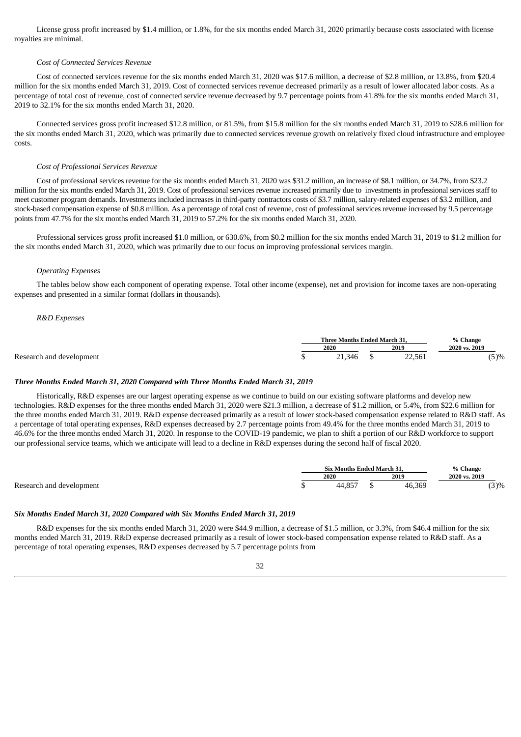License gross profit increased by $1.4 million, or 1.8%, for the six months ended March 31, 2020 primarily because costs associated with license royalties are minimal.

*Cost of Connected Services Revenue*

Cost of connected services revenue for the six months ended March 31, 2020 was $17.6 million, a decrease of $2.8 million, or 13.8%, from $20.4 million for the six months ended March 31, 2019. Cost of connected services revenue decreased primarily as a result of lower allocated labor costs. As a percentage of total cost of revenue, cost of connected service revenue decreased by 9.7 percentage points from 41.8% for the six months ended March 31, 2019 to 32.1% for the six months ended March 31, 2020.

Connected services gross profit increased $12.8 million, or 81.5%, from $15.8 million for the six months ended March 31, 2019 to $28.6 million for the six months ended March 31, 2020, which was primarily due to connected services revenue growth on relatively fixed cloud infrastructure and employee costs.

*Cost of Professional Services Revenue*

Cost of professional services revenue for the six months ended March 31, 2020 was $31.2 million, an increase of $8.1 million, or 34.7%, from $23.2 million for the six months ended March 31, 2019. Cost of professional services revenue increased primarily due to investments in professional services staff to meet customer program demands. Investments included increases in third-party contractors costs of $3.7 million, salary-related expenses of $3.2 million, and stock-based compensation expense of $0.8 million. As a percentage of total cost of revenue, cost of professional services revenue increased by 9.5 percentage points from 47.7% for the six months ended March 31, 2019 to 57.2% for the six months ended March 31, 2020.

Professional services gross profit increased $1.0 million, or 630.6%, from $0.2 million for the six months ended March 31, 2019 to $1.2 million for the six months ended March 31, 2020, which was primarily due to our focus on improving professional services margin.

*Operating Expenses*

The tables below show each component of operating expense. Total other income (expense), net and provision for income taxes are non-operating expenses and presented in a similar format (dollars in thousands).

*R&D Expenses*

| | Three Months Ended March 31, | | % Change |
|---|---|---|---|
| | 2020 | 2019 | 2020 vs. 2019 |
| Research and development | $ 21,346 | $ 22,561 | (5)% |

***Three Months Ended March 31, 2020 Compared with Three Months Ended March 31, 2019***

Historically, R&D expenses are our largest operating expense as we continue to build on our existing software platforms and develop new technologies. R&D expenses for the three months ended March 31, 2020 were $21.3 million, a decrease of $1.2 million, or 5.4%, from $22.6 million for the three months ended March 31, 2019. R&D expense decreased primarily as a result of lower stock-based compensation expense related to R&D staff. As a percentage of total operating expenses, R&D expenses decreased by 2.7 percentage points from 49.4% for the three months ended March 31, 2019 to 46.6% for the three months ended March 31, 2020. In response to the COVID-19 pandemic, we plan to shift a portion of our R&D workforce to support our professional service teams, which we anticipate will lead to a decline in R&D expenses during the second half of fiscal 2020.

| | Six Months Ended March 31, | | % Change |
|---|---|---|---|
| | 2020 | 2019 | 2020 vs. 2019 |
| Research and development | $ 44,857 | $ 46,369 | (3)% |

***Six Months Ended March 31, 2020 Compared with Six Months Ended March 31, 2019***

R&D expenses for the six months ended March 31, 2020 were $44.9 million, a decrease of $1.5 million, or 3.3%, from $46.4 million for the six months ended March 31, 2019. R&D expense decreased primarily as a result of lower stock-based compensation expense related to R&D staff. As a percentage of total operating expenses, R&D expenses decreased by 5.7 percentage points from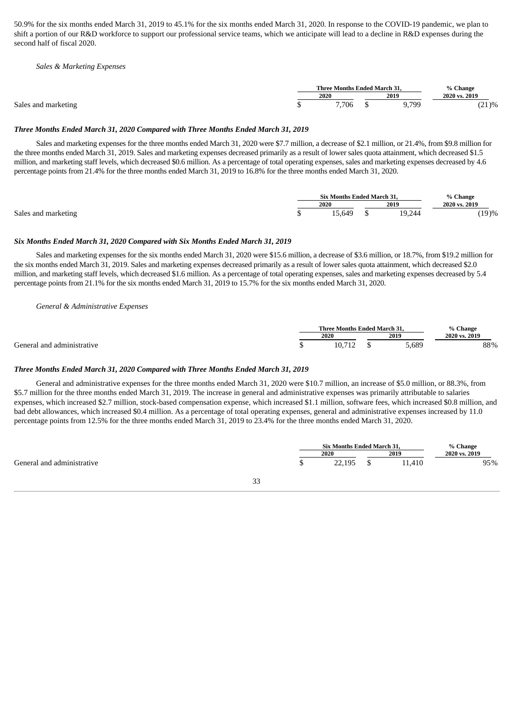50.9% for the six months ended March 31, 2019 to 45.1% for the six months ended March 31, 2020. In response to the COVID-19 pandemic, we plan to shift a portion of our R&D workforce to support our professional service teams, which we anticipate will lead to a decline in R&D expenses during the second half of fiscal 2020.

*Sales & Marketing Expenses*

| | Three Months Ended March 31, | | % Change |
|---|---|---|---|
| | 2020 | 2019 | 2020 vs. 2019 |
| Sales and marketing | $ 7,706 | $ 9,799 | (21)% |

***Three Months Ended March 31, 2020 Compared with Three Months Ended March 31, 2019***

Sales and marketing expenses for the three months ended March 31, 2020 were $7.7 million, a decrease of $2.1 million, or 21.4%, from $9.8 million for the three months ended March 31, 2019. Sales and marketing expenses decreased primarily as a result of lower sales quota attainment, which decreased $1.5 million, and marketing staff levels, which decreased $0.6 million. As a percentage of total operating expenses, sales and marketing expenses decreased by 4.6 percentage points from 21.4% for the three months ended March 31, 2019 to 16.8% for the three months ended March 31, 2020.

| | Six Months Ended March 31, | | % Change |
|---|---|---|---|
| | 2020 | 2019 | 2020 vs. 2019 |
| Sales and marketing | $ 15,649 | $ 19,244 | (19)% |

***Six Months Ended March 31, 2020 Compared with Six Months Ended March 31, 2019***

Sales and marketing expenses for the six months ended March 31, 2020 were $15.6 million, a decrease of $3.6 million, or 18.7%, from $19.2 million for the six months ended March 31, 2019. Sales and marketing expenses decreased primarily as a result of lower sales quota attainment, which decreased $2.0 million, and marketing staff levels, which decreased $1.6 million. As a percentage of total operating expenses, sales and marketing expenses decreased by 5.4 percentage points from 21.1% for the six months ended March 31, 2019 to 15.7% for the six months ended March 31, 2020.

*General & Administrative Expenses*

| | Three Months Ended March 31, | | % Change |
|---|---|---|---|
| | 2020 | 2019 | 2020 vs. 2019 |
| General and administrative | $ 10,712 | $ 5,689 | 88% |

***Three Months Ended March 31, 2020 Compared with Three Months Ended March 31, 2019***

General and administrative expenses for the three months ended March 31, 2020 were $10.7 million, an increase of $5.0 million, or 88.3%, from $5.7 million for the three months ended March 31, 2019. The increase in general and administrative expenses was primarily attributable to salaries expenses, which increased $2.7 million, stock-based compensation expense, which increased $1.1 million, software fees, which increased $0.8 million, and bad debt allowances, which increased $0.4 million. As a percentage of total operating expenses, general and administrative expenses increased by 11.0 percentage points from 12.5% for the three months ended March 31, 2019 to 23.4% for the three months ended March 31, 2020.

| | Six Months Ended March 31, | | % Change |
|---|---|---|---|
| | 2020 | 2019 | 2020 vs. 2019 |
| General and administrative | $ 22,195 | $ 11,410 | 95% |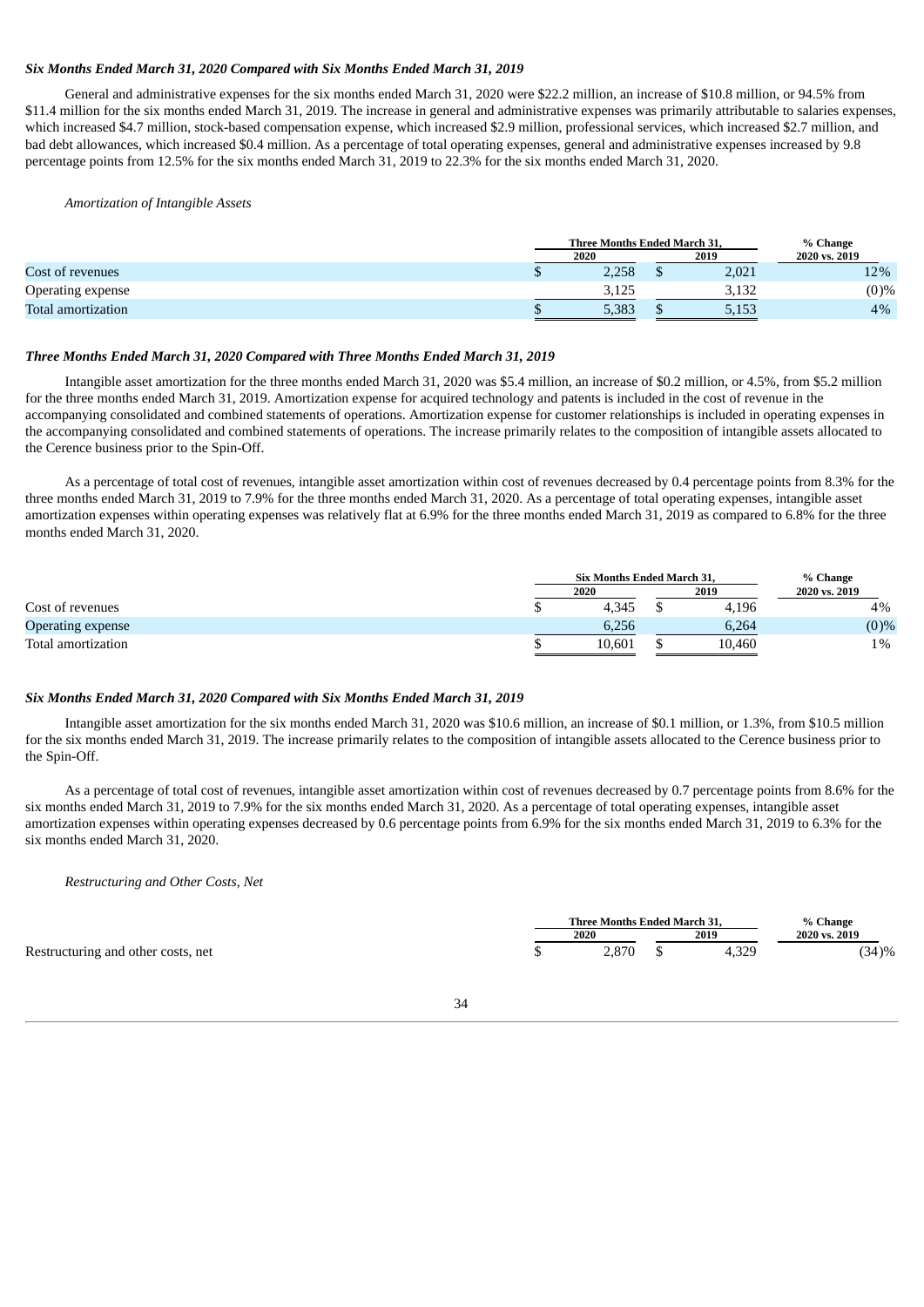***Six Months Ended March 31, 2020 Compared with Six Months Ended March 31, 2019***

General and administrative expenses for the six months ended March 31, 2020 were $22.2 million, an increase of $10.8 million, or 94.5% from $11.4 million for the six months ended March 31, 2019. The increase in general and administrative expenses was primarily attributable to salaries expenses, which increased $4.7 million, stock-based compensation expense, which increased $2.9 million, professional services, which increased $2.7 million, and bad debt allowances, which increased $0.4 million. As a percentage of total operating expenses, general and administrative expenses increased by 9.8 percentage points from 12.5% for the six months ended March 31, 2019 to 22.3% for the six months ended March 31, 2020.

*Amortization of Intangible Assets*

| | Three Months Ended March 31, 2020 | Three Months Ended March 31, 2019 | % Change 2020 vs. 2019 |
|---|---|---|---|
| Cost of revenues | $ 2,258 | $ 2,021 | 12% |
| Operating expense | 3,125 | 3,132 | (0)% |
| Total amortization | $ 5,383 | $ 5,153 | 4% |

***Three Months Ended March 31, 2020 Compared with Three Months Ended March 31, 2019***

Intangible asset amortization for the three months ended March 31, 2020 was $5.4 million, an increase of $0.2 million, or 4.5%, from $5.2 million for the three months ended March 31, 2019. Amortization expense for acquired technology and patents is included in the cost of revenue in the accompanying consolidated and combined statements of operations. Amortization expense for customer relationships is included in operating expenses in the accompanying consolidated and combined statements of operations. The increase primarily relates to the composition of intangible assets allocated to the Cerence business prior to the Spin-Off.

As a percentage of total cost of revenues, intangible asset amortization within cost of revenues decreased by 0.4 percentage points from 8.3% for the three months ended March 31, 2019 to 7.9% for the three months ended March 31, 2020. As a percentage of total operating expenses, intangible asset amortization expenses within operating expenses was relatively flat at 6.9% for the three months ended March 31, 2019 as compared to 6.8% for the three months ended March 31, 2020.

| | Six Months Ended March 31, 2020 | Six Months Ended March 31, 2019 | % Change 2020 vs. 2019 |
|---|---|---|---|
| Cost of revenues | $ 4,345 | $ 4,196 | 4% |
| Operating expense | 6,256 | 6,264 | (0)% |
| Total amortization | $ 10,601 | $ 10,460 | 1% |

***Six Months Ended March 31, 2020 Compared with Six Months Ended March 31, 2019***

Intangible asset amortization for the six months ended March 31, 2020 was $10.6 million, an increase of $0.1 million, or 1.3%, from $10.5 million for the six months ended March 31, 2019. The increase primarily relates to the composition of intangible assets allocated to the Cerence business prior to the Spin-Off.

As a percentage of total cost of revenues, intangible asset amortization within cost of revenues decreased by 0.7 percentage points from 8.6% for the six months ended March 31, 2019 to 7.9% for the six months ended March 31, 2020. As a percentage of total operating expenses, intangible asset amortization expenses within operating expenses decreased by 0.6 percentage points from 6.9% for the six months ended March 31, 2019 to 6.3% for the six months ended March 31, 2020.

*Restructuring and Other Costs, Net*

| | Three Months Ended March 31, 2020 | Three Months Ended March 31, 2019 | % Change 2020 vs. 2019 |
|---|---|---|---|
| Restructuring and other costs, net | $ 2,870 | $ 4,329 | (34)% |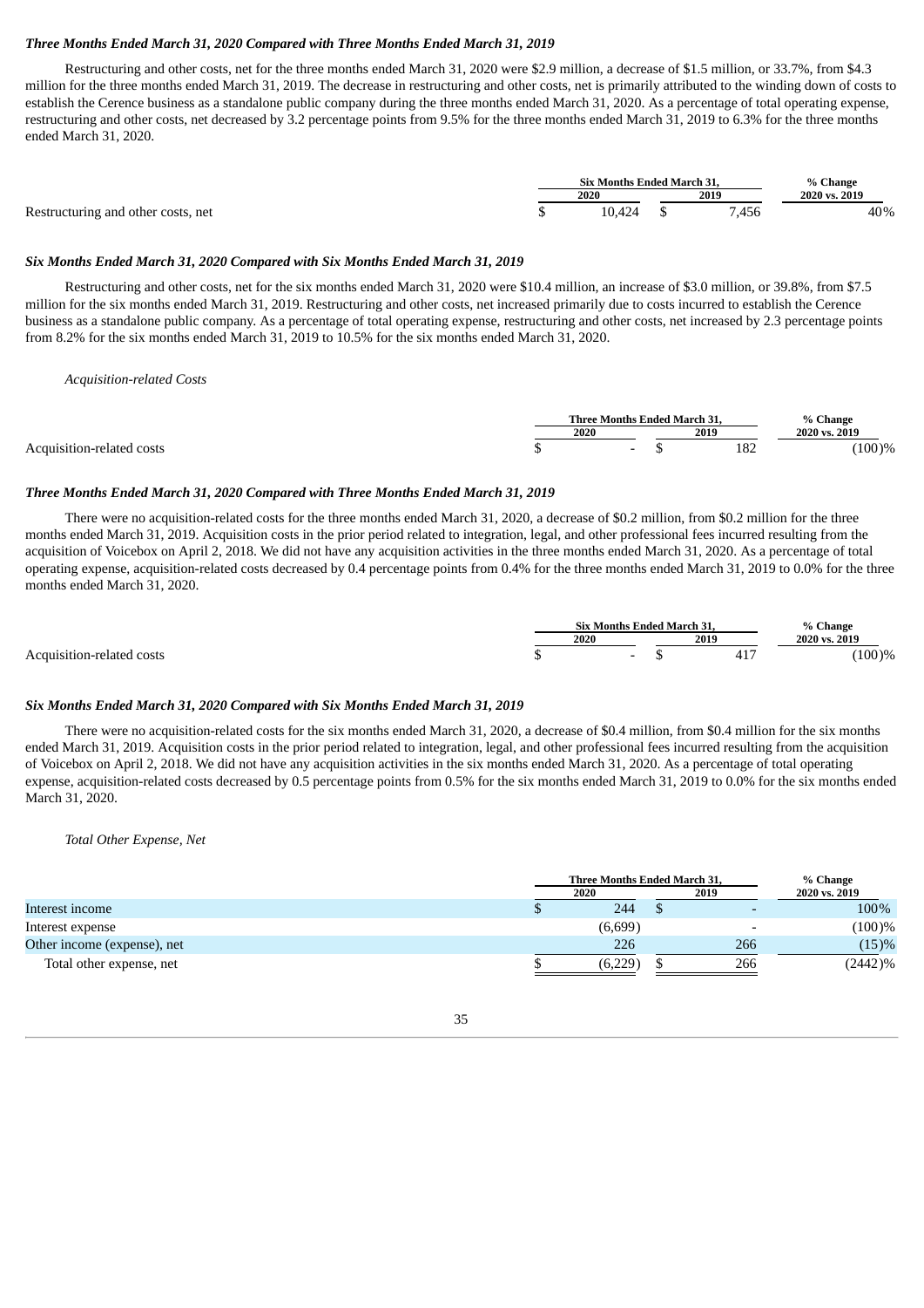***Three Months Ended March 31, 2020 Compared with Three Months Ended March 31, 2019***

Restructuring and other costs, net for the three months ended March 31, 2020 were $2.9 million, a decrease of $1.5 million, or 33.7%, from $4.3 million for the three months ended March 31, 2019. The decrease in restructuring and other costs, net is primarily attributed to the winding down of costs to establish the Cerence business as a standalone public company during the three months ended March 31, 2020. As a percentage of total operating expense, restructuring and other costs, net decreased by 3.2 percentage points from 9.5% for the three months ended March 31, 2019 to 6.3% for the three months ended March 31, 2020.

| | Six Months Ended March 31, | | % Change |
|---|---|---|---|
| | 2020 | 2019 | 2020 vs. 2019 |
| Restructuring and other costs, net | $ 10,424 | $ 7,456 | 40% |

***Six Months Ended March 31, 2020 Compared with Six Months Ended March 31, 2019***

Restructuring and other costs, net for the six months ended March 31, 2020 were $10.4 million, an increase of $3.0 million, or 39.8%, from $7.5 million for the six months ended March 31, 2019. Restructuring and other costs, net increased primarily due to costs incurred to establish the Cerence business as a standalone public company. As a percentage of total operating expense, restructuring and other costs, net increased by 2.3 percentage points from 8.2% for the six months ended March 31, 2019 to 10.5% for the six months ended March 31, 2020.

*Acquisition-related Costs*

| | Three Months Ended March 31, | | % Change |
|---|---|---|---|
| | 2020 | 2019 | 2020 vs. 2019 |
| Acquisition-related costs | $ - | $ 182 | (100)% |

***Three Months Ended March 31, 2020 Compared with Three Months Ended March 31, 2019***

There were no acquisition-related costs for the three months ended March 31, 2020, a decrease of $0.2 million, from $0.2 million for the three months ended March 31, 2019. Acquisition costs in the prior period related to integration, legal, and other professional fees incurred resulting from the acquisition of Voicebox on April 2, 2018. We did not have any acquisition activities in the three months ended March 31, 2020. As a percentage of total operating expense, acquisition-related costs decreased by 0.4 percentage points from 0.4% for the three months ended March 31, 2019 to 0.0% for the three months ended March 31, 2020.

| | Six Months Ended March 31, | | % Change |
|---|---|---|---|
| | 2020 | 2019 | 2020 vs. 2019 |
| Acquisition-related costs | $ - | $ 417 | (100)% |

***Six Months Ended March 31, 2020 Compared with Six Months Ended March 31, 2019***

There were no acquisition-related costs for the six months ended March 31, 2020, a decrease of $0.4 million, from $0.4 million for the six months ended March 31, 2019. Acquisition costs in the prior period related to integration, legal, and other professional fees incurred resulting from the acquisition of Voicebox on April 2, 2018. We did not have any acquisition activities in the six months ended March 31, 2020. As a percentage of total operating expense, acquisition-related costs decreased by 0.5 percentage points from 0.5% for the six months ended March 31, 2019 to 0.0% for the six months ended March 31, 2020.

*Total Other Expense, Net*

| | Three Months Ended March 31, | | % Change |
|---|---|---|---|
| | 2020 | 2019 | 2020 vs. 2019 |
| Interest income | $ 244 | $ - | 100% |
| Interest expense | (6,699) | - | (100)% |
| Other income (expense), net | 226 | 266 | (15)% |
| Total other expense, net | $ (6,229) | $ 266 | (2442)% |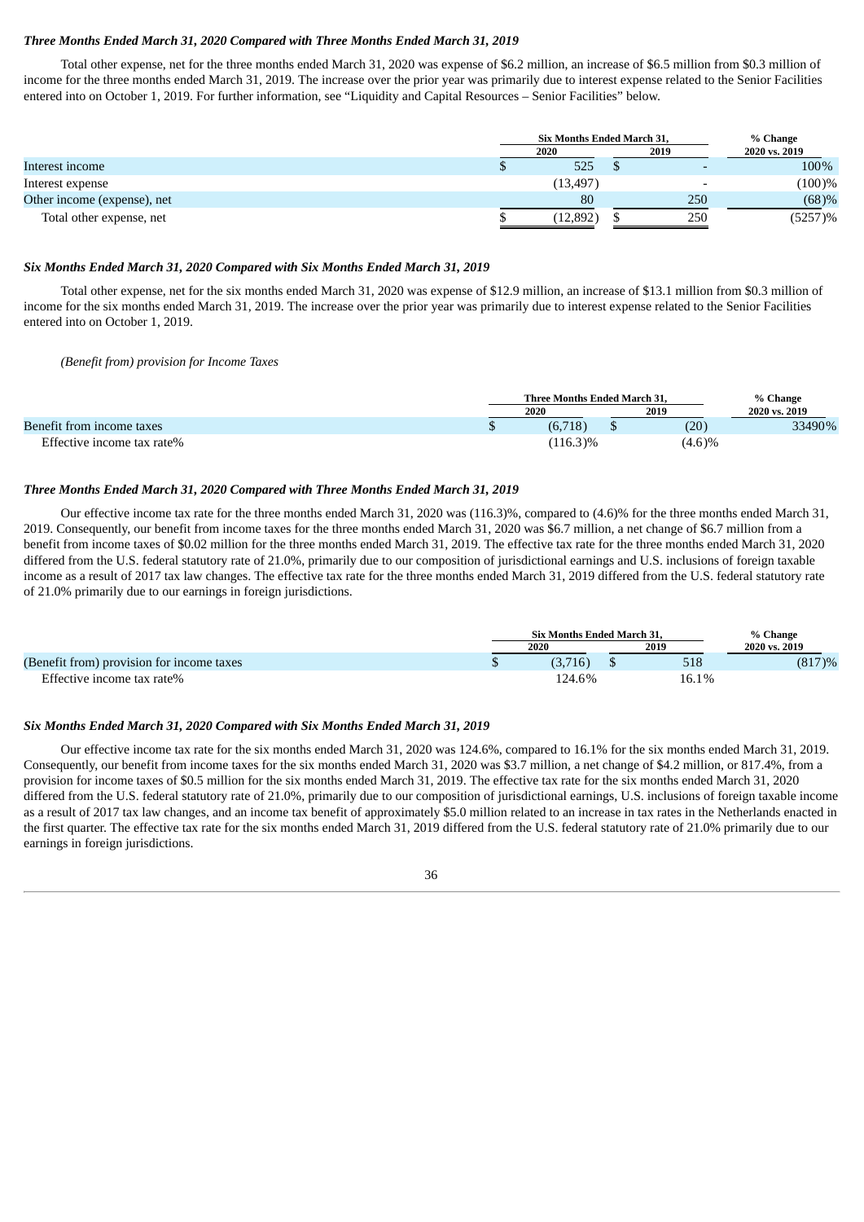***Three Months Ended March 31, 2020 Compared with Three Months Ended March 31, 2019***

Total other expense, net for the three months ended March 31, 2020 was expense of $6.2 million, an increase of $6.5 million from $0.3 million of income for the three months ended March 31, 2019. The increase over the prior year was primarily due to interest expense related to the Senior Facilities entered into on October 1, 2019. For further information, see "Liquidity and Capital Resources – Senior Facilities" below.

| | Six Months Ended March 31, | | % Change |
|---|---|---|---|
| | 2020 | 2019 | 2020 vs. 2019 |
| Interest income | $ 525 | $ - | 100% |
| Interest expense | (13,497) | - | (100)% |
| Other income (expense), net | 80 | 250 | (68)% |
| Total other expense, net | $ (12,892) | $ 250 | (5257)% |

***Six Months Ended March 31, 2020 Compared with Six Months Ended March 31, 2019***

Total other expense, net for the six months ended March 31, 2020 was expense of $12.9 million, an increase of $13.1 million from $0.3 million of income for the six months ended March 31, 2019. The increase over the prior year was primarily due to interest expense related to the Senior Facilities entered into on October 1, 2019.

*(Benefit from) provision for Income Taxes*

| | Three Months Ended March 31, | | % Change |
|---|---|---|---|
| | 2020 | 2019 | 2020 vs. 2019 |
| Benefit from income taxes | $ (6,718) | $ (20) | 33490% |
| Effective income tax rate% | (116.3)% | (4.6)% | |

***Three Months Ended March 31, 2020 Compared with Three Months Ended March 31, 2019***

Our effective income tax rate for the three months ended March 31, 2020 was (116.3)%, compared to (4.6)% for the three months ended March 31, 2019. Consequently, our benefit from income taxes for the three months ended March 31, 2020 was $6.7 million, a net change of $6.7 million from a benefit from income taxes of $0.02 million for the three months ended March 31, 2019. The effective tax rate for the three months ended March 31, 2020 differed from the U.S. federal statutory rate of 21.0%, primarily due to our composition of jurisdictional earnings and U.S. inclusions of foreign taxable income as a result of 2017 tax law changes. The effective tax rate for the three months ended March 31, 2019 differed from the U.S. federal statutory rate of 21.0% primarily due to our earnings in foreign jurisdictions.

| | Six Months Ended March 31, | | % Change |
|---|---|---|---|
| | 2020 | 2019 | 2020 vs. 2019 |
| (Benefit from) provision for income taxes | $ (3,716) | $ 518 | (817)% |
| Effective income tax rate% | 124.6% | 16.1% | |

***Six Months Ended March 31, 2020 Compared with Six Months Ended March 31, 2019***

Our effective income tax rate for the six months ended March 31, 2020 was 124.6%, compared to 16.1% for the six months ended March 31, 2019. Consequently, our benefit from income taxes for the six months ended March 31, 2020 was $3.7 million, a net change of $4.2 million, or 817.4%, from a provision for income taxes of $0.5 million for the six months ended March 31, 2019. The effective tax rate for the six months ended March 31, 2020 differed from the U.S. federal statutory rate of 21.0%, primarily due to our composition of jurisdictional earnings, U.S. inclusions of foreign taxable income as a result of 2017 tax law changes, and an income tax benefit of approximately $5.0 million related to an increase in tax rates in the Netherlands enacted in the first quarter. The effective tax rate for the six months ended March 31, 2019 differed from the U.S. federal statutory rate of 21.0% primarily due to our earnings in foreign jurisdictions.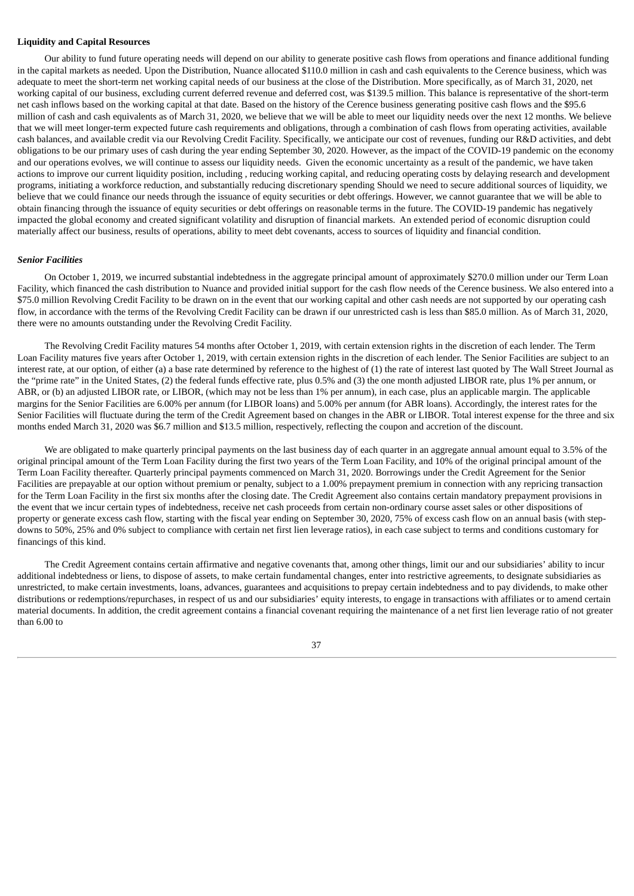**Liquidity and Capital Resources**

Our ability to fund future operating needs will depend on our ability to generate positive cash flows from operations and finance additional funding in the capital markets as needed. Upon the Distribution, Nuance allocated $110.0 million in cash and cash equivalents to the Cerence business, which was adequate to meet the short-term net working capital needs of our business at the close of the Distribution. More specifically, as of March 31, 2020, net working capital of our business, excluding current deferred revenue and deferred cost, was $139.5 million. This balance is representative of the short-term net cash inflows based on the working capital at that date. Based on the history of the Cerence business generating positive cash flows and the $95.6 million of cash and cash equivalents as of March 31, 2020, we believe that we will be able to meet our liquidity needs over the next 12 months. We believe that we will meet longer-term expected future cash requirements and obligations, through a combination of cash flows from operating activities, available cash balances, and available credit via our Revolving Credit Facility. Specifically, we anticipate our cost of revenues, funding our R&D activities, and debt obligations to be our primary uses of cash during the year ending September 30, 2020. However, as the impact of the COVID-19 pandemic on the economy and our operations evolves, we will continue to assess our liquidity needs. Given the economic uncertainty as a result of the pandemic, we have taken actions to improve our current liquidity position, including , reducing working capital, and reducing operating costs by delaying research and development programs, initiating a workforce reduction, and substantially reducing discretionary spending Should we need to secure additional sources of liquidity, we believe that we could finance our needs through the issuance of equity securities or debt offerings. However, we cannot guarantee that we will be able to obtain financing through the issuance of equity securities or debt offerings on reasonable terms in the future. The COVID-19 pandemic has negatively impacted the global economy and created significant volatility and disruption of financial markets. An extended period of economic disruption could materially affect our business, results of operations, ability to meet debt covenants, access to sources of liquidity and financial condition.

***Senior Facilities***

On October 1, 2019, we incurred substantial indebtedness in the aggregate principal amount of approximately $270.0 million under our Term Loan Facility, which financed the cash distribution to Nuance and provided initial support for the cash flow needs of the Cerence business. We also entered into a $75.0 million Revolving Credit Facility to be drawn on in the event that our working capital and other cash needs are not supported by our operating cash flow, in accordance with the terms of the Revolving Credit Facility can be drawn if our unrestricted cash is less than $85.0 million. As of March 31, 2020, there were no amounts outstanding under the Revolving Credit Facility.

The Revolving Credit Facility matures 54 months after October 1, 2019, with certain extension rights in the discretion of each lender. The Term Loan Facility matures five years after October 1, 2019, with certain extension rights in the discretion of each lender. The Senior Facilities are subject to an interest rate, at our option, of either (a) a base rate determined by reference to the highest of (1) the rate of interest last quoted by The Wall Street Journal as the "prime rate" in the United States, (2) the federal funds effective rate, plus 0.5% and (3) the one month adjusted LIBOR rate, plus 1% per annum, or ABR, or (b) an adjusted LIBOR rate, or LIBOR, (which may not be less than 1% per annum), in each case, plus an applicable margin. The applicable margins for the Senior Facilities are 6.00% per annum (for LIBOR loans) and 5.00% per annum (for ABR loans). Accordingly, the interest rates for the Senior Facilities will fluctuate during the term of the Credit Agreement based on changes in the ABR or LIBOR. Total interest expense for the three and six months ended March 31, 2020 was $6.7 million and $13.5 million, respectively, reflecting the coupon and accretion of the discount.

We are obligated to make quarterly principal payments on the last business day of each quarter in an aggregate annual amount equal to 3.5% of the original principal amount of the Term Loan Facility during the first two years of the Term Loan Facility, and 10% of the original principal amount of the Term Loan Facility thereafter. Quarterly principal payments commenced on March 31, 2020. Borrowings under the Credit Agreement for the Senior Facilities are prepayable at our option without premium or penalty, subject to a 1.00% prepayment premium in connection with any repricing transaction for the Term Loan Facility in the first six months after the closing date. The Credit Agreement also contains certain mandatory prepayment provisions in the event that we incur certain types of indebtedness, receive net cash proceeds from certain non-ordinary course asset sales or other dispositions of property or generate excess cash flow, starting with the fiscal year ending on September 30, 2020, 75% of excess cash flow on an annual basis (with step-downs to 50%, 25% and 0% subject to compliance with certain net first lien leverage ratios), in each case subject to terms and conditions customary for financings of this kind.

The Credit Agreement contains certain affirmative and negative covenants that, among other things, limit our and our subsidiaries' ability to incur additional indebtedness or liens, to dispose of assets, to make certain fundamental changes, enter into restrictive agreements, to designate subsidiaries as unrestricted, to make certain investments, loans, advances, guarantees and acquisitions to prepay certain indebtedness and to pay dividends, to make other distributions or redemptions/repurchases, in respect of us and our subsidiaries' equity interests, to engage in transactions with affiliates or to amend certain material documents. In addition, the credit agreement contains a financial covenant requiring the maintenance of a net first lien leverage ratio of not greater than 6.00 to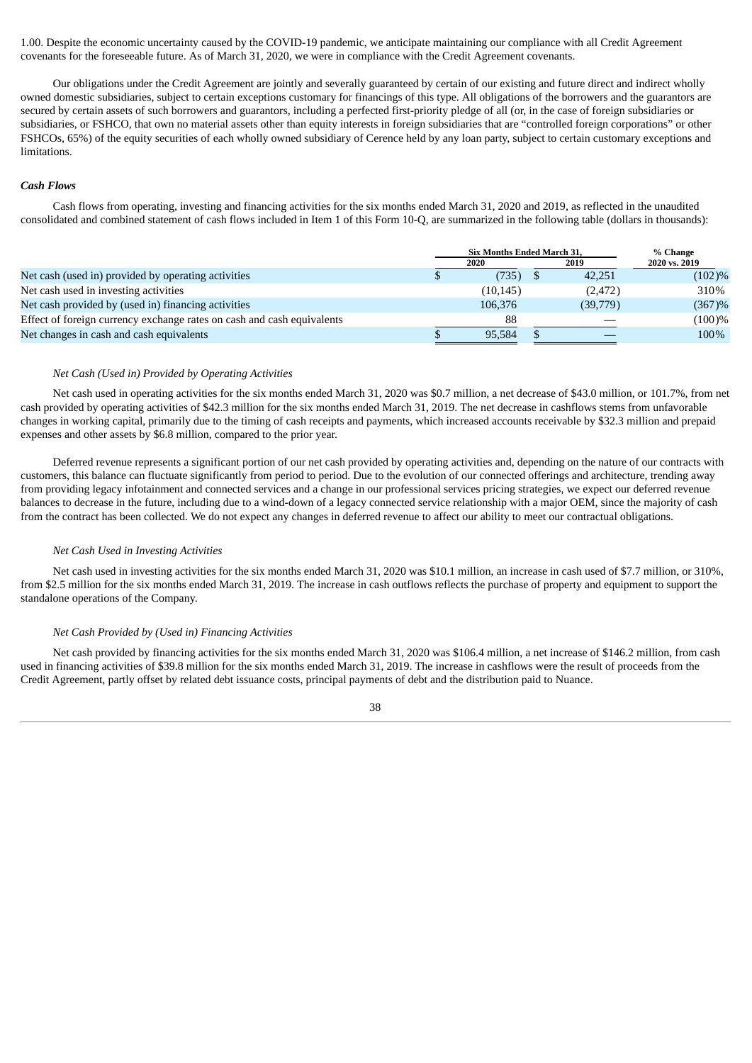1.00. Despite the economic uncertainty caused by the COVID-19 pandemic, we anticipate maintaining our compliance with all Credit Agreement covenants for the foreseeable future. As of March 31, 2020, we were in compliance with the Credit Agreement covenants.

Our obligations under the Credit Agreement are jointly and severally guaranteed by certain of our existing and future direct and indirect wholly owned domestic subsidiaries, subject to certain exceptions customary for financings of this type. All obligations of the borrowers and the guarantors are secured by certain assets of such borrowers and guarantors, including a perfected first-priority pledge of all (or, in the case of foreign subsidiaries or subsidiaries, or FSHCO, that own no material assets other than equity interests in foreign subsidiaries that are "controlled foreign corporations" or other FSHCOs, 65%) of the equity securities of each wholly owned subsidiary of Cerence held by any loan party, subject to certain customary exceptions and limitations.

***Cash Flows***

Cash flows from operating, investing and financing activities for the six months ended March 31, 2020 and 2019, as reflected in the unaudited consolidated and combined statement of cash flows included in Item 1 of this Form 10-Q, are summarized in the following table (dollars in thousands):

| | Six Months Ended March 31, | | % Change |
|---|---|---|---|
| | 2020 | 2019 | 2020 vs. 2019 |
| Net cash (used in) provided by operating activities | $ (735) | $ 42,251 | (102)% |
| Net cash used in investing activities | (10,145) | (2,472) | 310% |
| Net cash provided by (used in) financing activities | 106,376 | (39,779) | (367)% |
| Effect of foreign currency exchange rates on cash and cash equivalents | 88 | — | (100)% |
| Net changes in cash and cash equivalents | $ 95,584 | $ — | 100% |

*Net Cash (Used in) Provided by Operating Activities*

Net cash used in operating activities for the six months ended March 31, 2020 was $0.7 million, a net decrease of $43.0 million, or 101.7%, from net cash provided by operating activities of $42.3 million for the six months ended March 31, 2019. The net decrease in cashflows stems from unfavorable changes in working capital, primarily due to the timing of cash receipts and payments, which increased accounts receivable by $32.3 million and prepaid expenses and other assets by $6.8 million, compared to the prior year.

Deferred revenue represents a significant portion of our net cash provided by operating activities and, depending on the nature of our contracts with customers, this balance can fluctuate significantly from period to period. Due to the evolution of our connected offerings and architecture, trending away from providing legacy infotainment and connected services and a change in our professional services pricing strategies, we expect our deferred revenue balances to decrease in the future, including due to a wind-down of a legacy connected service relationship with a major OEM, since the majority of cash from the contract has been collected. We do not expect any changes in deferred revenue to affect our ability to meet our contractual obligations.

*Net Cash Used in Investing Activities*

Net cash used in investing activities for the six months ended March 31, 2020 was $10.1 million, an increase in cash used of $7.7 million, or 310%, from $2.5 million for the six months ended March 31, 2019. The increase in cash outflows reflects the purchase of property and equipment to support the standalone operations of the Company.

*Net Cash Provided by (Used in) Financing Activities*

Net cash provided by financing activities for the six months ended March 31, 2020 was $106.4 million, a net increase of $146.2 million, from cash used in financing activities of $39.8 million for the six months ended March 31, 2019. The increase in cashflows were the result of proceeds from the Credit Agreement, partly offset by related debt issuance costs, principal payments of debt and the distribution paid to Nuance.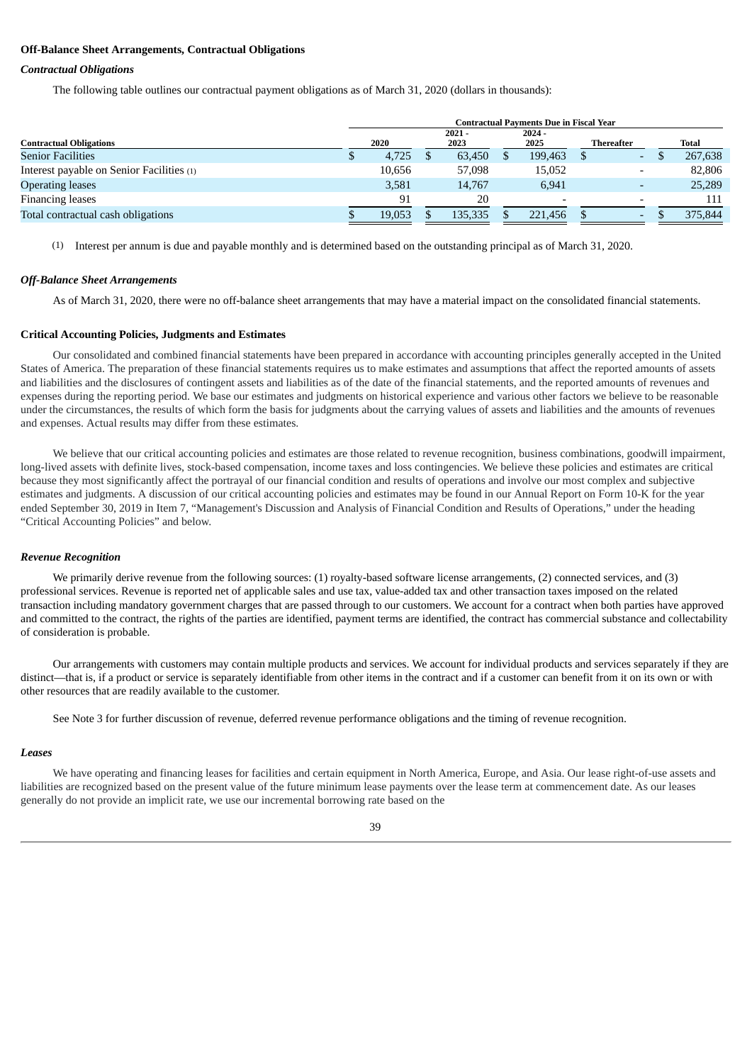**Off-Balance Sheet Arrangements, Contractual Obligations**

***Contractual Obligations***

The following table outlines our contractual payment obligations as of March 31, 2020 (dollars in thousands):

| | Contractual Payments Due in Fiscal Year | | | | |
|---|---|---|---|---|---|
| **Contractual Obligations** | **2020** | **2021 - 2023** | **2024 - 2025** | **Thereafter** | **Total** |
| Senior Facilities | $ 4,725 | $ 63,450 | $ 199,463 | $ - | $ 267,638 |
| Interest payable on Senior Facilities (1) | 10,656 | 57,098 | 15,052 | - | 82,806 |
| Operating leases | 3,581 | 14,767 | 6,941 | - | 25,289 |
| Financing leases | 91 | 20 | - | - | 111 |
| Total contractual cash obligations | $ 19,053 | $ 135,335 | $ 221,456 | $ - | $ 375,844 |

(1) Interest per annum is due and payable monthly and is determined based on the outstanding principal as of March 31, 2020.

***Off-Balance Sheet Arrangements***

As of March 31, 2020, there were no off-balance sheet arrangements that may have a material impact on the consolidated financial statements.

**Critical Accounting Policies, Judgments and Estimates**

Our consolidated and combined financial statements have been prepared in accordance with accounting principles generally accepted in the United States of America. The preparation of these financial statements requires us to make estimates and assumptions that affect the reported amounts of assets and liabilities and the disclosures of contingent assets and liabilities as of the date of the financial statements, and the reported amounts of revenues and expenses during the reporting period. We base our estimates and judgments on historical experience and various other factors we believe to be reasonable under the circumstances, the results of which form the basis for judgments about the carrying values of assets and liabilities and the amounts of revenues and expenses. Actual results may differ from these estimates.

We believe that our critical accounting policies and estimates are those related to revenue recognition, business combinations, goodwill impairment, long-lived assets with definite lives, stock-based compensation, income taxes and loss contingencies. We believe these policies and estimates are critical because they most significantly affect the portrayal of our financial condition and results of operations and involve our most complex and subjective estimates and judgments. A discussion of our critical accounting policies and estimates may be found in our Annual Report on Form 10-K for the year ended September 30, 2019 in Item 7, "Management's Discussion and Analysis of Financial Condition and Results of Operations," under the heading "Critical Accounting Policies" and below.

***Revenue Recognition***

We primarily derive revenue from the following sources: (1) royalty-based software license arrangements, (2) connected services, and (3) professional services. Revenue is reported net of applicable sales and use tax, value-added tax and other transaction taxes imposed on the related transaction including mandatory government charges that are passed through to our customers. We account for a contract when both parties have approved and committed to the contract, the rights of the parties are identified, payment terms are identified, the contract has commercial substance and collectability of consideration is probable.

Our arrangements with customers may contain multiple products and services. We account for individual products and services separately if they are distinct—that is, if a product or service is separately identifiable from other items in the contract and if a customer can benefit from it on its own or with other resources that are readily available to the customer.

See Note 3 for further discussion of revenue, deferred revenue performance obligations and the timing of revenue recognition.

***Leases***

We have operating and financing leases for facilities and certain equipment in North America, Europe, and Asia. Our lease right-of-use assets and liabilities are recognized based on the present value of the future minimum lease payments over the lease term at commencement date. As our leases generally do not provide an implicit rate, we use our incremental borrowing rate based on the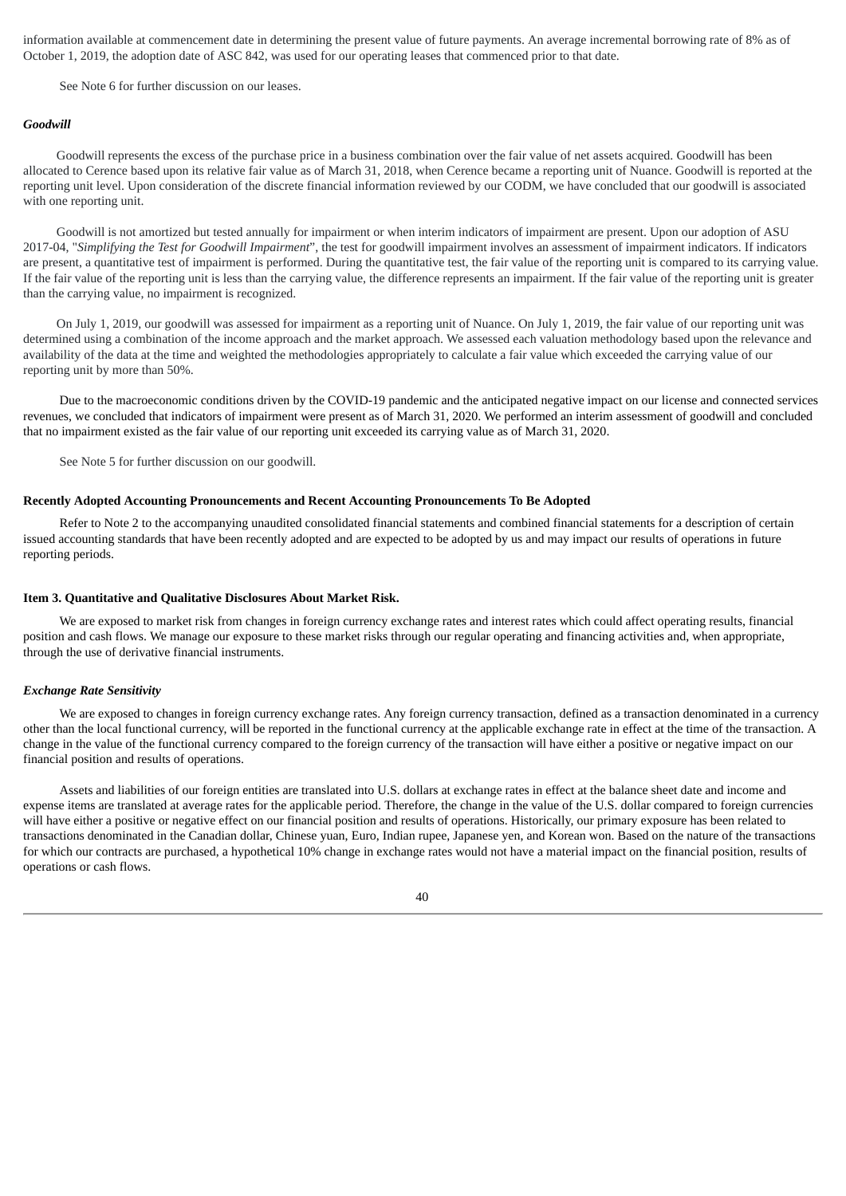information available at commencement date in determining the present value of future payments. An average incremental borrowing rate of 8% as of October 1, 2019, the adoption date of ASC 842, was used for our operating leases that commenced prior to that date.

See Note 6 for further discussion on our leases.

***Goodwill***

Goodwill represents the excess of the purchase price in a business combination over the fair value of net assets acquired. Goodwill has been allocated to Cerence based upon its relative fair value as of March 31, 2018, when Cerence became a reporting unit of Nuance. Goodwill is reported at the reporting unit level. Upon consideration of the discrete financial information reviewed by our CODM, we have concluded that our goodwill is associated with one reporting unit.

Goodwill is not amortized but tested annually for impairment or when interim indicators of impairment are present. Upon our adoption of ASU 2017-04, "*Simplifying the Test for Goodwill Impairment*", the test for goodwill impairment involves an assessment of impairment indicators. If indicators are present, a quantitative test of impairment is performed. During the quantitative test, the fair value of the reporting unit is compared to its carrying value. If the fair value of the reporting unit is less than the carrying value, the difference represents an impairment. If the fair value of the reporting unit is greater than the carrying value, no impairment is recognized.

On July 1, 2019, our goodwill was assessed for impairment as a reporting unit of Nuance. On July 1, 2019, the fair value of our reporting unit was determined using a combination of the income approach and the market approach. We assessed each valuation methodology based upon the relevance and availability of the data at the time and weighted the methodologies appropriately to calculate a fair value which exceeded the carrying value of our reporting unit by more than 50%.

Due to the macroeconomic conditions driven by the COVID-19 pandemic and the anticipated negative impact on our license and connected services revenues, we concluded that indicators of impairment were present as of March 31, 2020. We performed an interim assessment of goodwill and concluded that no impairment existed as the fair value of our reporting unit exceeded its carrying value as of March 31, 2020.

See Note 5 for further discussion on our goodwill.

**Recently Adopted Accounting Pronouncements and Recent Accounting Pronouncements To Be Adopted**

Refer to Note 2 to the accompanying unaudited consolidated financial statements and combined financial statements for a description of certain issued accounting standards that have been recently adopted and are expected to be adopted by us and may impact our results of operations in future reporting periods.

**Item 3. Quantitative and Qualitative Disclosures About Market Risk.**

We are exposed to market risk from changes in foreign currency exchange rates and interest rates which could affect operating results, financial position and cash flows. We manage our exposure to these market risks through our regular operating and financing activities and, when appropriate, through the use of derivative financial instruments.

***Exchange Rate Sensitivity***

We are exposed to changes in foreign currency exchange rates. Any foreign currency transaction, defined as a transaction denominated in a currency other than the local functional currency, will be reported in the functional currency at the applicable exchange rate in effect at the time of the transaction. A change in the value of the functional currency compared to the foreign currency of the transaction will have either a positive or negative impact on our financial position and results of operations.

Assets and liabilities of our foreign entities are translated into U.S. dollars at exchange rates in effect at the balance sheet date and income and expense items are translated at average rates for the applicable period. Therefore, the change in the value of the U.S. dollar compared to foreign currencies will have either a positive or negative effect on our financial position and results of operations. Historically, our primary exposure has been related to transactions denominated in the Canadian dollar, Chinese yuan, Euro, Indian rupee, Japanese yen, and Korean won. Based on the nature of the transactions for which our contracts are purchased, a hypothetical 10% change in exchange rates would not have a material impact on the financial position, results of operations or cash flows.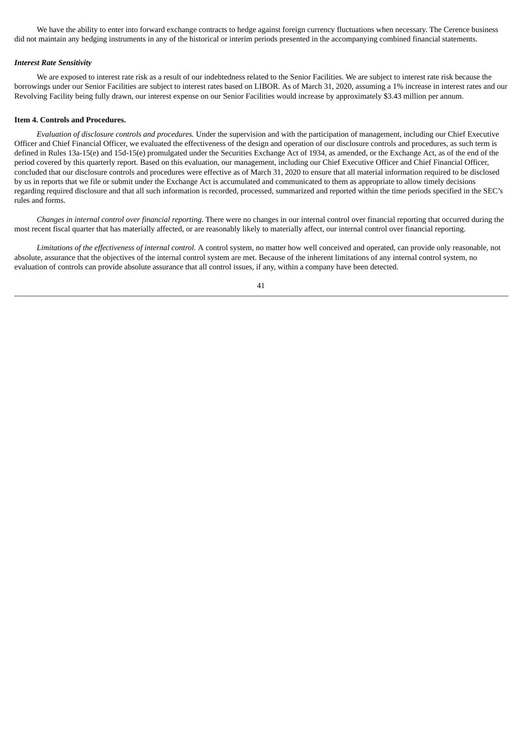We have the ability to enter into forward exchange contracts to hedge against foreign currency fluctuations when necessary. The Cerence business did not maintain any hedging instruments in any of the historical or interim periods presented in the accompanying combined financial statements.

***Interest Rate Sensitivity***

We are exposed to interest rate risk as a result of our indebtedness related to the Senior Facilities. We are subject to interest rate risk because the borrowings under our Senior Facilities are subject to interest rates based on LIBOR. As of March 31, 2020, assuming a 1% increase in interest rates and our Revolving Facility being fully drawn, our interest expense on our Senior Facilities would increase by approximately $3.43 million per annum.

**Item 4. Controls and Procedures.**

*Evaluation of disclosure controls and procedures.* Under the supervision and with the participation of management, including our Chief Executive Officer and Chief Financial Officer, we evaluated the effectiveness of the design and operation of our disclosure controls and procedures, as such term is defined in Rules 13a-15(e) and 15d-15(e) promulgated under the Securities Exchange Act of 1934, as amended, or the Exchange Act, as of the end of the period covered by this quarterly report. Based on this evaluation, our management, including our Chief Executive Officer and Chief Financial Officer, concluded that our disclosure controls and procedures were effective as of March 31, 2020 to ensure that all material information required to be disclosed by us in reports that we file or submit under the Exchange Act is accumulated and communicated to them as appropriate to allow timely decisions regarding required disclosure and that all such information is recorded, processed, summarized and reported within the time periods specified in the SEC's rules and forms.

*Changes in internal control over financial reporting.* There were no changes in our internal control over financial reporting that occurred during the most recent fiscal quarter that has materially affected, or are reasonably likely to materially affect, our internal control over financial reporting.

*Limitations of the effectiveness of internal control.* A control system, no matter how well conceived and operated, can provide only reasonable, not absolute, assurance that the objectives of the internal control system are met. Because of the inherent limitations of any internal control system, no evaluation of controls can provide absolute assurance that all control issues, if any, within a company have been detected.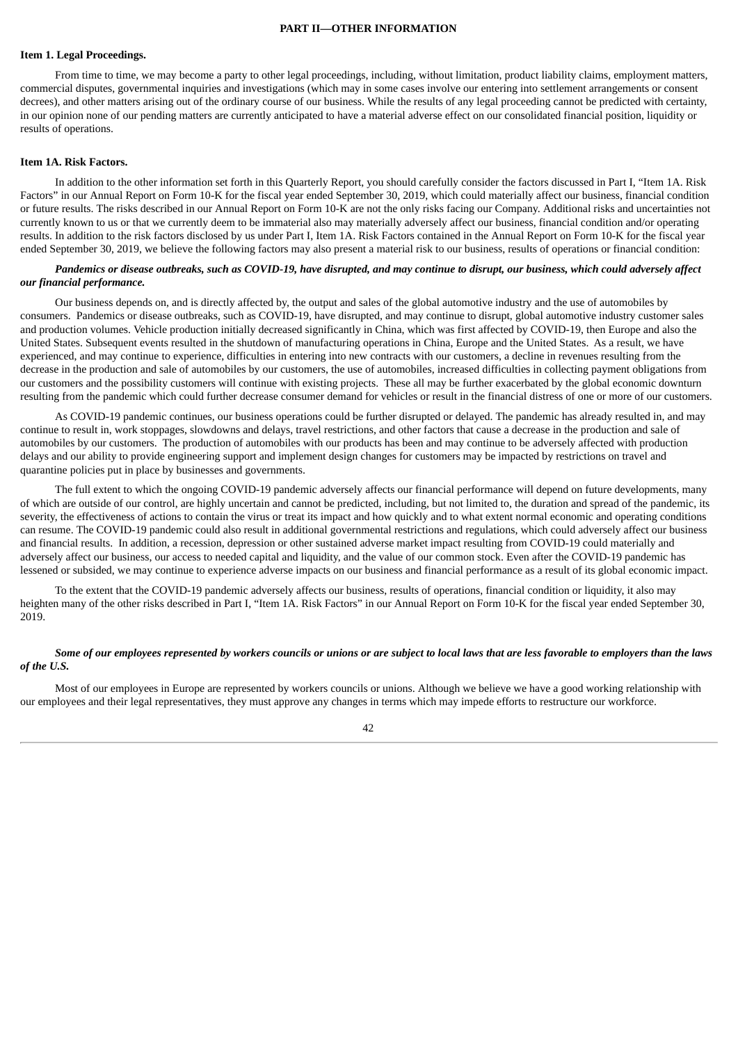## PART II—OTHER INFORMATION

### Item 1. Legal Proceedings.

From time to time, we may become a party to other legal proceedings, including, without limitation, product liability claims, employment matters, commercial disputes, governmental inquiries and investigations (which may in some cases involve our entering into settlement arrangements or consent decrees), and other matters arising out of the ordinary course of our business. While the results of any legal proceeding cannot be predicted with certainty, in our opinion none of our pending matters are currently anticipated to have a material adverse effect on our consolidated financial position, liquidity or results of operations.

### Item 1A. Risk Factors.

In addition to the other information set forth in this Quarterly Report, you should carefully consider the factors discussed in Part I, "Item 1A. Risk Factors" in our Annual Report on Form 10-K for the fiscal year ended September 30, 2019, which could materially affect our business, financial condition or future results. The risks described in our Annual Report on Form 10-K are not the only risks facing our Company. Additional risks and uncertainties not currently known to us or that we currently deem to be immaterial also may materially adversely affect our business, financial condition and/or operating results. In addition to the risk factors disclosed by us under Part I, Item 1A. Risk Factors contained in the Annual Report on Form 10-K for the fiscal year ended September 30, 2019, we believe the following factors may also present a material risk to our business, results of operations or financial condition:

***Pandemics or disease outbreaks, such as COVID-19, have disrupted, and may continue to disrupt, our business, which could adversely affect our financial performance.***

Our business depends on, and is directly affected by, the output and sales of the global automotive industry and the use of automobiles by consumers. Pandemics or disease outbreaks, such as COVID-19, have disrupted, and may continue to disrupt, global automotive industry customer sales and production volumes. Vehicle production initially decreased significantly in China, which was first affected by COVID-19, then Europe and also the United States. Subsequent events resulted in the shutdown of manufacturing operations in China, Europe and the United States. As a result, we have experienced, and may continue to experience, difficulties in entering into new contracts with our customers, a decline in revenues resulting from the decrease in the production and sale of automobiles by our customers, the use of automobiles, increased difficulties in collecting payment obligations from our customers and the possibility customers will continue with existing projects. These all may be further exacerbated by the global economic downturn resulting from the pandemic which could further decrease consumer demand for vehicles or result in the financial distress of one or more of our customers.

As COVID-19 pandemic continues, our business operations could be further disrupted or delayed. The pandemic has already resulted in, and may continue to result in, work stoppages, slowdowns and delays, travel restrictions, and other factors that cause a decrease in the production and sale of automobiles by our customers. The production of automobiles with our products has been and may continue to be adversely affected with production delays and our ability to provide engineering support and implement design changes for customers may be impacted by restrictions on travel and quarantine policies put in place by businesses and governments.

The full extent to which the ongoing COVID-19 pandemic adversely affects our financial performance will depend on future developments, many of which are outside of our control, are highly uncertain and cannot be predicted, including, but not limited to, the duration and spread of the pandemic, its severity, the effectiveness of actions to contain the virus or treat its impact and how quickly and to what extent normal economic and operating conditions can resume. The COVID-19 pandemic could also result in additional governmental restrictions and regulations, which could adversely affect our business and financial results. In addition, a recession, depression or other sustained adverse market impact resulting from COVID-19 could materially and adversely affect our business, our access to needed capital and liquidity, and the value of our common stock. Even after the COVID-19 pandemic has lessened or subsided, we may continue to experience adverse impacts on our business and financial performance as a result of its global economic impact.

To the extent that the COVID-19 pandemic adversely affects our business, results of operations, financial condition or liquidity, it also may heighten many of the other risks described in Part I, "Item 1A. Risk Factors" in our Annual Report on Form 10-K for the fiscal year ended September 30, 2019.

***Some of our employees represented by workers councils or unions or are subject to local laws that are less favorable to employers than the laws of the U.S.***

Most of our employees in Europe are represented by workers councils or unions. Although we believe we have a good working relationship with our employees and their legal representatives, they must approve any changes in terms which may impede efforts to restructure our workforce.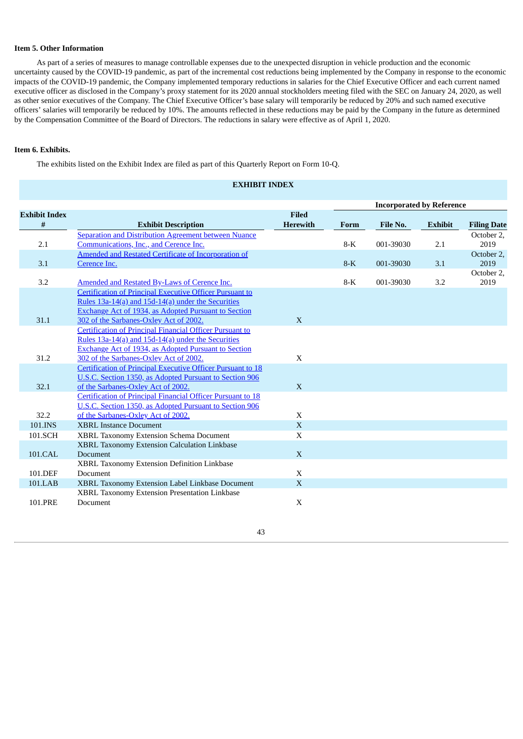**Item 5. Other Information**

As part of a series of measures to manage controllable expenses due to the unexpected disruption in vehicle production and the economic uncertainty caused by the COVID-19 pandemic, as part of the incremental cost reductions being implemented by the Company in response to the economic impacts of the COVID-19 pandemic, the Company implemented temporary reductions in salaries for the Chief Executive Officer and each current named executive officer as disclosed in the Company's proxy statement for its 2020 annual stockholders meeting filed with the SEC on January 24, 2020, as well as other senior executives of the Company. The Chief Executive Officer's base salary will temporarily be reduced by 20% and such named executive officers' salaries will temporarily be reduced by 10%. The amounts reflected in these reductions may be paid by the Company in the future as determined by the Compensation Committee of the Board of Directors. The reductions in salary were effective as of April 1, 2020.

**Item 6. Exhibits.**

The exhibits listed on the Exhibit Index are filed as part of this Quarterly Report on Form 10-Q.

**EXHIBIT INDEX**

| Exhibit Index # | Exhibit Description | Filed Herewith | Incorporated by Reference | | | |
|---|---|---|---|---|---|---|
| | | | Form | File No. | Exhibit | Filing Date |
| 2.1 | Separation and Distribution Agreement between Nuance Communications, Inc., and Cerence Inc. | | 8-K | 001-39030 | 2.1 | October 2, 2019 |
| 3.1 | Amended and Restated Certificate of Incorporation of Cerence Inc. | | 8-K | 001-39030 | 3.1 | October 2, 2019 |
| 3.2 | Amended and Restated By-Laws of Cerence Inc. | | 8-K | 001-39030 | 3.2 | October 2, 2019 |
| 31.1 | Certification of Principal Executive Officer Pursuant to Rules 13a-14(a) and 15d-14(a) under the Securities Exchange Act of 1934, as Adopted Pursuant to Section 302 of the Sarbanes-Oxley Act of 2002. | X | | | | |
| 31.2 | Certification of Principal Financial Officer Pursuant to Rules 13a-14(a) and 15d-14(a) under the Securities Exchange Act of 1934, as Adopted Pursuant to Section 302 of the Sarbanes-Oxley Act of 2002. | X | | | | |
| 32.1 | Certification of Principal Executive Officer Pursuant to 18 U.S.C. Section 1350, as Adopted Pursuant to Section 906 of the Sarbanes-Oxley Act of 2002. | X | | | | |
| 32.2 | Certification of Principal Financial Officer Pursuant to 18 U.S.C. Section 1350, as Adopted Pursuant to Section 906 of the Sarbanes-Oxley Act of 2002. | X | | | | |
| 101.INS | XBRL Instance Document | X | | | | |
| 101.SCH | XBRL Taxonomy Extension Schema Document | X | | | | |
| 101.CAL | XBRL Taxonomy Extension Calculation Linkbase Document | X | | | | |
| 101.DEF | XBRL Taxonomy Extension Definition Linkbase Document | X | | | | |
| 101.LAB | XBRL Taxonomy Extension Label Linkbase Document | X | | | | |
| 101.PRE | XBRL Taxonomy Extension Presentation Linkbase Document | X | | | | |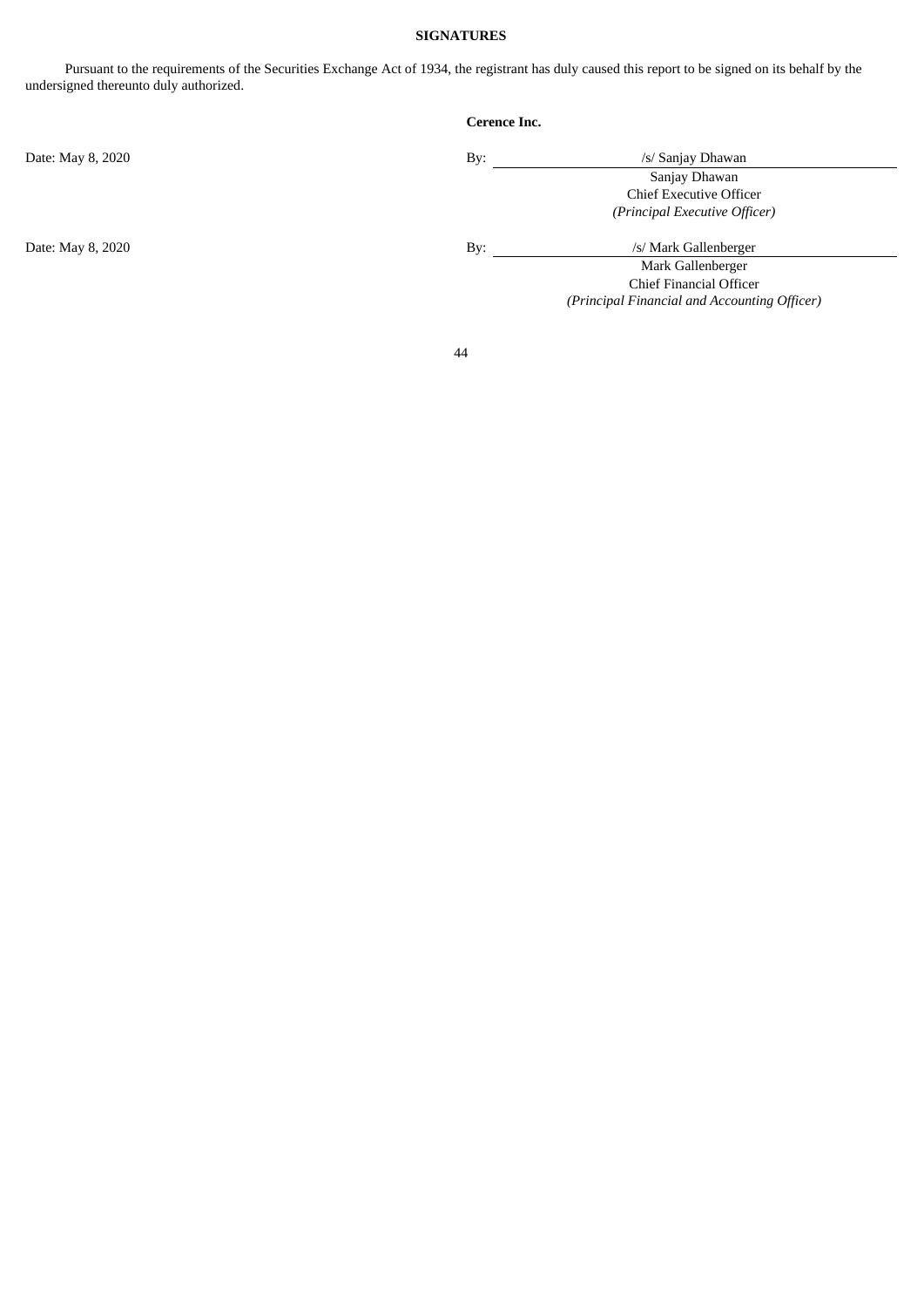**SIGNATURES**

Pursuant to the requirements of the Securities Exchange Act of 1934, the registrant has duly caused this report to be signed on its behalf by the undersigned thereunto duly authorized.

**Cerence Inc.**

| | | |
|---|---|---|
| Date: May 8, 2020 | By: | /s/ Sanjay Dhawan |
| | | Sanjay Dhawan |
| | | Chief Executive Officer |
| | | *(Principal Executive Officer)* |
| Date: May 8, 2020 | By: | /s/ Mark Gallenberger |
| | | Mark Gallenberger |
| | | Chief Financial Officer |
| | | *(Principal Financial and Accounting Officer)* |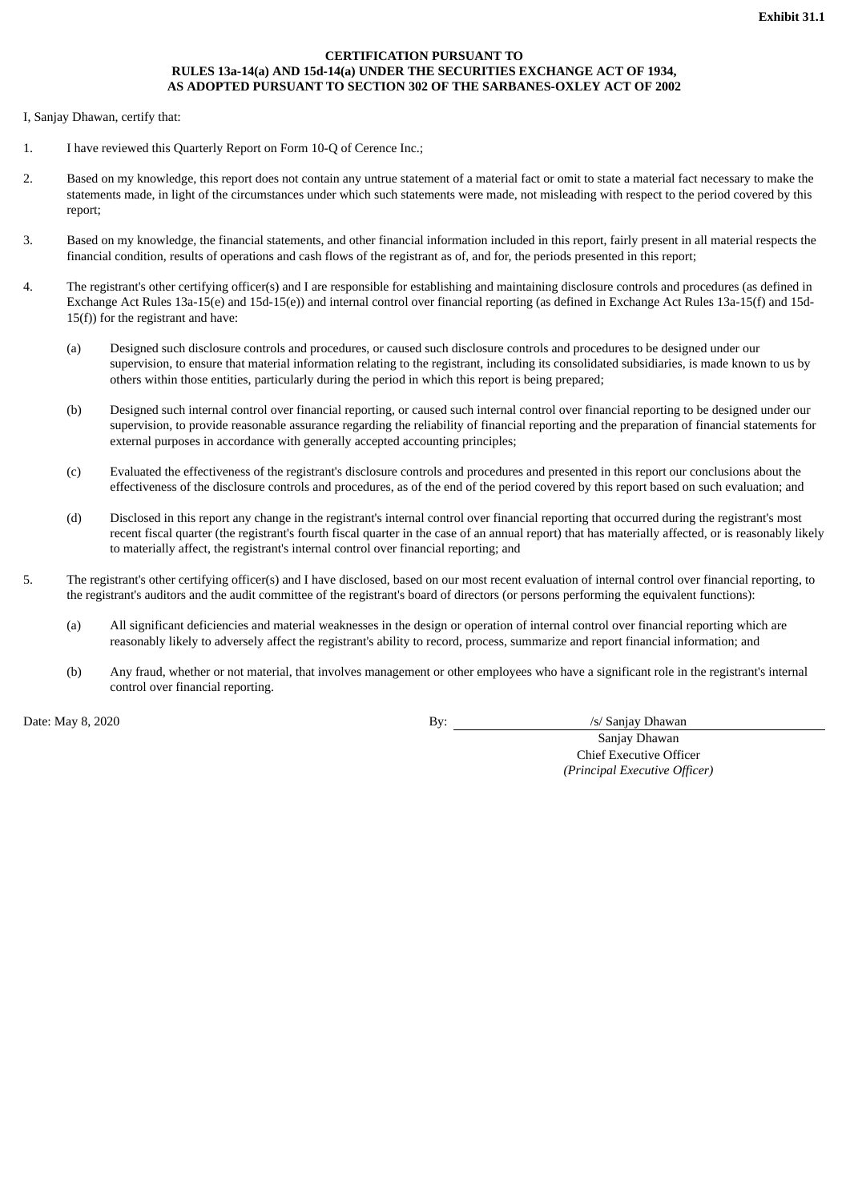**Exhibit 31.1**

**CERTIFICATION PURSUANT TO**
**RULES 13a-14(a) AND 15d-14(a) UNDER THE SECURITIES EXCHANGE ACT OF 1934,**
**AS ADOPTED PURSUANT TO SECTION 302 OF THE SARBANES-OXLEY ACT OF 2002**

I, Sanjay Dhawan, certify that:

1. I have reviewed this Quarterly Report on Form 10-Q of Cerence Inc.;

2. Based on my knowledge, this report does not contain any untrue statement of a material fact or omit to state a material fact necessary to make the statements made, in light of the circumstances under which such statements were made, not misleading with respect to the period covered by this report;

3. Based on my knowledge, the financial statements, and other financial information included in this report, fairly present in all material respects the financial condition, results of operations and cash flows of the registrant as of, and for, the periods presented in this report;

4. The registrant's other certifying officer(s) and I are responsible for establishing and maintaining disclosure controls and procedures (as defined in Exchange Act Rules 13a-15(e) and 15d-15(e)) and internal control over financial reporting (as defined in Exchange Act Rules 13a-15(f) and 15d-15(f)) for the registrant and have:

   (a) Designed such disclosure controls and procedures, or caused such disclosure controls and procedures to be designed under our supervision, to ensure that material information relating to the registrant, including its consolidated subsidiaries, is made known to us by others within those entities, particularly during the period in which this report is being prepared;

   (b) Designed such internal control over financial reporting, or caused such internal control over financial reporting to be designed under our supervision, to provide reasonable assurance regarding the reliability of financial reporting and the preparation of financial statements for external purposes in accordance with generally accepted accounting principles;

   (c) Evaluated the effectiveness of the registrant's disclosure controls and procedures and presented in this report our conclusions about the effectiveness of the disclosure controls and procedures, as of the end of the period covered by this report based on such evaluation; and

   (d) Disclosed in this report any change in the registrant's internal control over financial reporting that occurred during the registrant's most recent fiscal quarter (the registrant's fourth fiscal quarter in the case of an annual report) that has materially affected, or is reasonably likely to materially affect, the registrant's internal control over financial reporting; and

5. The registrant's other certifying officer(s) and I have disclosed, based on our most recent evaluation of internal control over financial reporting, to the registrant's auditors and the audit committee of the registrant's board of directors (or persons performing the equivalent functions):

   (a) All significant deficiencies and material weaknesses in the design or operation of internal control over financial reporting which are reasonably likely to adversely affect the registrant's ability to record, process, summarize and report financial information; and

   (b) Any fraud, whether or not material, that involves management or other employees who have a significant role in the registrant's internal control over financial reporting.

Date: May 8, 2020

By: /s/ Sanjay Dhawan
Sanjay Dhawan
Chief Executive Officer
*(Principal Executive Officer)*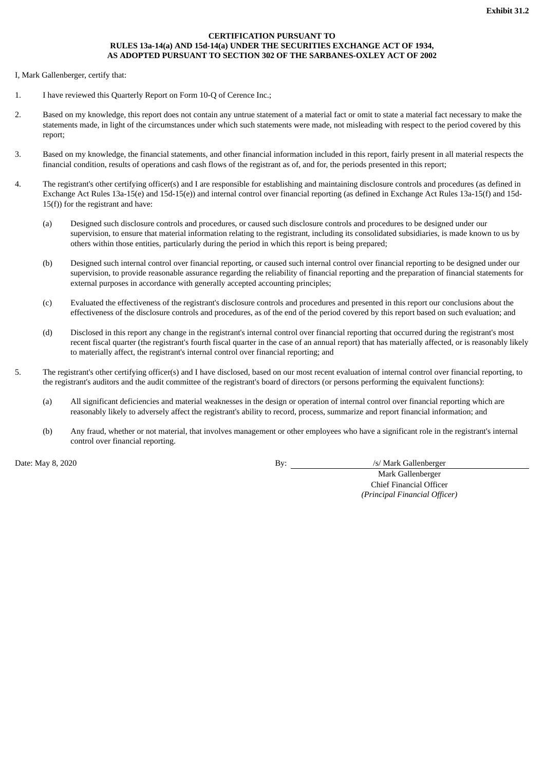**Exhibit 31.2**

**CERTIFICATION PURSUANT TO**
**RULES 13a-14(a) AND 15d-14(a) UNDER THE SECURITIES EXCHANGE ACT OF 1934,**
**AS ADOPTED PURSUANT TO SECTION 302 OF THE SARBANES-OXLEY ACT OF 2002**

I, Mark Gallenberger, certify that:

1. I have reviewed this Quarterly Report on Form 10-Q of Cerence Inc.;

2. Based on my knowledge, this report does not contain any untrue statement of a material fact or omit to state a material fact necessary to make the statements made, in light of the circumstances under which such statements were made, not misleading with respect to the period covered by this report;

3. Based on my knowledge, the financial statements, and other financial information included in this report, fairly present in all material respects the financial condition, results of operations and cash flows of the registrant as of, and for, the periods presented in this report;

4. The registrant's other certifying officer(s) and I are responsible for establishing and maintaining disclosure controls and procedures (as defined in Exchange Act Rules 13a-15(e) and 15d-15(e)) and internal control over financial reporting (as defined in Exchange Act Rules 13a-15(f) and 15d-15(f)) for the registrant and have:

   (a) Designed such disclosure controls and procedures, or caused such disclosure controls and procedures to be designed under our supervision, to ensure that material information relating to the registrant, including its consolidated subsidiaries, is made known to us by others within those entities, particularly during the period in which this report is being prepared;

   (b) Designed such internal control over financial reporting, or caused such internal control over financial reporting to be designed under our supervision, to provide reasonable assurance regarding the reliability of financial reporting and the preparation of financial statements for external purposes in accordance with generally accepted accounting principles;

   (c) Evaluated the effectiveness of the registrant's disclosure controls and procedures and presented in this report our conclusions about the effectiveness of the disclosure controls and procedures, as of the end of the period covered by this report based on such evaluation; and

   (d) Disclosed in this report any change in the registrant's internal control over financial reporting that occurred during the registrant's most recent fiscal quarter (the registrant's fourth fiscal quarter in the case of an annual report) that has materially affected, or is reasonably likely to materially affect, the registrant's internal control over financial reporting; and

5. The registrant's other certifying officer(s) and I have disclosed, based on our most recent evaluation of internal control over financial reporting, to the registrant's auditors and the audit committee of the registrant's board of directors (or persons performing the equivalent functions):

   (a) All significant deficiencies and material weaknesses in the design or operation of internal control over financial reporting which are reasonably likely to adversely affect the registrant's ability to record, process, summarize and report financial information; and

   (b) Any fraud, whether or not material, that involves management or other employees who have a significant role in the registrant's internal control over financial reporting.

Date: May 8, 2020

By: /s/ Mark Gallenberger
Mark Gallenberger
Chief Financial Officer
*(Principal Financial Officer)*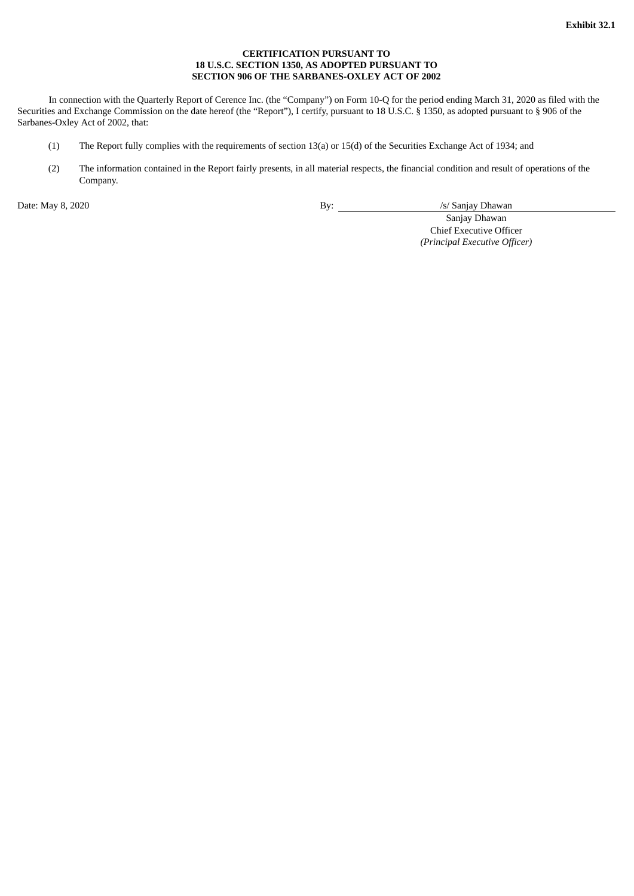**Exhibit 32.1**

**CERTIFICATION PURSUANT TO
18 U.S.C. SECTION 1350, AS ADOPTED PURSUANT TO
SECTION 906 OF THE SARBANES-OXLEY ACT OF 2002**

In connection with the Quarterly Report of Cerence Inc. (the "Company") on Form 10-Q for the period ending March 31, 2020 as filed with the Securities and Exchange Commission on the date hereof (the "Report"), I certify, pursuant to 18 U.S.C. § 1350, as adopted pursuant to § 906 of the Sarbanes-Oxley Act of 2002, that:

(1) The Report fully complies with the requirements of section 13(a) or 15(d) of the Securities Exchange Act of 1934; and

(2) The information contained in the Report fairly presents, in all material respects, the financial condition and result of operations of the Company.

Date: May 8, 2020

By: /s/ Sanjay Dhawan
Sanjay Dhawan
Chief Executive Officer
*(Principal Executive Officer)*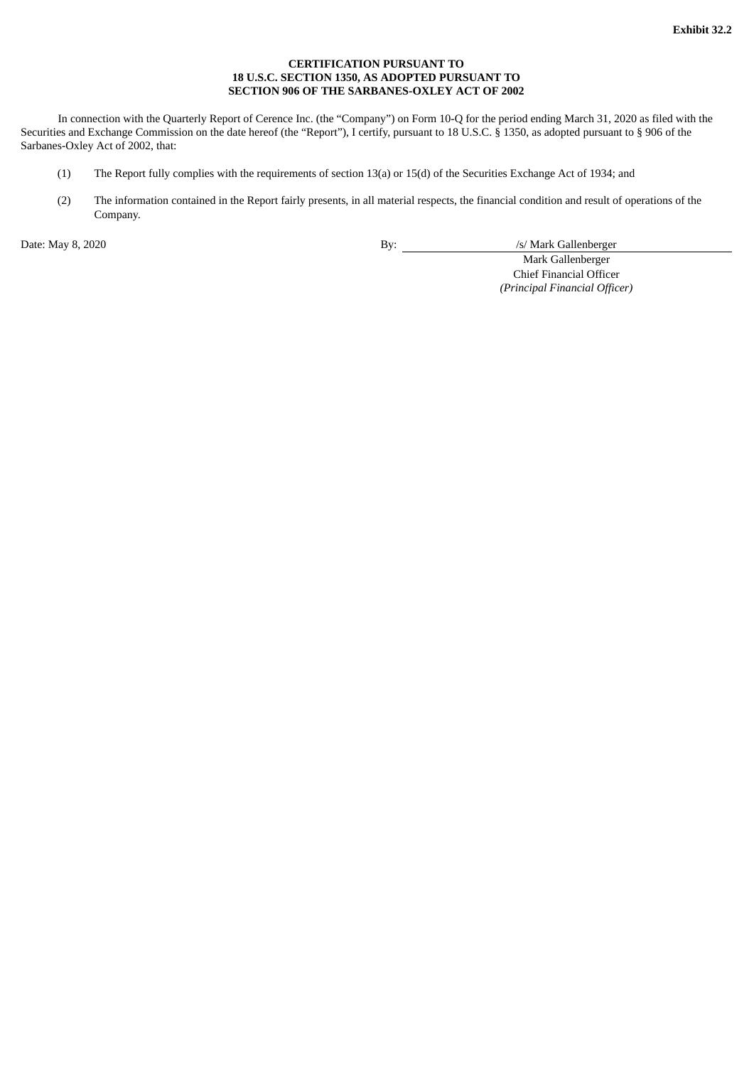**Exhibit 32.2**

**CERTIFICATION PURSUANT TO
18 U.S.C. SECTION 1350, AS ADOPTED PURSUANT TO
SECTION 906 OF THE SARBANES-OXLEY ACT OF 2002**

In connection with the Quarterly Report of Cerence Inc. (the "Company") on Form 10-Q for the period ending March 31, 2020 as filed with the Securities and Exchange Commission on the date hereof (the "Report"), I certify, pursuant to 18 U.S.C. § 1350, as adopted pursuant to § 906 of the Sarbanes-Oxley Act of 2002, that:

(1) The Report fully complies with the requirements of section 13(a) or 15(d) of the Securities Exchange Act of 1934; and

(2) The information contained in the Report fairly presents, in all material respects, the financial condition and result of operations of the Company.

Date: May 8, 2020

By: /s/ Mark Gallenberger

Mark Gallenberger
Chief Financial Officer
*(Principal Financial Officer)*